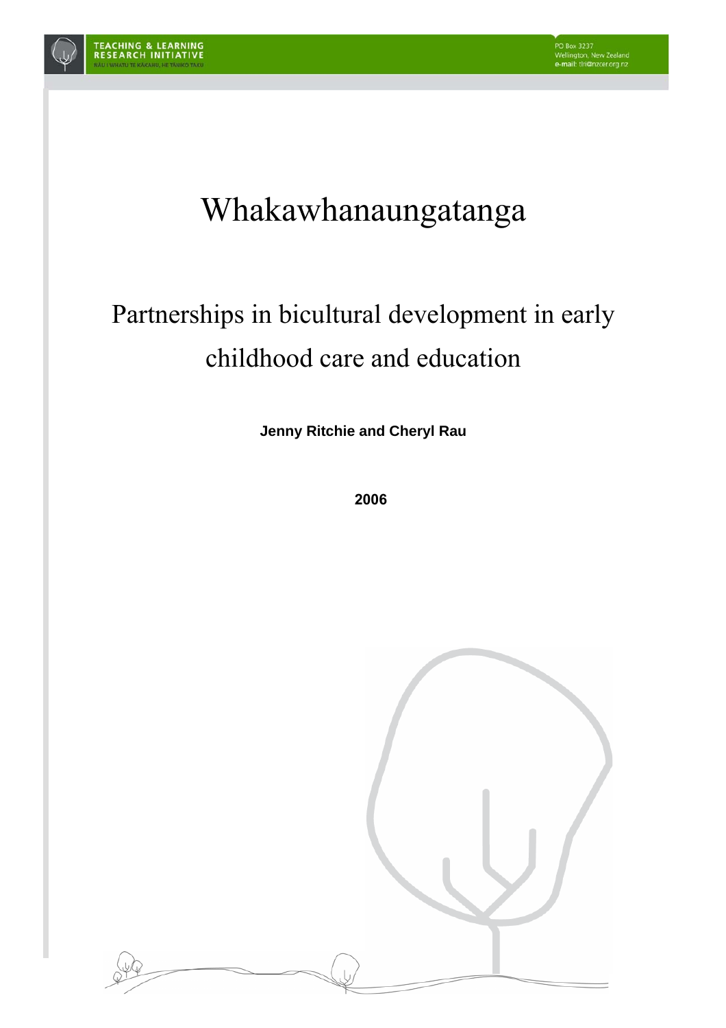# Whakawhanaungatanga

## Partnerships in bicultural development in early childhood care and education

**Jenny Ritchie and Cheryl Rau**

**2006**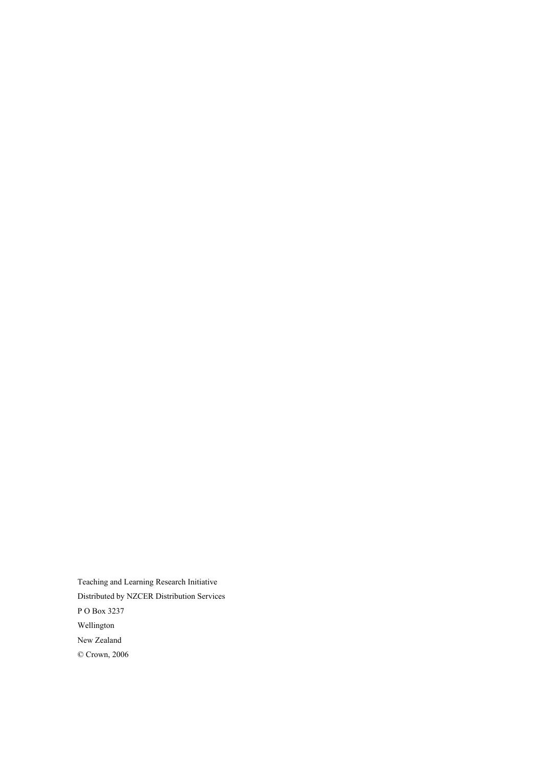Teaching and Learning Research Initiative

Distributed by NZCER Distribution Services

P O Box 3237

Wellington

New Zealand

© Crown, 2006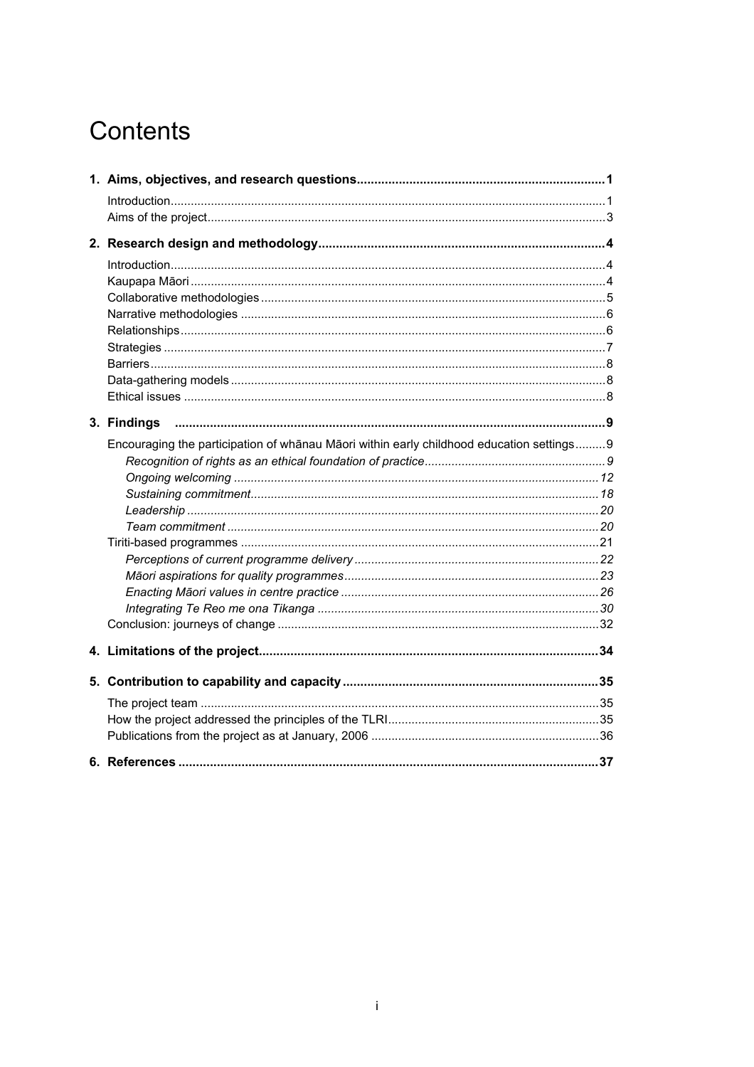# Contents

**1. Aims, objectives, and research questions** ..... **1**

- Introduction ..... 1
- Aims of the project ..... 3

**2. Research design and methodology** ..... **4**

- Introduction ..... 4
- Kaupapa Māori ..... 4
- Collaborative methodologies ..... 5
- Narrative methodologies ..... 6
- Relationships ..... 6
- Strategies ..... 7
- Barriers ..... 8
- Data-gathering models ..... 8
- Ethical issues ..... 8

**3. Findings** ..... **9**

- Encouraging the participation of whānau Māori within early childhood education settings ..... 9
  - *Recognition of rights as an ethical foundation of practice* ..... *9*
  - *Ongoing welcoming* ..... *12*
  - *Sustaining commitment* ..... *18*
  - *Leadership* ..... *20*
  - *Team commitment* ..... *20*
- Tiriti-based programmes ..... 21
  - *Perceptions of current programme delivery* ..... *22*
  - *Māori aspirations for quality programmes* ..... *23*
  - *Enacting Māori values in centre practice* ..... *26*
  - *Integrating Te Reo me ona Tikanga* ..... *30*
- Conclusion: journeys of change ..... 32

**4. Limitations of the project** ..... **34**

**5. Contribution to capability and capacity** ..... **35**

- The project team ..... 35
- How the project addressed the principles of the TLRI ..... 35
- Publications from the project as at January, 2006 ..... 36

**6. References** ..... **37**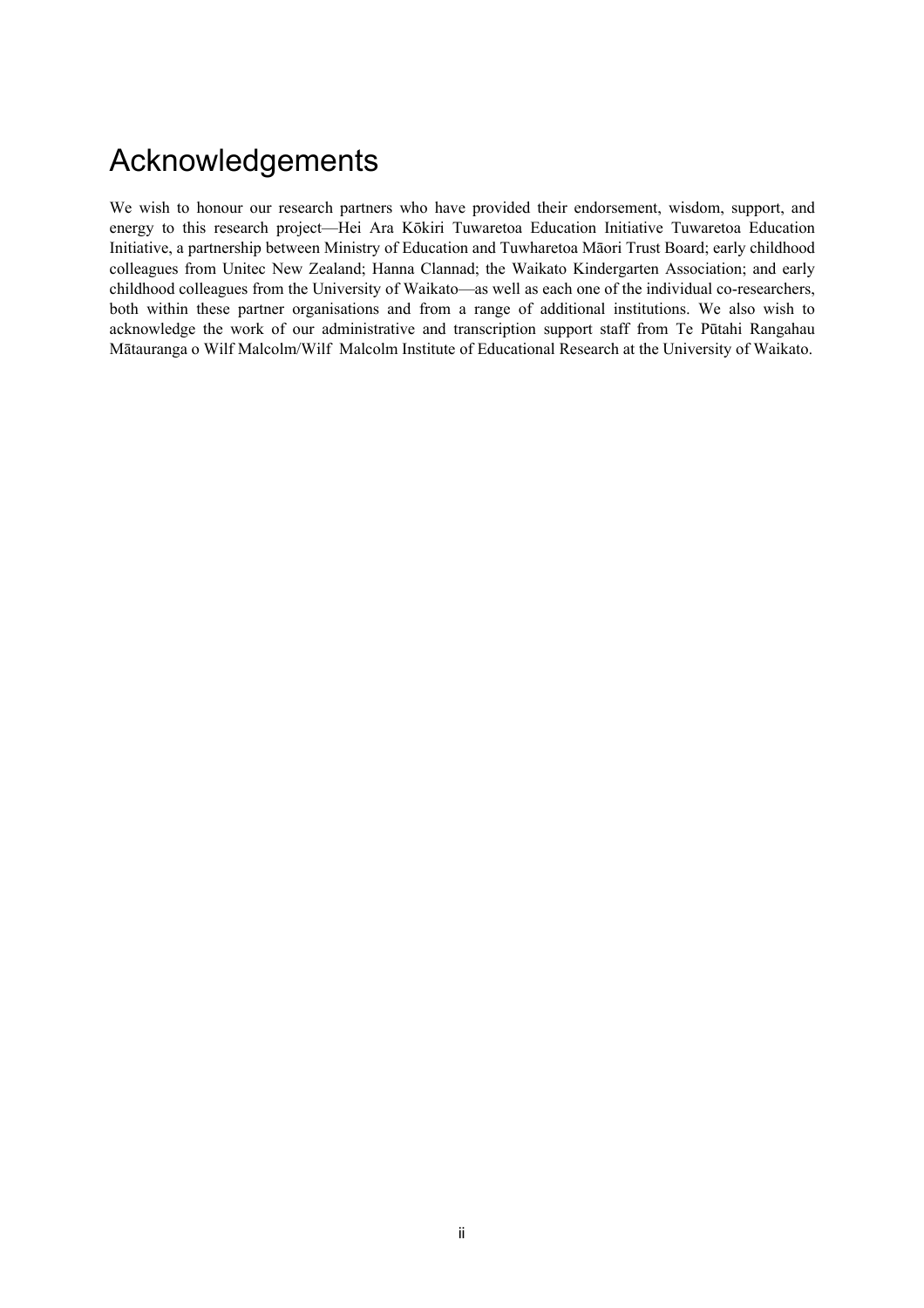# Acknowledgements

We wish to honour our research partners who have provided their endorsement, wisdom, support, and energy to this research project—Hei Ara Kōkiri Tuwaretoa Education Initiative Tuwaretoa Education Initiative, a partnership between Ministry of Education and Tuwharetoa Māori Trust Board; early childhood colleagues from Unitec New Zealand; Hanna Clannad; the Waikato Kindergarten Association; and early childhood colleagues from the University of Waikato—as well as each one of the individual co-researchers, both within these partner organisations and from a range of additional institutions. We also wish to acknowledge the work of our administrative and transcription support staff from Te Pūtahi Rangahau Mātauranga o Wilf Malcolm/Wilf Malcolm Institute of Educational Research at the University of Waikato.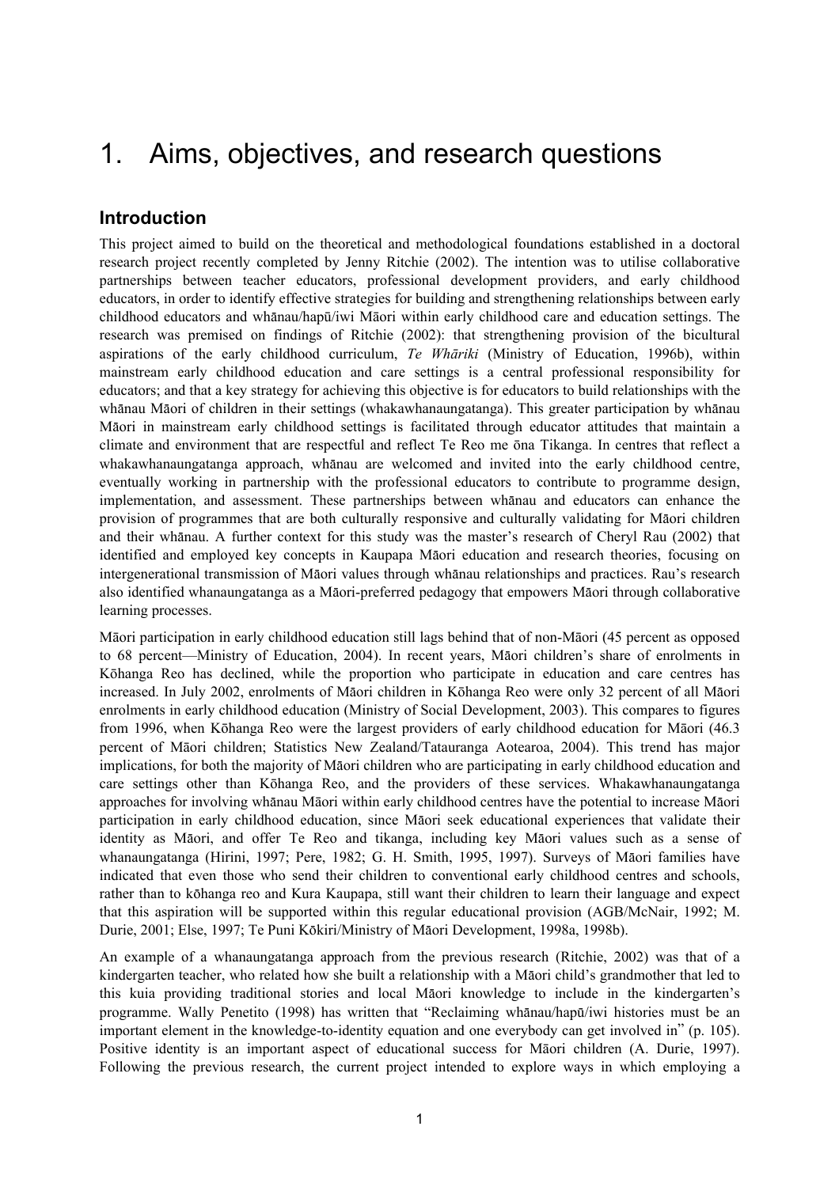# 1. Aims, objectives, and research questions

## Introduction

This project aimed to build on the theoretical and methodological foundations established in a doctoral research project recently completed by Jenny Ritchie (2002). The intention was to utilise collaborative partnerships between teacher educators, professional development providers, and early childhood educators, in order to identify effective strategies for building and strengthening relationships between early childhood educators and whānau/hapū/iwi Māori within early childhood care and education settings. The research was premised on findings of Ritchie (2002): that strengthening provision of the bicultural aspirations of the early childhood curriculum, *Te Whāriki* (Ministry of Education, 1996b), within mainstream early childhood education and care settings is a central professional responsibility for educators; and that a key strategy for achieving this objective is for educators to build relationships with the whānau Māori of children in their settings (whakawhanaungatanga). This greater participation by whānau Māori in mainstream early childhood settings is facilitated through educator attitudes that maintain a climate and environment that are respectful and reflect Te Reo me ōna Tikanga. In centres that reflect a whakawhanaungatanga approach, whānau are welcomed and invited into the early childhood centre, eventually working in partnership with the professional educators to contribute to programme design, implementation, and assessment. These partnerships between whānau and educators can enhance the provision of programmes that are both culturally responsive and culturally validating for Māori children and their whānau. A further context for this study was the master's research of Cheryl Rau (2002) that identified and employed key concepts in Kaupapa Māori education and research theories, focusing on intergenerational transmission of Māori values through whānau relationships and practices. Rau's research also identified whanaungatanga as a Māori-preferred pedagogy that empowers Māori through collaborative learning processes.

Māori participation in early childhood education still lags behind that of non-Māori (45 percent as opposed to 68 percent—Ministry of Education, 2004). In recent years, Māori children's share of enrolments in Kōhanga Reo has declined, while the proportion who participate in education and care centres has increased. In July 2002, enrolments of Māori children in Kōhanga Reo were only 32 percent of all Māori enrolments in early childhood education (Ministry of Social Development, 2003). This compares to figures from 1996, when Kōhanga Reo were the largest providers of early childhood education for Māori (46.3 percent of Māori children; Statistics New Zealand/Tatauranga Aotearoa, 2004). This trend has major implications, for both the majority of Māori children who are participating in early childhood education and care settings other than Kōhanga Reo, and the providers of these services. Whakawhanaungatanga approaches for involving whānau Māori within early childhood centres have the potential to increase Māori participation in early childhood education, since Māori seek educational experiences that validate their identity as Māori, and offer Te Reo and tikanga, including key Māori values such as a sense of whanaungatanga (Hirini, 1997; Pere, 1982; G. H. Smith, 1995, 1997). Surveys of Māori families have indicated that even those who send their children to conventional early childhood centres and schools, rather than to kōhanga reo and Kura Kaupapa, still want their children to learn their language and expect that this aspiration will be supported within this regular educational provision (AGB/McNair, 1992; M. Durie, 2001; Else, 1997; Te Puni Kōkiri/Ministry of Māori Development, 1998a, 1998b).

An example of a whanaungatanga approach from the previous research (Ritchie, 2002) was that of a kindergarten teacher, who related how she built a relationship with a Māori child's grandmother that led to this kuia providing traditional stories and local Māori knowledge to include in the kindergarten's programme. Wally Penetito (1998) has written that "Reclaiming whānau/hapū/iwi histories must be an important element in the knowledge-to-identity equation and one everybody can get involved in" (p. 105). Positive identity is an important aspect of educational success for Māori children (A. Durie, 1997). Following the previous research, the current project intended to explore ways in which employing a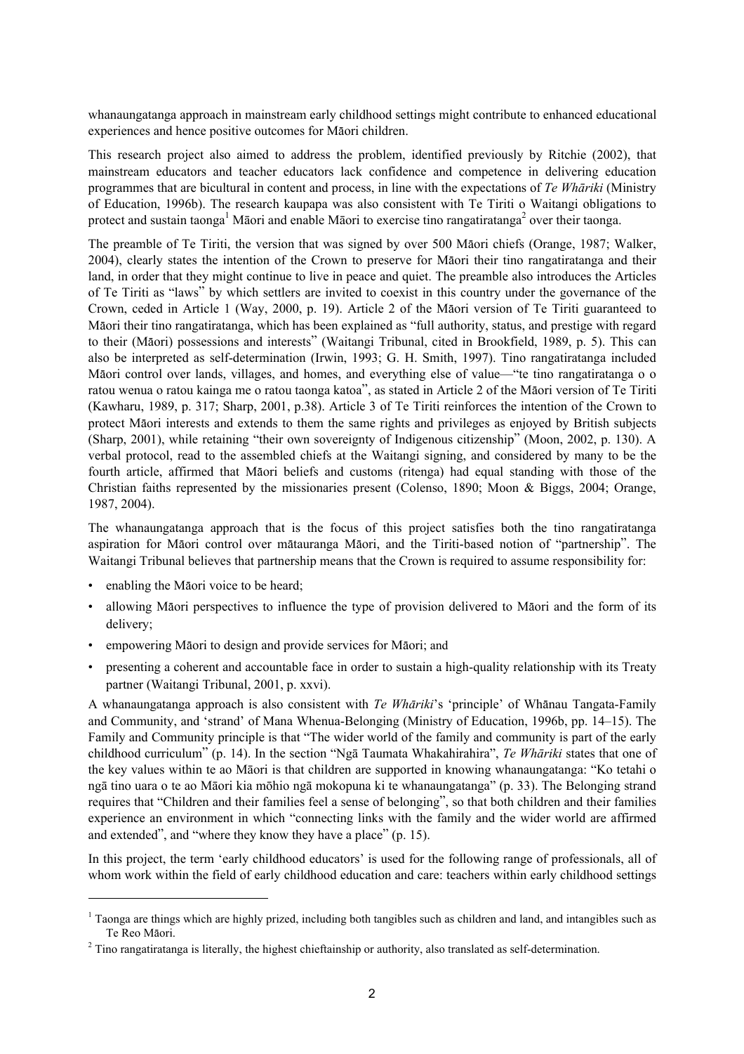whanaungatanga approach in mainstream early childhood settings might contribute to enhanced educational experiences and hence positive outcomes for Māori children.

This research project also aimed to address the problem, identified previously by Ritchie (2002), that mainstream educators and teacher educators lack confidence and competence in delivering education programmes that are bicultural in content and process, in line with the expectations of *Te Whāriki* (Ministry of Education, 1996b). The research kaupapa was also consistent with Te Tiriti o Waitangi obligations to protect and sustain taonga[1] Māori and enable Māori to exercise tino rangatiratanga[2] over their taonga.

The preamble of Te Tiriti, the version that was signed by over 500 Māori chiefs (Orange, 1987; Walker, 2004), clearly states the intention of the Crown to preserve for Māori their tino rangatiratanga and their land, in order that they might continue to live in peace and quiet. The preamble also introduces the Articles of Te Tiriti as "laws" by which settlers are invited to coexist in this country under the governance of the Crown, ceded in Article 1 (Way, 2000, p. 19). Article 2 of the Māori version of Te Tiriti guaranteed to Māori their tino rangatiratanga, which has been explained as "full authority, status, and prestige with regard to their (Māori) possessions and interests" (Waitangi Tribunal, cited in Brookfield, 1989, p. 5). This can also be interpreted as self-determination (Irwin, 1993; G. H. Smith, 1997). Tino rangatiratanga included Māori control over lands, villages, and homes, and everything else of value—"te tino rangatiratanga o o ratou wenua o ratou kainga me o ratou taonga katoa", as stated in Article 2 of the Māori version of Te Tiriti (Kawharu, 1989, p. 317; Sharp, 2001, p.38). Article 3 of Te Tiriti reinforces the intention of the Crown to protect Māori interests and extends to them the same rights and privileges as enjoyed by British subjects (Sharp, 2001), while retaining "their own sovereignty of Indigenous citizenship" (Moon, 2002, p. 130). A verbal protocol, read to the assembled chiefs at the Waitangi signing, and considered by many to be the fourth article, affirmed that Māori beliefs and customs (ritenga) had equal standing with those of the Christian faiths represented by the missionaries present (Colenso, 1890; Moon & Biggs, 2004; Orange, 1987, 2004).

The whanaungatanga approach that is the focus of this project satisfies both the tino rangatiratanga aspiration for Māori control over mātauranga Māori, and the Tiriti-based notion of "partnership". The Waitangi Tribunal believes that partnership means that the Crown is required to assume responsibility for:

- enabling the Māori voice to be heard;
- allowing Māori perspectives to influence the type of provision delivered to Māori and the form of its delivery;
- empowering Māori to design and provide services for Māori; and
- presenting a coherent and accountable face in order to sustain a high-quality relationship with its Treaty partner (Waitangi Tribunal, 2001, p. xxvi).

A whanaungatanga approach is also consistent with *Te Whāriki*'s 'principle' of Whānau Tangata-Family and Community, and 'strand' of Mana Whenua-Belonging (Ministry of Education, 1996b, pp. 14–15). The Family and Community principle is that "The wider world of the family and community is part of the early childhood curriculum" (p. 14). In the section "Ngā Taumata Whakahirahira", *Te Whāriki* states that one of the key values within te ao Māori is that children are supported in knowing whanaungatanga: "Ko tetahi o ngā tino uara o te ao Māori kia mōhio ngā mokopuna ki te whanaungatanga" (p. 33). The Belonging strand requires that "Children and their families feel a sense of belonging", so that both children and their families experience an environment in which "connecting links with the family and the wider world are affirmed and extended", and "where they know they have a place" (p. 15).

In this project, the term 'early childhood educators' is used for the following range of professionals, all of whom work within the field of early childhood education and care: teachers within early childhood settings

---

[1] Taonga are things which are highly prized, including both tangibles such as children and land, and intangibles such as Te Reo Māori.

[2] Tino rangatiratanga is literally, the highest chieftainship or authority, also translated as self-determination.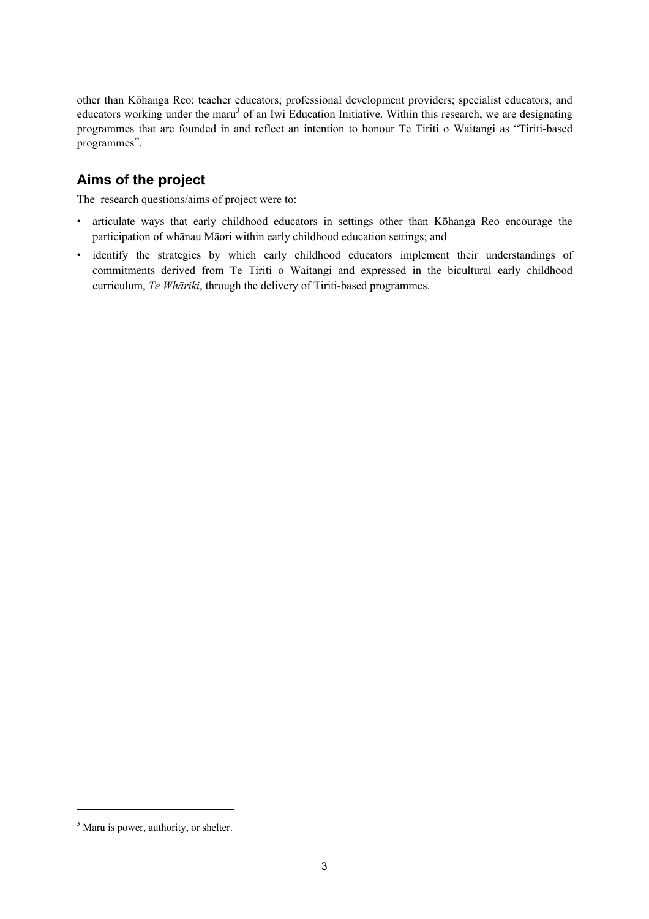other than Kōhanga Reo; teacher educators; professional development providers; specialist educators; and educators working under the maru[3] of an Iwi Education Initiative. Within this research, we are designating programmes that are founded in and reflect an intention to honour Te Tiriti o Waitangi as "Tiriti-based programmes".

## Aims of the project

The research questions/aims of project were to:

- articulate ways that early childhood educators in settings other than Kōhanga Reo encourage the participation of whānau Māori within early childhood education settings; and
- identify the strategies by which early childhood educators implement their understandings of commitments derived from Te Tiriti o Waitangi and expressed in the bicultural early childhood curriculum, *Te Whāriki*, through the delivery of Tiriti-based programmes.

[3] Maru is power, authority, or shelter.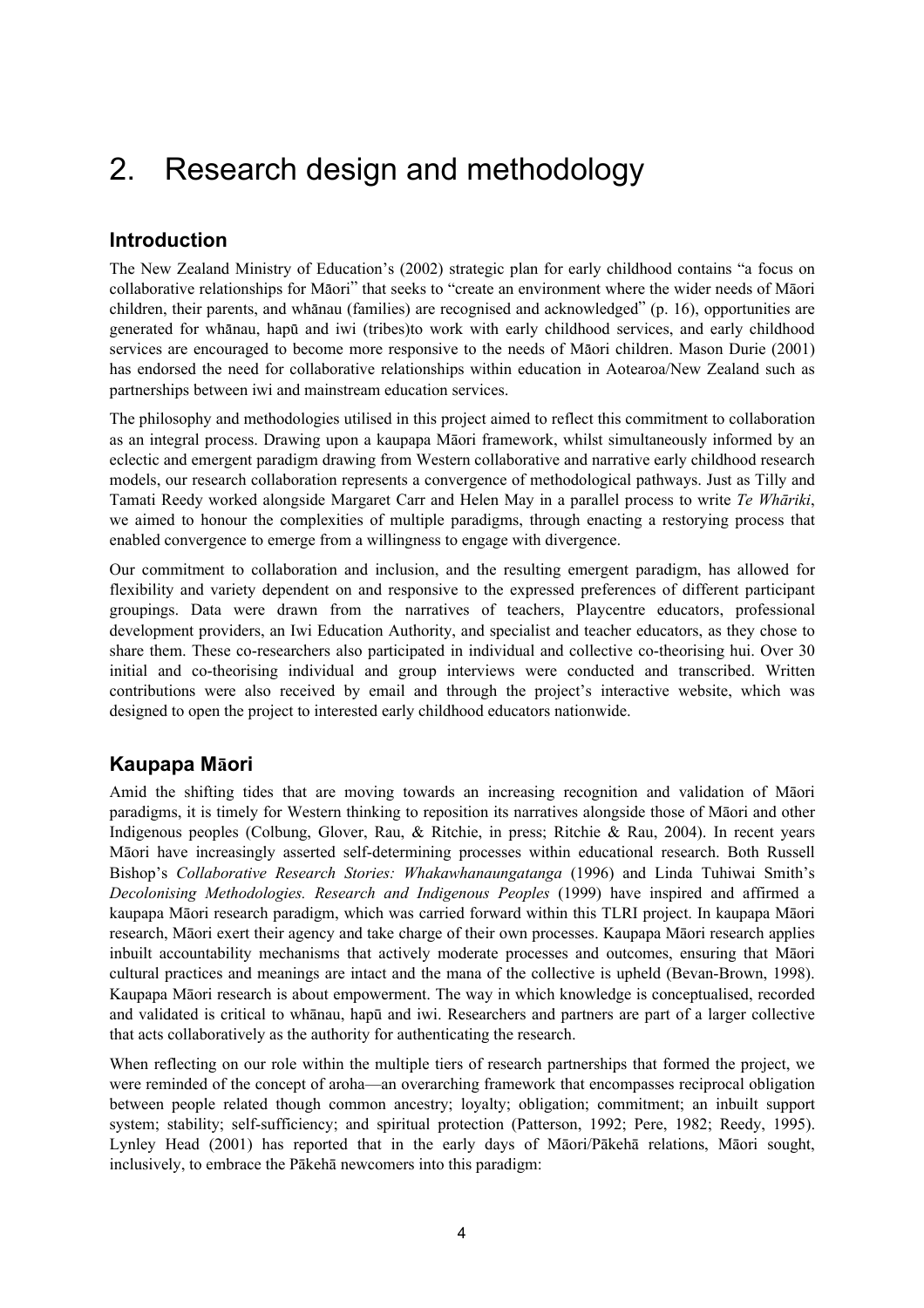# 2. Research design and methodology

## Introduction

The New Zealand Ministry of Education's (2002) strategic plan for early childhood contains "a focus on collaborative relationships for Māori" that seeks to "create an environment where the wider needs of Māori children, their parents, and whānau (families) are recognised and acknowledged" (p. 16), opportunities are generated for whānau, hapū and iwi (tribes)to work with early childhood services, and early childhood services are encouraged to become more responsive to the needs of Māori children. Mason Durie (2001) has endorsed the need for collaborative relationships within education in Aotearoa/New Zealand such as partnerships between iwi and mainstream education services.

The philosophy and methodologies utilised in this project aimed to reflect this commitment to collaboration as an integral process. Drawing upon a kaupapa Māori framework, whilst simultaneously informed by an eclectic and emergent paradigm drawing from Western collaborative and narrative early childhood research models, our research collaboration represents a convergence of methodological pathways. Just as Tilly and Tamati Reedy worked alongside Margaret Carr and Helen May in a parallel process to write *Te Whāriki*, we aimed to honour the complexities of multiple paradigms, through enacting a restorying process that enabled convergence to emerge from a willingness to engage with divergence.

Our commitment to collaboration and inclusion, and the resulting emergent paradigm, has allowed for flexibility and variety dependent on and responsive to the expressed preferences of different participant groupings. Data were drawn from the narratives of teachers, Playcentre educators, professional development providers, an Iwi Education Authority, and specialist and teacher educators, as they chose to share them. These co-researchers also participated in individual and collective co-theorising hui. Over 30 initial and co-theorising individual and group interviews were conducted and transcribed. Written contributions were also received by email and through the project's interactive website, which was designed to open the project to interested early childhood educators nationwide.

## Kaupapa Māori

Amid the shifting tides that are moving towards an increasing recognition and validation of Māori paradigms, it is timely for Western thinking to reposition its narratives alongside those of Māori and other Indigenous peoples (Colbung, Glover, Rau, & Ritchie, in press; Ritchie & Rau, 2004). In recent years Māori have increasingly asserted self-determining processes within educational research. Both Russell Bishop's *Collaborative Research Stories: Whakawhanaungatanga* (1996) and Linda Tuhiwai Smith's *Decolonising Methodologies. Research and Indigenous Peoples* (1999) have inspired and affirmed a kaupapa Māori research paradigm, which was carried forward within this TLRI project. In kaupapa Māori research, Māori exert their agency and take charge of their own processes. Kaupapa Māori research applies inbuilt accountability mechanisms that actively moderate processes and outcomes, ensuring that Māori cultural practices and meanings are intact and the mana of the collective is upheld (Bevan-Brown, 1998). Kaupapa Māori research is about empowerment. The way in which knowledge is conceptualised, recorded and validated is critical to whānau, hapū and iwi. Researchers and partners are part of a larger collective that acts collaboratively as the authority for authenticating the research.

When reflecting on our role within the multiple tiers of research partnerships that formed the project, we were reminded of the concept of aroha—an overarching framework that encompasses reciprocal obligation between people related though common ancestry; loyalty; obligation; commitment; an inbuilt support system; stability; self-sufficiency; and spiritual protection (Patterson, 1992; Pere, 1982; Reedy, 1995). Lynley Head (2001) has reported that in the early days of Māori/Pākehā relations, Māori sought, inclusively, to embrace the Pākehā newcomers into this paradigm: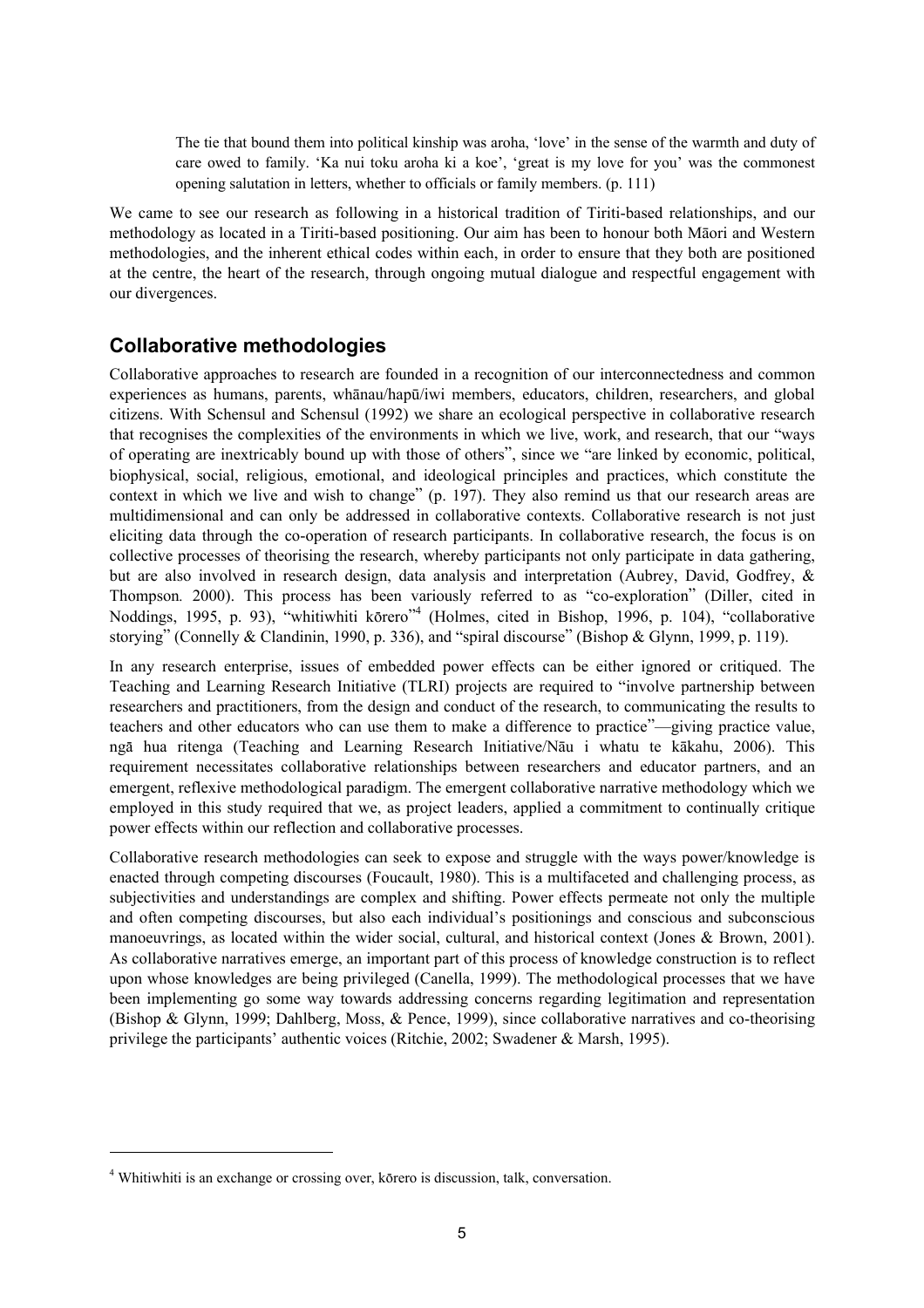> The tie that bound them into political kinship was aroha, 'love' in the sense of the warmth and duty of care owed to family. 'Ka nui toku aroha ki a koe', 'great is my love for you' was the commonest opening salutation in letters, whether to officials or family members. (p. 111)

We came to see our research as following in a historical tradition of Tiriti-based relationships, and our methodology as located in a Tiriti-based positioning. Our aim has been to honour both Māori and Western methodologies, and the inherent ethical codes within each, in order to ensure that they both are positioned at the centre, the heart of the research, through ongoing mutual dialogue and respectful engagement with our divergences.

## Collaborative methodologies

Collaborative approaches to research are founded in a recognition of our interconnectedness and common experiences as humans, parents, whānau/hapū/iwi members, educators, children, researchers, and global citizens. With Schensul and Schensul (1992) we share an ecological perspective in collaborative research that recognises the complexities of the environments in which we live, work, and research, that our "ways of operating are inextricably bound up with those of others", since we "are linked by economic, political, biophysical, social, religious, emotional, and ideological principles and practices, which constitute the context in which we live and wish to change" (p. 197). They also remind us that our research areas are multidimensional and can only be addressed in collaborative contexts. Collaborative research is not just eliciting data through the co-operation of research participants. In collaborative research, the focus is on collective processes of theorising the research, whereby participants not only participate in data gathering, but are also involved in research design, data analysis and interpretation (Aubrey, David, Godfrey, & Thompson*.* 2000). This process has been variously referred to as "co-exploration" (Diller, cited in Noddings, 1995, p. 93), "whitiwhiti kōrero"[4] (Holmes, cited in Bishop, 1996, p. 104), "collaborative storying" (Connelly & Clandinin, 1990, p. 336), and "spiral discourse" (Bishop & Glynn, 1999, p. 119).

In any research enterprise, issues of embedded power effects can be either ignored or critiqued. The Teaching and Learning Research Initiative (TLRI) projects are required to "involve partnership between researchers and practitioners, from the design and conduct of the research, to communicating the results to teachers and other educators who can use them to make a difference to practice"—giving practice value, ngā hua ritenga (Teaching and Learning Research Initiative/Nāu i whatu te kākahu, 2006). This requirement necessitates collaborative relationships between researchers and educator partners, and an emergent, reflexive methodological paradigm. The emergent collaborative narrative methodology which we employed in this study required that we, as project leaders, applied a commitment to continually critique power effects within our reflection and collaborative processes.

Collaborative research methodologies can seek to expose and struggle with the ways power/knowledge is enacted through competing discourses (Foucault, 1980). This is a multifaceted and challenging process, as subjectivities and understandings are complex and shifting. Power effects permeate not only the multiple and often competing discourses, but also each individual's positionings and conscious and subconscious manoeuvrings, as located within the wider social, cultural, and historical context (Jones & Brown, 2001). As collaborative narratives emerge, an important part of this process of knowledge construction is to reflect upon whose knowledges are being privileged (Canella, 1999). The methodological processes that we have been implementing go some way towards addressing concerns regarding legitimation and representation (Bishop & Glynn, 1999; Dahlberg, Moss, & Pence, 1999), since collaborative narratives and co-theorising privilege the participants' authentic voices (Ritchie, 2002; Swadener & Marsh, 1995).

[4] Whitiwhiti is an exchange or crossing over, kōrero is discussion, talk, conversation.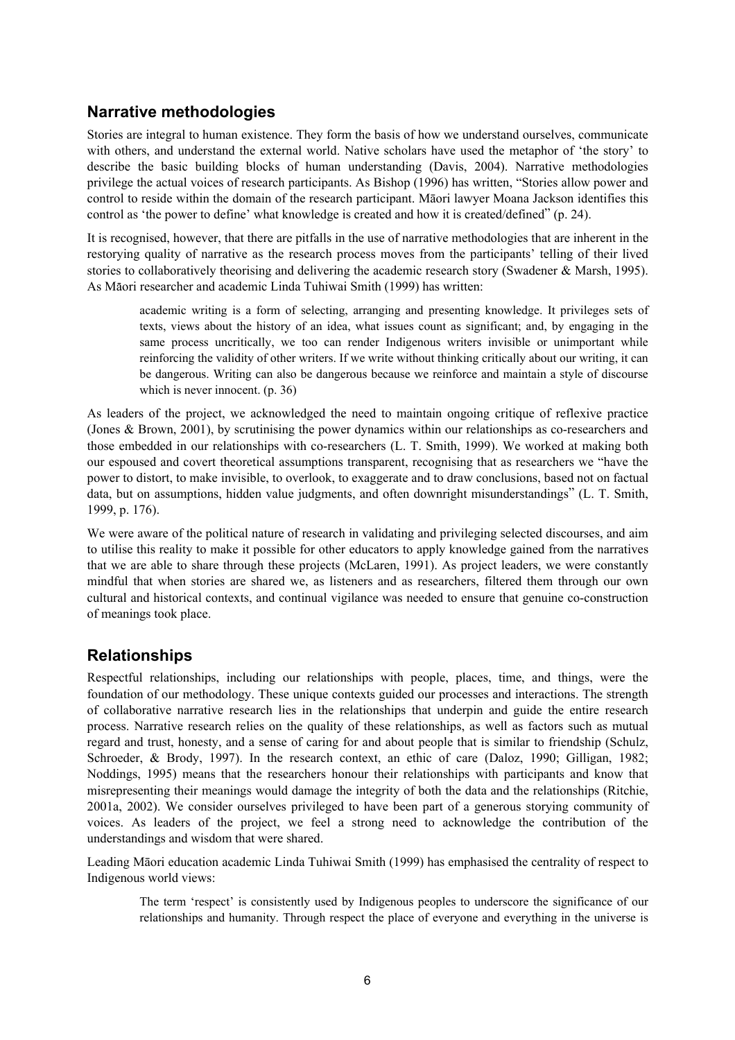## Narrative methodologies

Stories are integral to human existence. They form the basis of how we understand ourselves, communicate with others, and understand the external world. Native scholars have used the metaphor of 'the story' to describe the basic building blocks of human understanding (Davis, 2004). Narrative methodologies privilege the actual voices of research participants. As Bishop (1996) has written, "Stories allow power and control to reside within the domain of the research participant. Māori lawyer Moana Jackson identifies this control as 'the power to define' what knowledge is created and how it is created/defined" (p. 24).

It is recognised, however, that there are pitfalls in the use of narrative methodologies that are inherent in the restorying quality of narrative as the research process moves from the participants' telling of their lived stories to collaboratively theorising and delivering the academic research story (Swadener & Marsh, 1995). As Māori researcher and academic Linda Tuhiwai Smith (1999) has written:

> academic writing is a form of selecting, arranging and presenting knowledge. It privileges sets of texts, views about the history of an idea, what issues count as significant; and, by engaging in the same process uncritically, we too can render Indigenous writers invisible or unimportant while reinforcing the validity of other writers. If we write without thinking critically about our writing, it can be dangerous. Writing can also be dangerous because we reinforce and maintain a style of discourse which is never innocent. (p. 36)

As leaders of the project, we acknowledged the need to maintain ongoing critique of reflexive practice (Jones & Brown, 2001), by scrutinising the power dynamics within our relationships as co-researchers and those embedded in our relationships with co-researchers (L. T. Smith, 1999). We worked at making both our espoused and covert theoretical assumptions transparent, recognising that as researchers we "have the power to distort, to make invisible, to overlook, to exaggerate and to draw conclusions, based not on factual data, but on assumptions, hidden value judgments, and often downright misunderstandings" (L. T. Smith, 1999, p. 176).

We were aware of the political nature of research in validating and privileging selected discourses, and aim to utilise this reality to make it possible for other educators to apply knowledge gained from the narratives that we are able to share through these projects (McLaren, 1991). As project leaders, we were constantly mindful that when stories are shared we, as listeners and as researchers, filtered them through our own cultural and historical contexts, and continual vigilance was needed to ensure that genuine co-construction of meanings took place.

## Relationships

Respectful relationships, including our relationships with people, places, time, and things, were the foundation of our methodology. These unique contexts guided our processes and interactions. The strength of collaborative narrative research lies in the relationships that underpin and guide the entire research process. Narrative research relies on the quality of these relationships, as well as factors such as mutual regard and trust, honesty, and a sense of caring for and about people that is similar to friendship (Schulz, Schroeder, & Brody, 1997). In the research context, an ethic of care (Daloz, 1990; Gilligan, 1982; Noddings, 1995) means that the researchers honour their relationships with participants and know that misrepresenting their meanings would damage the integrity of both the data and the relationships (Ritchie, 2001a, 2002). We consider ourselves privileged to have been part of a generous storying community of voices. As leaders of the project, we feel a strong need to acknowledge the contribution of the understandings and wisdom that were shared.

Leading Māori education academic Linda Tuhiwai Smith (1999) has emphasised the centrality of respect to Indigenous world views:

> The term 'respect' is consistently used by Indigenous peoples to underscore the significance of our relationships and humanity. Through respect the place of everyone and everything in the universe is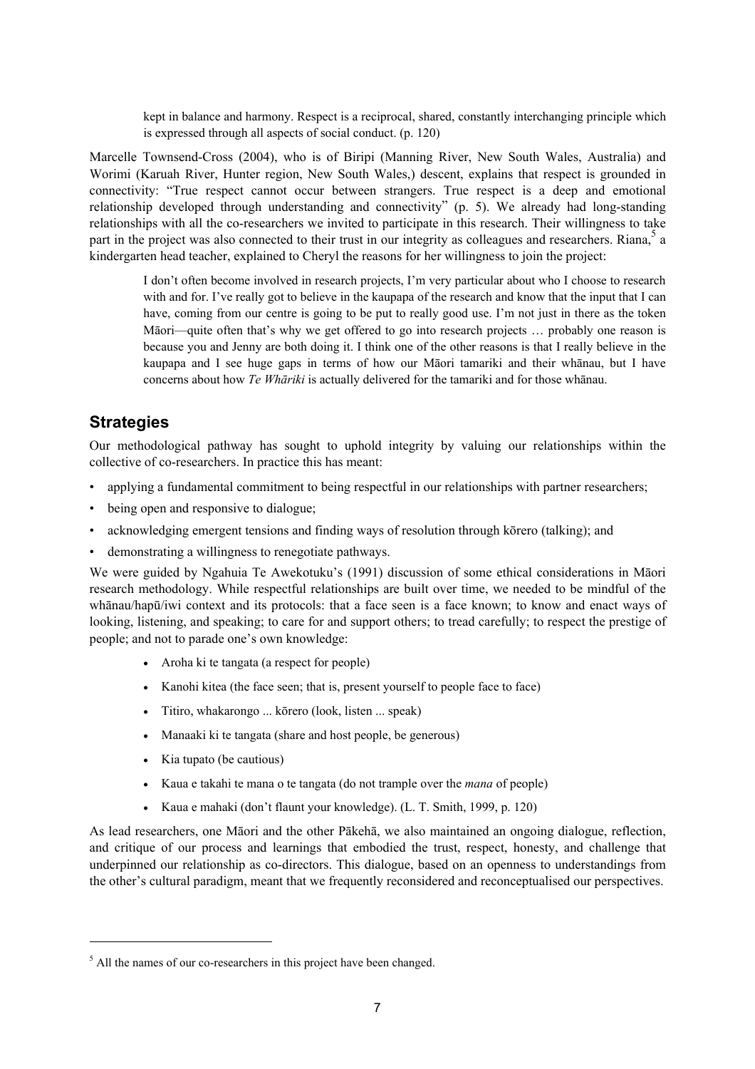> kept in balance and harmony. Respect is a reciprocal, shared, constantly interchanging principle which is expressed through all aspects of social conduct. (p. 120)

Marcelle Townsend-Cross (2004), who is of Biripi (Manning River, New South Wales, Australia) and Worimi (Karuah River, Hunter region, New South Wales,) descent, explains that respect is grounded in connectivity: "True respect cannot occur between strangers. True respect is a deep and emotional relationship developed through understanding and connectivity" (p. 5). We already had long-standing relationships with all the co-researchers we invited to participate in this research. Their willingness to take part in the project was also connected to their trust in our integrity as colleagues and researchers. Riana,[5] a kindergarten head teacher, explained to Cheryl the reasons for her willingness to join the project:

> I don't often become involved in research projects, I'm very particular about who I choose to research with and for. I've really got to believe in the kaupapa of the research and know that the input that I can have, coming from our centre is going to be put to really good use. I'm not just in there as the token Māori—quite often that's why we get offered to go into research projects … probably one reason is because you and Jenny are both doing it. I think one of the other reasons is that I really believe in the kaupapa and I see huge gaps in terms of how our Māori tamariki and their whānau, but I have concerns about how *Te Whāriki* is actually delivered for the tamariki and for those whānau.

## Strategies

Our methodological pathway has sought to uphold integrity by valuing our relationships within the collective of co-researchers. In practice this has meant:

- applying a fundamental commitment to being respectful in our relationships with partner researchers;
- being open and responsive to dialogue;
- acknowledging emergent tensions and finding ways of resolution through kōrero (talking); and
- demonstrating a willingness to renegotiate pathways.

We were guided by Ngahuia Te Awekotuku's (1991) discussion of some ethical considerations in Māori research methodology. While respectful relationships are built over time, we needed to be mindful of the whānau/hapū/iwi context and its protocols: that a face seen is a face known; to know and enact ways of looking, listening, and speaking; to care for and support others; to tread carefully; to respect the prestige of people; and not to parade one's own knowledge:

- Aroha ki te tangata (a respect for people)
- Kanohi kitea (the face seen; that is, present yourself to people face to face)
- Titiro, whakarongo ... kōrero (look, listen ... speak)
- Manaaki ki te tangata (share and host people, be generous)
- Kia tupato (be cautious)
- Kaua e takahi te mana o te tangata (do not trample over the *mana* of people)
- Kaua e mahaki (don't flaunt your knowledge). (L. T. Smith, 1999, p. 120)

As lead researchers, one Māori and the other Pākehā, we also maintained an ongoing dialogue, reflection, and critique of our process and learnings that embodied the trust, respect, honesty, and challenge that underpinned our relationship as co-directors. This dialogue, based on an openness to understandings from the other's cultural paradigm, meant that we frequently reconsidered and reconceptualised our perspectives.

---

[5] All the names of our co-researchers in this project have been changed.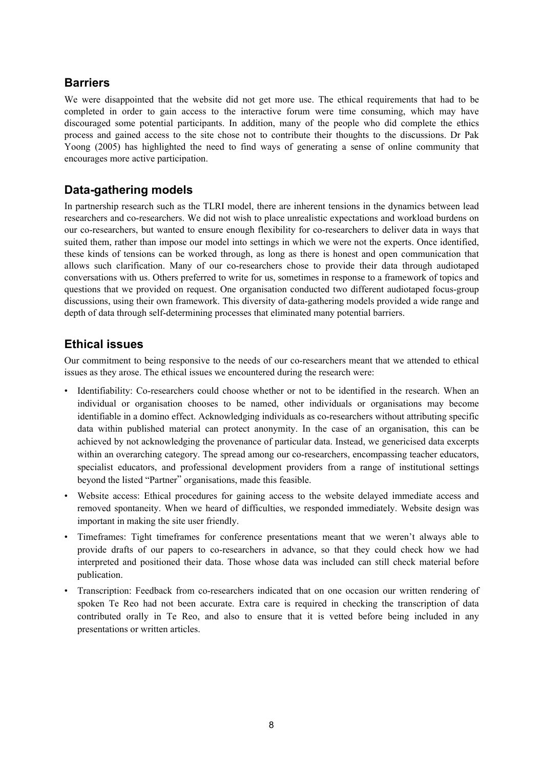## Barriers

We were disappointed that the website did not get more use. The ethical requirements that had to be completed in order to gain access to the interactive forum were time consuming, which may have discouraged some potential participants. In addition, many of the people who did complete the ethics process and gained access to the site chose not to contribute their thoughts to the discussions. Dr Pak Yoong (2005) has highlighted the need to find ways of generating a sense of online community that encourages more active participation.

## Data-gathering models

In partnership research such as the TLRI model, there are inherent tensions in the dynamics between lead researchers and co-researchers. We did not wish to place unrealistic expectations and workload burdens on our co-researchers, but wanted to ensure enough flexibility for co-researchers to deliver data in ways that suited them, rather than impose our model into settings in which we were not the experts. Once identified, these kinds of tensions can be worked through, as long as there is honest and open communication that allows such clarification. Many of our co-researchers chose to provide their data through audiotaped conversations with us. Others preferred to write for us, sometimes in response to a framework of topics and questions that we provided on request. One organisation conducted two different audiotaped focus-group discussions, using their own framework. This diversity of data-gathering models provided a wide range and depth of data through self-determining processes that eliminated many potential barriers.

## Ethical issues

Our commitment to being responsive to the needs of our co-researchers meant that we attended to ethical issues as they arose. The ethical issues we encountered during the research were:

- Identifiability: Co-researchers could choose whether or not to be identified in the research. When an individual or organisation chooses to be named, other individuals or organisations may become identifiable in a domino effect. Acknowledging individuals as co-researchers without attributing specific data within published material can protect anonymity. In the case of an organisation, this can be achieved by not acknowledging the provenance of particular data. Instead, we genericised data excerpts within an overarching category. The spread among our co-researchers, encompassing teacher educators, specialist educators, and professional development providers from a range of institutional settings beyond the listed "Partner" organisations, made this feasible.
- Website access: Ethical procedures for gaining access to the website delayed immediate access and removed spontaneity. When we heard of difficulties, we responded immediately. Website design was important in making the site user friendly.
- Timeframes: Tight timeframes for conference presentations meant that we weren't always able to provide drafts of our papers to co-researchers in advance, so that they could check how we had interpreted and positioned their data. Those whose data was included can still check material before publication.
- Transcription: Feedback from co-researchers indicated that on one occasion our written rendering of spoken Te Reo had not been accurate. Extra care is required in checking the transcription of data contributed orally in Te Reo, and also to ensure that it is vetted before being included in any presentations or written articles.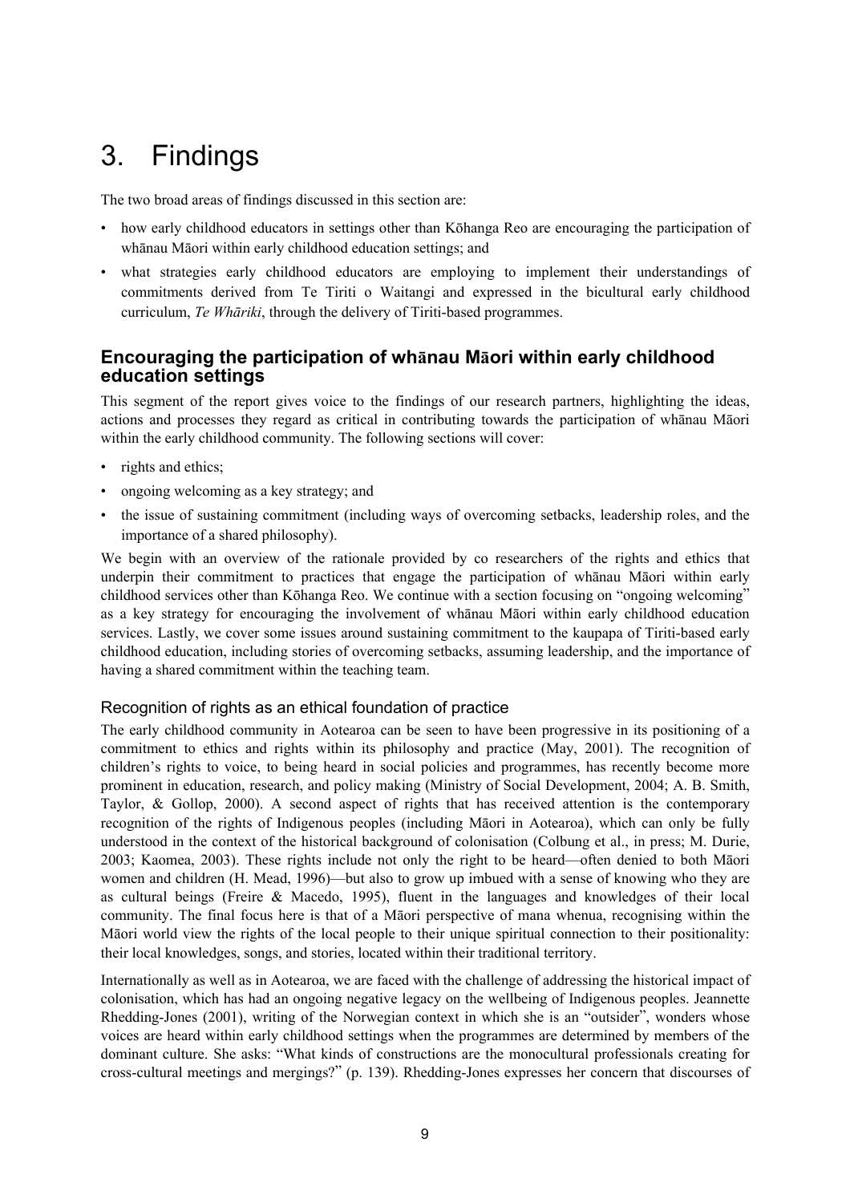# 3. Findings

The two broad areas of findings discussed in this section are:

- how early childhood educators in settings other than Kōhanga Reo are encouraging the participation of whānau Māori within early childhood education settings; and
- what strategies early childhood educators are employing to implement their understandings of commitments derived from Te Tiriti o Waitangi and expressed in the bicultural early childhood curriculum, *Te Whāriki*, through the delivery of Tiriti-based programmes.

## Encouraging the participation of whānau Māori within early childhood education settings

This segment of the report gives voice to the findings of our research partners, highlighting the ideas, actions and processes they regard as critical in contributing towards the participation of whānau Māori within the early childhood community. The following sections will cover:

- rights and ethics;
- ongoing welcoming as a key strategy; and
- the issue of sustaining commitment (including ways of overcoming setbacks, leadership roles, and the importance of a shared philosophy).

We begin with an overview of the rationale provided by co researchers of the rights and ethics that underpin their commitment to practices that engage the participation of whānau Māori within early childhood services other than Kōhanga Reo. We continue with a section focusing on "ongoing welcoming" as a key strategy for encouraging the involvement of whānau Māori within early childhood education services. Lastly, we cover some issues around sustaining commitment to the kaupapa of Tiriti-based early childhood education, including stories of overcoming setbacks, assuming leadership, and the importance of having a shared commitment within the teaching team.

### Recognition of rights as an ethical foundation of practice

The early childhood community in Aotearoa can be seen to have been progressive in its positioning of a commitment to ethics and rights within its philosophy and practice (May, 2001). The recognition of children's rights to voice, to being heard in social policies and programmes, has recently become more prominent in education, research, and policy making (Ministry of Social Development, 2004; A. B. Smith, Taylor, & Gollop, 2000). A second aspect of rights that has received attention is the contemporary recognition of the rights of Indigenous peoples (including Māori in Aotearoa), which can only be fully understood in the context of the historical background of colonisation (Colbung et al., in press; M. Durie, 2003; Kaomea, 2003). These rights include not only the right to be heard—often denied to both Māori women and children (H. Mead, 1996)—but also to grow up imbued with a sense of knowing who they are as cultural beings (Freire & Macedo, 1995), fluent in the languages and knowledges of their local community. The final focus here is that of a Māori perspective of mana whenua, recognising within the Māori world view the rights of the local people to their unique spiritual connection to their positionality: their local knowledges, songs, and stories, located within their traditional territory.

Internationally as well as in Aotearoa, we are faced with the challenge of addressing the historical impact of colonisation, which has had an ongoing negative legacy on the wellbeing of Indigenous peoples. Jeannette Rhedding-Jones (2001), writing of the Norwegian context in which she is an "outsider", wonders whose voices are heard within early childhood settings when the programmes are determined by members of the dominant culture. She asks: "What kinds of constructions are the monocultural professionals creating for cross-cultural meetings and mergings?" (p. 139). Rhedding-Jones expresses her concern that discourses of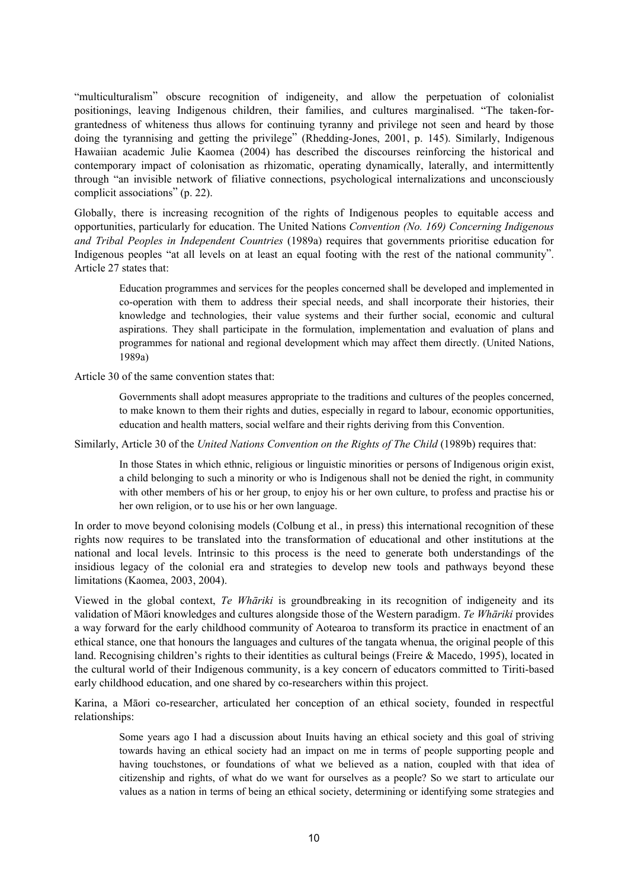"multiculturalism" obscure recognition of indigeneity, and allow the perpetuation of colonialist positionings, leaving Indigenous children, their families, and cultures marginalised. "The taken-for-grantedness of whiteness thus allows for continuing tyranny and privilege not seen and heard by those doing the tyrannising and getting the privilege" (Rhedding-Jones, 2001, p. 145). Similarly, Indigenous Hawaiian academic Julie Kaomea (2004) has described the discourses reinforcing the historical and contemporary impact of colonisation as rhizomatic, operating dynamically, laterally, and intermittently through "an invisible network of filiative connections, psychological internalizations and unconsciously complicit associations" (p. 22).

Globally, there is increasing recognition of the rights of Indigenous peoples to equitable access and opportunities, particularly for education. The United Nations *Convention (No. 169) Concerning Indigenous and Tribal Peoples in Independent Countries* (1989a) requires that governments prioritise education for Indigenous peoples "at all levels on at least an equal footing with the rest of the national community". Article 27 states that:

> Education programmes and services for the peoples concerned shall be developed and implemented in co-operation with them to address their special needs, and shall incorporate their histories, their knowledge and technologies, their value systems and their further social, economic and cultural aspirations. They shall participate in the formulation, implementation and evaluation of plans and programmes for national and regional development which may affect them directly. (United Nations, 1989a)

Article 30 of the same convention states that:

> Governments shall adopt measures appropriate to the traditions and cultures of the peoples concerned, to make known to them their rights and duties, especially in regard to labour, economic opportunities, education and health matters, social welfare and their rights deriving from this Convention.

Similarly, Article 30 of the *United Nations Convention on the Rights of The Child* (1989b) requires that:

> In those States in which ethnic, religious or linguistic minorities or persons of Indigenous origin exist, a child belonging to such a minority or who is Indigenous shall not be denied the right, in community with other members of his or her group, to enjoy his or her own culture, to profess and practise his or her own religion, or to use his or her own language.

In order to move beyond colonising models (Colbung et al., in press) this international recognition of these rights now requires to be translated into the transformation of educational and other institutions at the national and local levels. Intrinsic to this process is the need to generate both understandings of the insidious legacy of the colonial era and strategies to develop new tools and pathways beyond these limitations (Kaomea, 2003, 2004).

Viewed in the global context, *Te Whāriki* is groundbreaking in its recognition of indigeneity and its validation of Māori knowledges and cultures alongside those of the Western paradigm. *Te Whāriki* provides a way forward for the early childhood community of Aotearoa to transform its practice in enactment of an ethical stance, one that honours the languages and cultures of the tangata whenua, the original people of this land. Recognising children's rights to their identities as cultural beings (Freire & Macedo, 1995), located in the cultural world of their Indigenous community, is a key concern of educators committed to Tiriti-based early childhood education, and one shared by co-researchers within this project.

Karina, a Māori co-researcher, articulated her conception of an ethical society, founded in respectful relationships:

> Some years ago I had a discussion about Inuits having an ethical society and this goal of striving towards having an ethical society had an impact on me in terms of people supporting people and having touchstones, or foundations of what we believed as a nation, coupled with that idea of citizenship and rights, of what do we want for ourselves as a people? So we start to articulate our values as a nation in terms of being an ethical society, determining or identifying some strategies and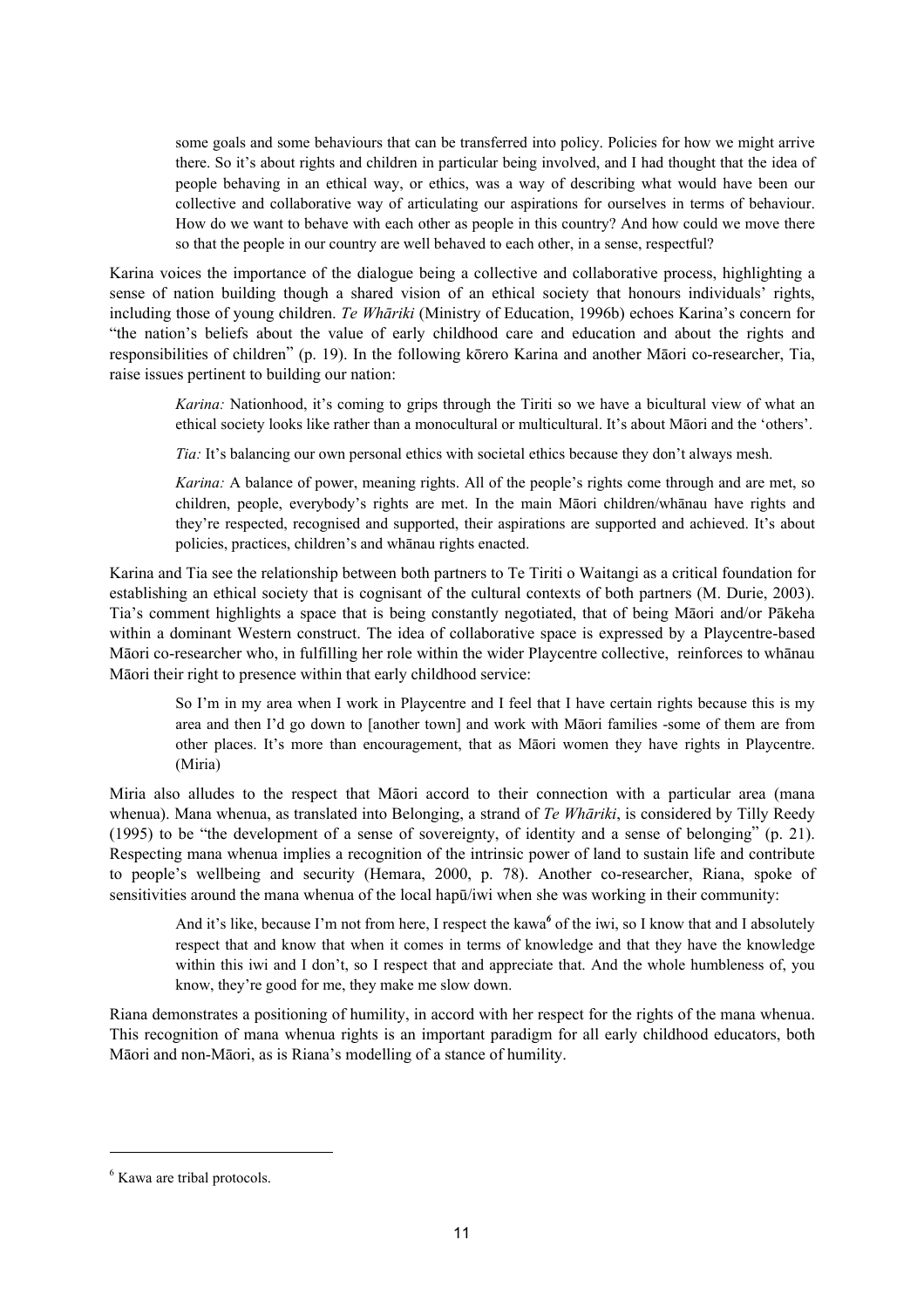> some goals and some behaviours that can be transferred into policy. Policies for how we might arrive there. So it's about rights and children in particular being involved, and I had thought that the idea of people behaving in an ethical way, or ethics, was a way of describing what would have been our collective and collaborative way of articulating our aspirations for ourselves in terms of behaviour. How do we want to behave with each other as people in this country? And how could we move there so that the people in our country are well behaved to each other, in a sense, respectful?

Karina voices the importance of the dialogue being a collective and collaborative process, highlighting a sense of nation building though a shared vision of an ethical society that honours individuals' rights, including those of young children. *Te Whāriki* (Ministry of Education, 1996b) echoes Karina's concern for "the nation's beliefs about the value of early childhood care and education and about the rights and responsibilities of children" (p. 19). In the following kōrero Karina and another Māori co-researcher, Tia, raise issues pertinent to building our nation:

> *Karina:* Nationhood, it's coming to grips through the Tiriti so we have a bicultural view of what an ethical society looks like rather than a monocultural or multicultural. It's about Māori and the 'others'.
>
> *Tia:* It's balancing our own personal ethics with societal ethics because they don't always mesh.
>
> *Karina:* A balance of power, meaning rights. All of the people's rights come through and are met, so children, people, everybody's rights are met. In the main Māori children/whānau have rights and they're respected, recognised and supported, their aspirations are supported and achieved. It's about policies, practices, children's and whānau rights enacted.

Karina and Tia see the relationship between both partners to Te Tiriti o Waitangi as a critical foundation for establishing an ethical society that is cognisant of the cultural contexts of both partners (M. Durie, 2003). Tia's comment highlights a space that is being constantly negotiated, that of being Māori and/or Pākeha within a dominant Western construct. The idea of collaborative space is expressed by a Playcentre-based Māori co-researcher who, in fulfilling her role within the wider Playcentre collective, reinforces to whānau Māori their right to presence within that early childhood service:

> So I'm in my area when I work in Playcentre and I feel that I have certain rights because this is my area and then I'd go down to [another town] and work with Māori families -some of them are from other places. It's more than encouragement, that as Māori women they have rights in Playcentre. (Miria)

Miria also alludes to the respect that Māori accord to their connection with a particular area (mana whenua). Mana whenua, as translated into Belonging, a strand of *Te Whāriki*, is considered by Tilly Reedy (1995) to be "the development of a sense of sovereignty, of identity and a sense of belonging" (p. 21). Respecting mana whenua implies a recognition of the intrinsic power of land to sustain life and contribute to people's wellbeing and security (Hemara, 2000, p. 78). Another co-researcher, Riana, spoke of sensitivities around the mana whenua of the local hapū/iwi when she was working in their community:

> And it's like, because I'm not from here, I respect the kawa[6] of the iwi, so I know that and I absolutely respect that and know that when it comes in terms of knowledge and that they have the knowledge within this iwi and I don't, so I respect that and appreciate that. And the whole humbleness of, you know, they're good for me, they make me slow down.

Riana demonstrates a positioning of humility, in accord with her respect for the rights of the mana whenua. This recognition of mana whenua rights is an important paradigm for all early childhood educators, both Māori and non-Māori, as is Riana's modelling of a stance of humility.

[6] Kawa are tribal protocols.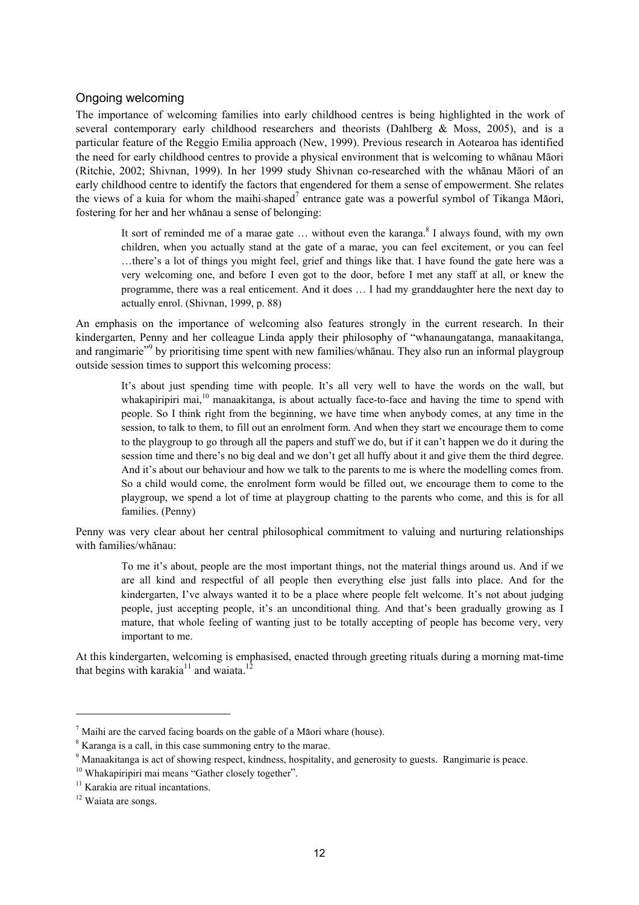## Ongoing welcoming

The importance of welcoming families into early childhood centres is being highlighted in the work of several contemporary early childhood researchers and theorists (Dahlberg & Moss, 2005), and is a particular feature of the Reggio Emilia approach (New, 1999). Previous research in Aotearoa has identified the need for early childhood centres to provide a physical environment that is welcoming to whānau Māori (Ritchie, 2002; Shivnan, 1999). In her 1999 study Shivnan co-researched with the whānau Māori of an early childhood centre to identify the factors that engendered for them a sense of empowerment. She relates the views of a kuia for whom the maihi-shaped[7] entrance gate was a powerful symbol of Tikanga Māori, fostering for her and her whānau a sense of belonging:

> It sort of reminded me of a marae gate … without even the karanga.[8] I always found, with my own children, when you actually stand at the gate of a marae, you can feel excitement, or you can feel …there's a lot of things you might feel, grief and things like that. I have found the gate here was a very welcoming one, and before I even got to the door, before I met any staff at all, or knew the programme, there was a real enticement. And it does … I had my granddaughter here the next day to actually enrol. (Shivnan, 1999, p. 88)

An emphasis on the importance of welcoming also features strongly in the current research. In their kindergarten, Penny and her colleague Linda apply their philosophy of "whanaungatanga, manaakitanga, and rangimarie"[9] by prioritising time spent with new families/whānau. They also run an informal playgroup outside session times to support this welcoming process:

> It's about just spending time with people. It's all very well to have the words on the wall, but whakapiripiri mai,[10] manaakitanga, is about actually face-to-face and having the time to spend with people. So I think right from the beginning, we have time when anybody comes, at any time in the session, to talk to them, to fill out an enrolment form. And when they start we encourage them to come to the playgroup to go through all the papers and stuff we do, but if it can't happen we do it during the session time and there's no big deal and we don't get all huffy about it and give them the third degree. And it's about our behaviour and how we talk to the parents to me is where the modelling comes from. So a child would come, the enrolment form would be filled out, we encourage them to come to the playgroup, we spend a lot of time at playgroup chatting to the parents who come, and this is for all families. (Penny)

Penny was very clear about her central philosophical commitment to valuing and nurturing relationships with families/whānau:

> To me it's about, people are the most important things, not the material things around us. And if we are all kind and respectful of all people then everything else just falls into place. And for the kindergarten, I've always wanted it to be a place where people felt welcome. It's not about judging people, just accepting people, it's an unconditional thing. And that's been gradually growing as I mature, that whole feeling of wanting just to be totally accepting of people has become very, very important to me.

At this kindergarten, welcoming is emphasised, enacted through greeting rituals during a morning mat-time that begins with karakia[11] and waiata.[12]

---

[7] Maihi are the carved facing boards on the gable of a Māori whare (house).

[8] Karanga is a call, in this case summoning entry to the marae.

[9] Manaakitanga is act of showing respect, kindness, hospitality, and generosity to guests. Rangimarie is peace.

[10] Whakapiripiri mai means "Gather closely together".

[11] Karakia are ritual incantations.

[12] Waiata are songs.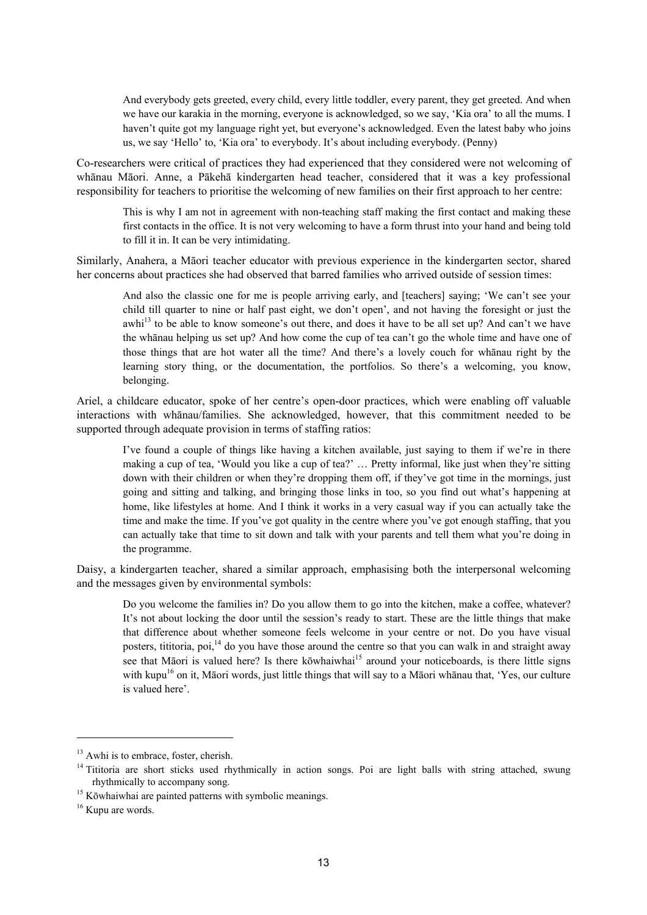> And everybody gets greeted, every child, every little toddler, every parent, they get greeted. And when we have our karakia in the morning, everyone is acknowledged, so we say, 'Kia ora' to all the mums. I haven't quite got my language right yet, but everyone's acknowledged. Even the latest baby who joins us, we say 'Hello' to, 'Kia ora' to everybody. It's about including everybody. (Penny)

Co-researchers were critical of practices they had experienced that they considered were not welcoming of whānau Māori. Anne, a Pākehā kindergarten head teacher, considered that it was a key professional responsibility for teachers to prioritise the welcoming of new families on their first approach to her centre:

> This is why I am not in agreement with non-teaching staff making the first contact and making these first contacts in the office. It is not very welcoming to have a form thrust into your hand and being told to fill it in. It can be very intimidating.

Similarly, Anahera, a Māori teacher educator with previous experience in the kindergarten sector, shared her concerns about practices she had observed that barred families who arrived outside of session times:

> And also the classic one for me is people arriving early, and [teachers] saying; 'We can't see your child till quarter to nine or half past eight, we don't open', and not having the foresight or just the awhi[13] to be able to know someone's out there, and does it have to be all set up? And can't we have the whānau helping us set up? And how come the cup of tea can't go the whole time and have one of those things that are hot water all the time? And there's a lovely couch for whānau right by the learning story thing, or the documentation, the portfolios. So there's a welcoming, you know, belonging.

Ariel, a childcare educator, spoke of her centre's open-door practices, which were enabling off valuable interactions with whānau/families. She acknowledged, however, that this commitment needed to be supported through adequate provision in terms of staffing ratios:

> I've found a couple of things like having a kitchen available, just saying to them if we're in there making a cup of tea, 'Would you like a cup of tea?' … Pretty informal, like just when they're sitting down with their children or when they're dropping them off, if they've got time in the mornings, just going and sitting and talking, and bringing those links in too, so you find out what's happening at home, like lifestyles at home. And I think it works in a very casual way if you can actually take the time and make the time. If you've got quality in the centre where you've got enough staffing, that you can actually take that time to sit down and talk with your parents and tell them what you're doing in the programme.

Daisy, a kindergarten teacher, shared a similar approach, emphasising both the interpersonal welcoming and the messages given by environmental symbols:

> Do you welcome the families in? Do you allow them to go into the kitchen, make a coffee, whatever? It's not about locking the door until the session's ready to start. These are the little things that make that difference about whether someone feels welcome in your centre or not. Do you have visual posters, tititoria, poi,[14] do you have those around the centre so that you can walk in and straight away see that Māori is valued here? Is there kōwhaiwhai[15] around your noticeboards, is there little signs with kupu[16] on it, Māori words, just little things that will say to a Māori whānau that, 'Yes, our culture is valued here'.

---

[13] Awhi is to embrace, foster, cherish.

[14] Tititoria are short sticks used rhythmically in action songs. Poi are light balls with string attached, swung rhythmically to accompany song.

[15] Kōwhaiwhai are painted patterns with symbolic meanings.

[16] Kupu are words.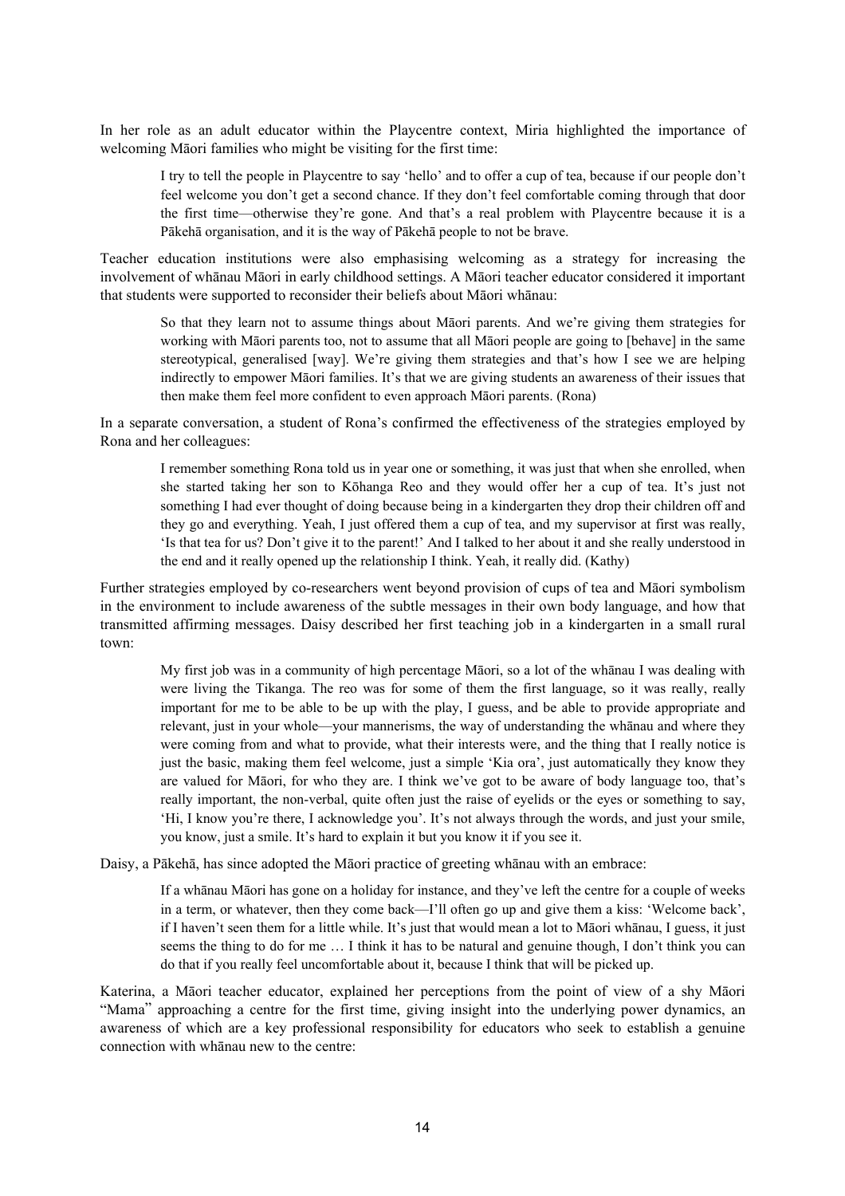In her role as an adult educator within the Playcentre context, Miria highlighted the importance of welcoming Māori families who might be visiting for the first time:

> I try to tell the people in Playcentre to say 'hello' and to offer a cup of tea, because if our people don't feel welcome you don't get a second chance. If they don't feel comfortable coming through that door the first time—otherwise they're gone. And that's a real problem with Playcentre because it is a Pākehā organisation, and it is the way of Pākehā people to not be brave.

Teacher education institutions were also emphasising welcoming as a strategy for increasing the involvement of whānau Māori in early childhood settings. A Māori teacher educator considered it important that students were supported to reconsider their beliefs about Māori whānau:

> So that they learn not to assume things about Māori parents. And we're giving them strategies for working with Māori parents too, not to assume that all Māori people are going to [behave] in the same stereotypical, generalised [way]. We're giving them strategies and that's how I see we are helping indirectly to empower Māori families. It's that we are giving students an awareness of their issues that then make them feel more confident to even approach Māori parents. (Rona)

In a separate conversation, a student of Rona's confirmed the effectiveness of the strategies employed by Rona and her colleagues:

> I remember something Rona told us in year one or something, it was just that when she enrolled, when she started taking her son to Kōhanga Reo and they would offer her a cup of tea. It's just not something I had ever thought of doing because being in a kindergarten they drop their children off and they go and everything. Yeah, I just offered them a cup of tea, and my supervisor at first was really, 'Is that tea for us? Don't give it to the parent!' And I talked to her about it and she really understood in the end and it really opened up the relationship I think. Yeah, it really did. (Kathy)

Further strategies employed by co-researchers went beyond provision of cups of tea and Māori symbolism in the environment to include awareness of the subtle messages in their own body language, and how that transmitted affirming messages. Daisy described her first teaching job in a kindergarten in a small rural town:

> My first job was in a community of high percentage Māori, so a lot of the whānau I was dealing with were living the Tikanga. The reo was for some of them the first language, so it was really, really important for me to be able to be up with the play, I guess, and be able to provide appropriate and relevant, just in your whole—your mannerisms, the way of understanding the whānau and where they were coming from and what to provide, what their interests were, and the thing that I really notice is just the basic, making them feel welcome, just a simple 'Kia ora', just automatically they know they are valued for Māori, for who they are. I think we've got to be aware of body language too, that's really important, the non-verbal, quite often just the raise of eyelids or the eyes or something to say, 'Hi, I know you're there, I acknowledge you'. It's not always through the words, and just your smile, you know, just a smile. It's hard to explain it but you know it if you see it.

Daisy, a Pākehā, has since adopted the Māori practice of greeting whānau with an embrace:

> If a whānau Māori has gone on a holiday for instance, and they've left the centre for a couple of weeks in a term, or whatever, then they come back—I'll often go up and give them a kiss: 'Welcome back', if I haven't seen them for a little while. It's just that would mean a lot to Māori whānau, I guess, it just seems the thing to do for me … I think it has to be natural and genuine though, I don't think you can do that if you really feel uncomfortable about it, because I think that will be picked up.

Katerina, a Māori teacher educator, explained her perceptions from the point of view of a shy Māori "Mama" approaching a centre for the first time, giving insight into the underlying power dynamics, an awareness of which are a key professional responsibility for educators who seek to establish a genuine connection with whānau new to the centre: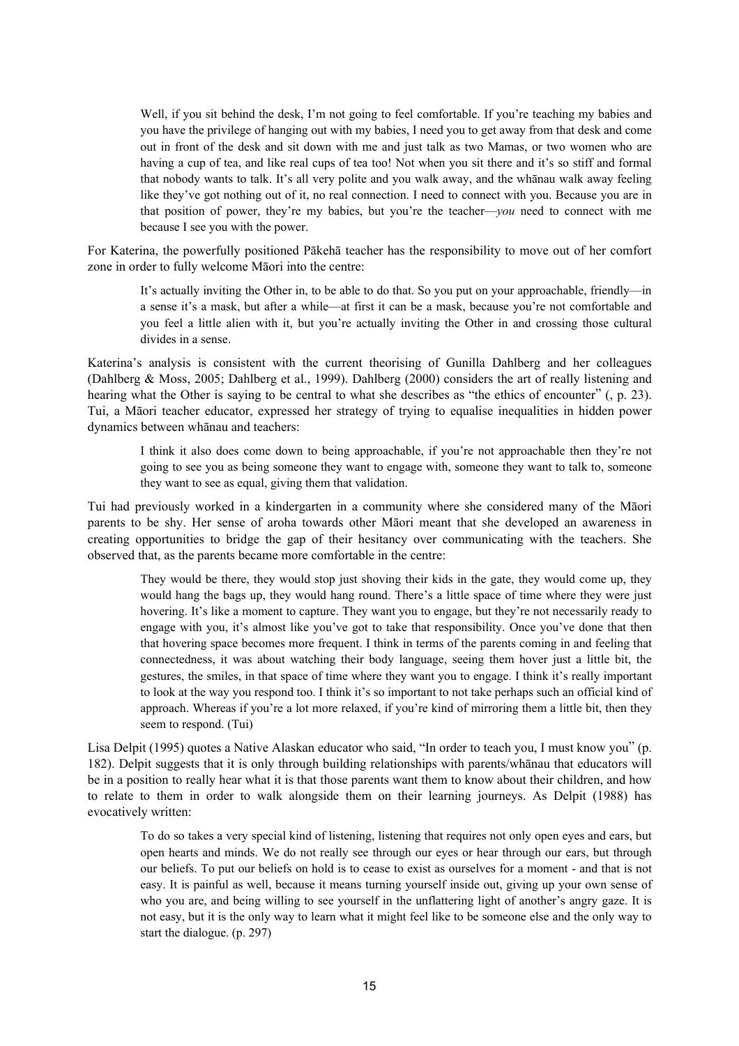> Well, if you sit behind the desk, I'm not going to feel comfortable. If you're teaching my babies and you have the privilege of hanging out with my babies, I need you to get away from that desk and come out in front of the desk and sit down with me and just talk as two Mamas, or two women who are having a cup of tea, and like real cups of tea too! Not when you sit there and it's so stiff and formal that nobody wants to talk. It's all very polite and you walk away, and the whānau walk away feeling like they've got nothing out of it, no real connection. I need to connect with you. Because you are in that position of power, they're my babies, but you're the teacher—*you* need to connect with me because I see you with the power.

For Katerina, the powerfully positioned Pākehā teacher has the responsibility to move out of her comfort zone in order to fully welcome Māori into the centre:

> It's actually inviting the Other in, to be able to do that. So you put on your approachable, friendly—in a sense it's a mask, but after a while—at first it can be a mask, because you're not comfortable and you feel a little alien with it, but you're actually inviting the Other in and crossing those cultural divides in a sense.

Katerina's analysis is consistent with the current theorising of Gunilla Dahlberg and her colleagues (Dahlberg & Moss, 2005; Dahlberg et al., 1999). Dahlberg (2000) considers the art of really listening and hearing what the Other is saying to be central to what she describes as "the ethics of encounter" (, p. 23). Tui, a Māori teacher educator, expressed her strategy of trying to equalise inequalities in hidden power dynamics between whānau and teachers:

> I think it also does come down to being approachable, if you're not approachable then they're not going to see you as being someone they want to engage with, someone they want to talk to, someone they want to see as equal, giving them that validation.

Tui had previously worked in a kindergarten in a community where she considered many of the Māori parents to be shy. Her sense of aroha towards other Māori meant that she developed an awareness in creating opportunities to bridge the gap of their hesitancy over communicating with the teachers. She observed that, as the parents became more comfortable in the centre:

> They would be there, they would stop just shoving their kids in the gate, they would come up, they would hang the bags up, they would hang round. There's a little space of time where they were just hovering. It's like a moment to capture. They want you to engage, but they're not necessarily ready to engage with you, it's almost like you've got to take that responsibility. Once you've done that then that hovering space becomes more frequent. I think in terms of the parents coming in and feeling that connectedness, it was about watching their body language, seeing them hover just a little bit, the gestures, the smiles, in that space of time where they want you to engage. I think it's really important to look at the way you respond too. I think it's so important to not take perhaps such an official kind of approach. Whereas if you're a lot more relaxed, if you're kind of mirroring them a little bit, then they seem to respond. (Tui)

Lisa Delpit (1995) quotes a Native Alaskan educator who said, "In order to teach you, I must know you" (p. 182). Delpit suggests that it is only through building relationships with parents/whānau that educators will be in a position to really hear what it is that those parents want them to know about their children, and how to relate to them in order to walk alongside them on their learning journeys. As Delpit (1988) has evocatively written:

> To do so takes a very special kind of listening, listening that requires not only open eyes and ears, but open hearts and minds. We do not really see through our eyes or hear through our ears, but through our beliefs. To put our beliefs on hold is to cease to exist as ourselves for a moment - and that is not easy. It is painful as well, because it means turning yourself inside out, giving up your own sense of who you are, and being willing to see yourself in the unflattering light of another's angry gaze. It is not easy, but it is the only way to learn what it might feel like to be someone else and the only way to start the dialogue. (p. 297)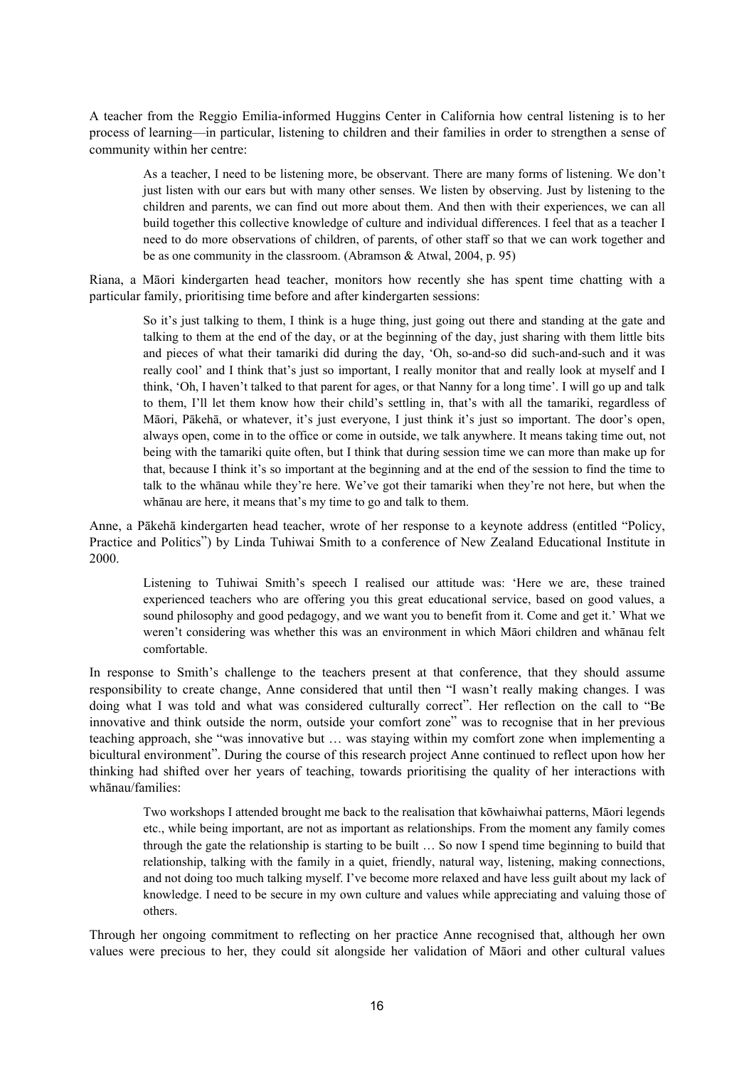A teacher from the Reggio Emilia-informed Huggins Center in California how central listening is to her process of learning—in particular, listening to children and their families in order to strengthen a sense of community within her centre:

> As a teacher, I need to be listening more, be observant. There are many forms of listening. We don't just listen with our ears but with many other senses. We listen by observing. Just by listening to the children and parents, we can find out more about them. And then with their experiences, we can all build together this collective knowledge of culture and individual differences. I feel that as a teacher I need to do more observations of children, of parents, of other staff so that we can work together and be as one community in the classroom. (Abramson & Atwal, 2004, p. 95)

Riana, a Māori kindergarten head teacher, monitors how recently she has spent time chatting with a particular family, prioritising time before and after kindergarten sessions:

> So it's just talking to them, I think is a huge thing, just going out there and standing at the gate and talking to them at the end of the day, or at the beginning of the day, just sharing with them little bits and pieces of what their tamariki did during the day, 'Oh, so-and-so did such-and-such and it was really cool' and I think that's just so important, I really monitor that and really look at myself and I think, 'Oh, I haven't talked to that parent for ages, or that Nanny for a long time'. I will go up and talk to them, I'll let them know how their child's settling in, that's with all the tamariki, regardless of Māori, Pākehā, or whatever, it's just everyone, I just think it's just so important. The door's open, always open, come in to the office or come in outside, we talk anywhere. It means taking time out, not being with the tamariki quite often, but I think that during session time we can more than make up for that, because I think it's so important at the beginning and at the end of the session to find the time to talk to the whānau while they're here. We've got their tamariki when they're not here, but when the whānau are here, it means that's my time to go and talk to them.

Anne, a Pākehā kindergarten head teacher, wrote of her response to a keynote address (entitled "Policy, Practice and Politics") by Linda Tuhiwai Smith to a conference of New Zealand Educational Institute in 2000.

> Listening to Tuhiwai Smith's speech I realised our attitude was: 'Here we are, these trained experienced teachers who are offering you this great educational service, based on good values, a sound philosophy and good pedagogy, and we want you to benefit from it. Come and get it.' What we weren't considering was whether this was an environment in which Māori children and whānau felt comfortable.

In response to Smith's challenge to the teachers present at that conference, that they should assume responsibility to create change, Anne considered that until then "I wasn't really making changes. I was doing what I was told and what was considered culturally correct". Her reflection on the call to "Be innovative and think outside the norm, outside your comfort zone" was to recognise that in her previous teaching approach, she "was innovative but … was staying within my comfort zone when implementing a bicultural environment". During the course of this research project Anne continued to reflect upon how her thinking had shifted over her years of teaching, towards prioritising the quality of her interactions with whānau/families:

> Two workshops I attended brought me back to the realisation that kōwhaiwhai patterns, Māori legends etc., while being important, are not as important as relationships. From the moment any family comes through the gate the relationship is starting to be built … So now I spend time beginning to build that relationship, talking with the family in a quiet, friendly, natural way, listening, making connections, and not doing too much talking myself. I've become more relaxed and have less guilt about my lack of knowledge. I need to be secure in my own culture and values while appreciating and valuing those of others.

Through her ongoing commitment to reflecting on her practice Anne recognised that, although her own values were precious to her, they could sit alongside her validation of Māori and other cultural values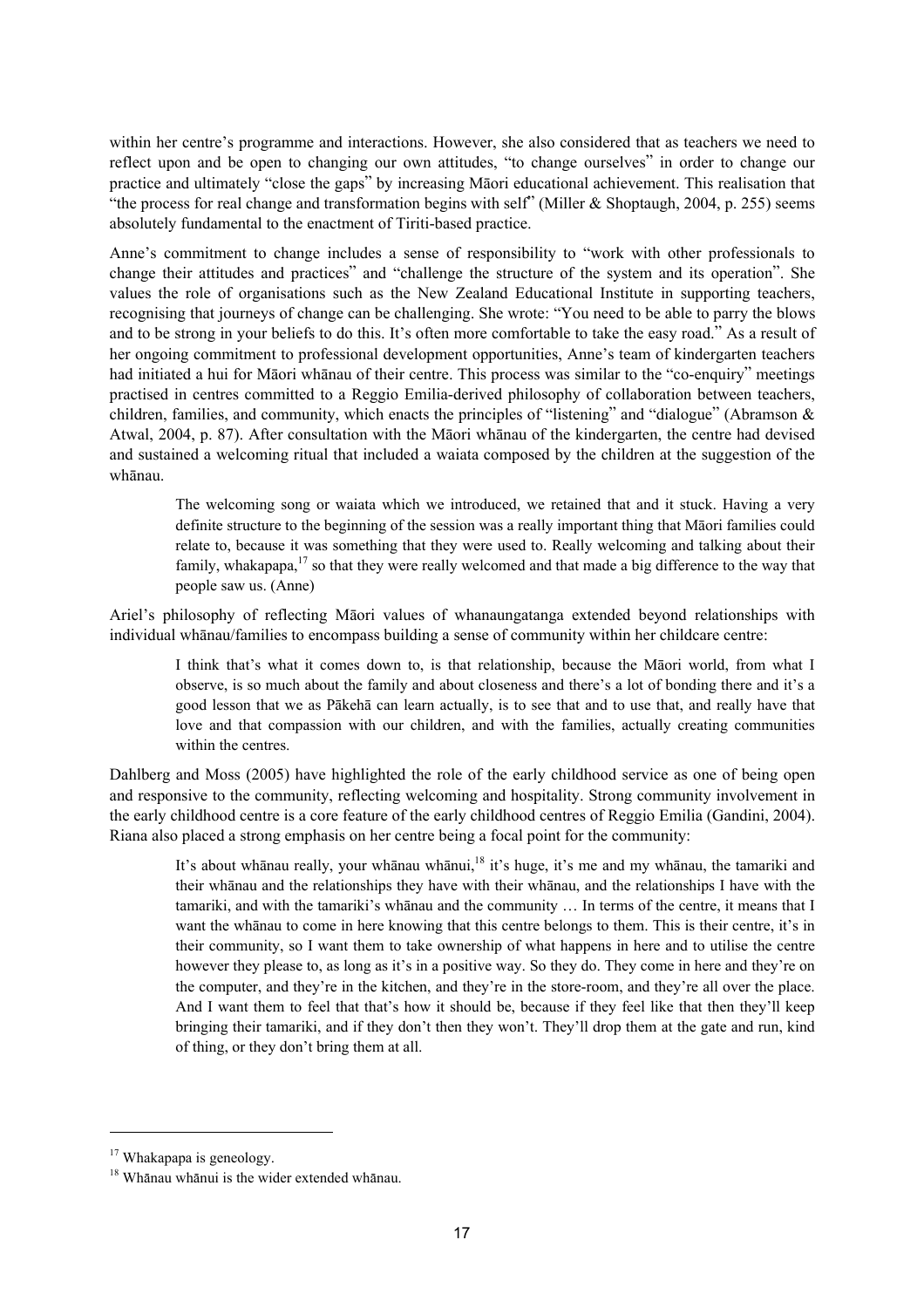within her centre's programme and interactions. However, she also considered that as teachers we need to reflect upon and be open to changing our own attitudes, "to change ourselves" in order to change our practice and ultimately "close the gaps" by increasing Māori educational achievement. This realisation that "the process for real change and transformation begins with self" (Miller & Shoptaugh, 2004, p. 255) seems absolutely fundamental to the enactment of Tiriti-based practice.

Anne's commitment to change includes a sense of responsibility to "work with other professionals to change their attitudes and practices" and "challenge the structure of the system and its operation". She values the role of organisations such as the New Zealand Educational Institute in supporting teachers, recognising that journeys of change can be challenging. She wrote: "You need to be able to parry the blows and to be strong in your beliefs to do this. It's often more comfortable to take the easy road." As a result of her ongoing commitment to professional development opportunities, Anne's team of kindergarten teachers had initiated a hui for Māori whānau of their centre. This process was similar to the "co-enquiry" meetings practised in centres committed to a Reggio Emilia-derived philosophy of collaboration between teachers, children, families, and community, which enacts the principles of "listening" and "dialogue" (Abramson & Atwal, 2004, p. 87). After consultation with the Māori whānau of the kindergarten, the centre had devised and sustained a welcoming ritual that included a waiata composed by the children at the suggestion of the whānau.

> The welcoming song or waiata which we introduced, we retained that and it stuck. Having a very definite structure to the beginning of the session was a really important thing that Māori families could relate to, because it was something that they were used to. Really welcoming and talking about their family, whakapapa,[17] so that they were really welcomed and that made a big difference to the way that people saw us. (Anne)

Ariel's philosophy of reflecting Māori values of whanaungatanga extended beyond relationships with individual whānau/families to encompass building a sense of community within her childcare centre:

> I think that's what it comes down to, is that relationship, because the Māori world, from what I observe, is so much about the family and about closeness and there's a lot of bonding there and it's a good lesson that we as Pākehā can learn actually, is to see that and to use that, and really have that love and that compassion with our children, and with the families, actually creating communities within the centres.

Dahlberg and Moss (2005) have highlighted the role of the early childhood service as one of being open and responsive to the community, reflecting welcoming and hospitality. Strong community involvement in the early childhood centre is a core feature of the early childhood centres of Reggio Emilia (Gandini, 2004). Riana also placed a strong emphasis on her centre being a focal point for the community:

> It's about whānau really, your whānau whānui,[18] it's huge, it's me and my whānau, the tamariki and their whānau and the relationships they have with their whānau, and the relationships I have with the tamariki, and with the tamariki's whānau and the community … In terms of the centre, it means that I want the whānau to come in here knowing that this centre belongs to them. This is their centre, it's in their community, so I want them to take ownership of what happens in here and to utilise the centre however they please to, as long as it's in a positive way. So they do. They come in here and they're on the computer, and they're in the kitchen, and they're in the store-room, and they're all over the place. And I want them to feel that that's how it should be, because if they feel like that then they'll keep bringing their tamariki, and if they don't then they won't. They'll drop them at the gate and run, kind of thing, or they don't bring them at all.

---

[17] Whakapapa is geneology.

[18] Whānau whānui is the wider extended whānau.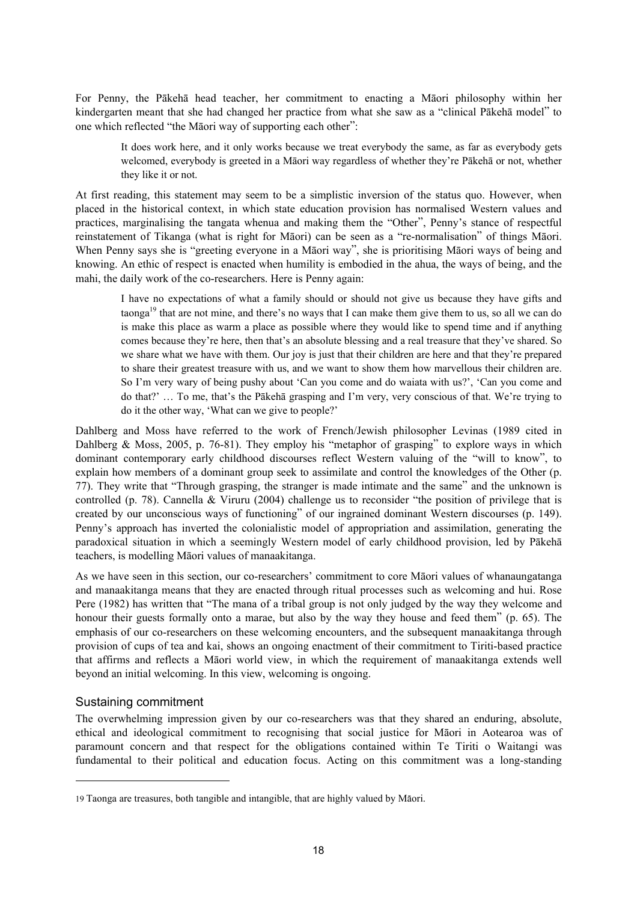For Penny, the Pākehā head teacher, her commitment to enacting a Māori philosophy within her kindergarten meant that she had changed her practice from what she saw as a "clinical Pākehā model" to one which reflected "the Māori way of supporting each other":

> It does work here, and it only works because we treat everybody the same, as far as everybody gets welcomed, everybody is greeted in a Māori way regardless of whether they're Pākehā or not, whether they like it or not.

At first reading, this statement may seem to be a simplistic inversion of the status quo. However, when placed in the historical context, in which state education provision has normalised Western values and practices, marginalising the tangata whenua and making them the "Other", Penny's stance of respectful reinstatement of Tikanga (what is right for Māori) can be seen as a "re-normalisation" of things Māori. When Penny says she is "greeting everyone in a Māori way", she is prioritising Māori ways of being and knowing. An ethic of respect is enacted when humility is embodied in the ahua, the ways of being, and the mahi, the daily work of the co-researchers. Here is Penny again:

> I have no expectations of what a family should or should not give us because they have gifts and taonga[19] that are not mine, and there's no ways that I can make them give them to us, so all we can do is make this place as warm a place as possible where they would like to spend time and if anything comes because they're here, then that's an absolute blessing and a real treasure that they've shared. So we share what we have with them. Our joy is just that their children are here and that they're prepared to share their greatest treasure with us, and we want to show them how marvellous their children are. So I'm very wary of being pushy about 'Can you come and do waiata with us?', 'Can you come and do that?' … To me, that's the Pākehā grasping and I'm very, very conscious of that. We're trying to do it the other way, 'What can we give to people?'

Dahlberg and Moss have referred to the work of French/Jewish philosopher Levinas (1989 cited in Dahlberg & Moss, 2005, p. 76-81). They employ his "metaphor of grasping" to explore ways in which dominant contemporary early childhood discourses reflect Western valuing of the "will to know", to explain how members of a dominant group seek to assimilate and control the knowledges of the Other (p. 77). They write that "Through grasping, the stranger is made intimate and the same" and the unknown is controlled (p. 78). Cannella & Viruru (2004) challenge us to reconsider "the position of privilege that is created by our unconscious ways of functioning" of our ingrained dominant Western discourses (p. 149). Penny's approach has inverted the colonialistic model of appropriation and assimilation, generating the paradoxical situation in which a seemingly Western model of early childhood provision, led by Pākehā teachers, is modelling Māori values of manaakitanga.

As we have seen in this section, our co-researchers' commitment to core Māori values of whanaungatanga and manaakitanga means that they are enacted through ritual processes such as welcoming and hui. Rose Pere (1982) has written that "The mana of a tribal group is not only judged by the way they welcome and honour their guests formally onto a marae, but also by the way they house and feed them" (p. 65). The emphasis of our co-researchers on these welcoming encounters, and the subsequent manaakitanga through provision of cups of tea and kai, shows an ongoing enactment of their commitment to Tiriti-based practice that affirms and reflects a Māori world view, in which the requirement of manaakitanga extends well beyond an initial welcoming. In this view, welcoming is ongoing.

## Sustaining commitment

The overwhelming impression given by our co-researchers was that they shared an enduring, absolute, ethical and ideological commitment to recognising that social justice for Māori in Aotearoa was of paramount concern and that respect for the obligations contained within Te Tiriti o Waitangi was fundamental to their political and education focus. Acting on this commitment was a long-standing

---

19 Taonga are treasures, both tangible and intangible, that are highly valued by Māori.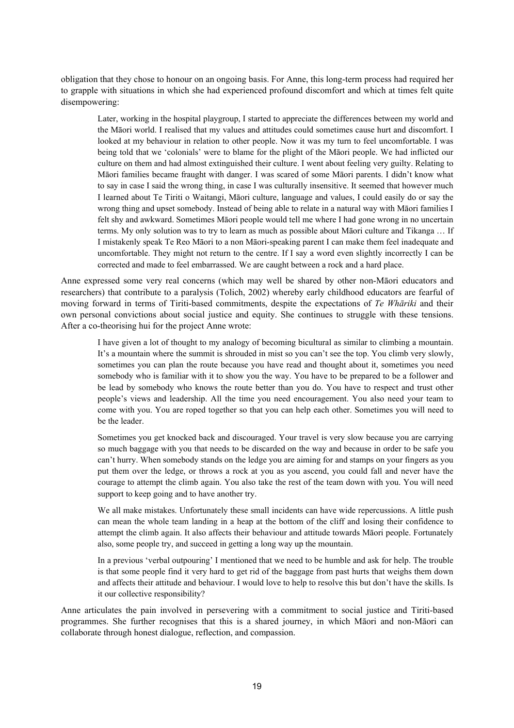obligation that they chose to honour on an ongoing basis. For Anne, this long-term process had required her to grapple with situations in which she had experienced profound discomfort and which at times felt quite disempowering:

> Later, working in the hospital playgroup, I started to appreciate the differences between my world and the Māori world. I realised that my values and attitudes could sometimes cause hurt and discomfort. I looked at my behaviour in relation to other people. Now it was my turn to feel uncomfortable. I was being told that we 'colonials' were to blame for the plight of the Māori people. We had inflicted our culture on them and had almost extinguished their culture. I went about feeling very guilty. Relating to Māori families became fraught with danger. I was scared of some Māori parents. I didn't know what to say in case I said the wrong thing, in case I was culturally insensitive. It seemed that however much I learned about Te Tiriti o Waitangi, Māori culture, language and values, I could easily do or say the wrong thing and upset somebody. Instead of being able to relate in a natural way with Māori families I felt shy and awkward. Sometimes Māori people would tell me where I had gone wrong in no uncertain terms. My only solution was to try to learn as much as possible about Māori culture and Tikanga … If I mistakenly speak Te Reo Māori to a non Māori-speaking parent I can make them feel inadequate and uncomfortable. They might not return to the centre. If I say a word even slightly incorrectly I can be corrected and made to feel embarrassed. We are caught between a rock and a hard place.

Anne expressed some very real concerns (which may well be shared by other non-Māori educators and researchers) that contribute to a paralysis (Tolich, 2002) whereby early childhood educators are fearful of moving forward in terms of Tiriti-based commitments, despite the expectations of *Te Whāriki* and their own personal convictions about social justice and equity. She continues to struggle with these tensions. After a co-theorising hui for the project Anne wrote:

> I have given a lot of thought to my analogy of becoming bicultural as similar to climbing a mountain. It's a mountain where the summit is shrouded in mist so you can't see the top. You climb very slowly, sometimes you can plan the route because you have read and thought about it, sometimes you need somebody who is familiar with it to show you the way. You have to be prepared to be a follower and be lead by somebody who knows the route better than you do. You have to respect and trust other people's views and leadership. All the time you need encouragement. You also need your team to come with you. You are roped together so that you can help each other. Sometimes you will need to be the leader.
>
> Sometimes you get knocked back and discouraged. Your travel is very slow because you are carrying so much baggage with you that needs to be discarded on the way and because in order to be safe you can't hurry. When somebody stands on the ledge you are aiming for and stamps on your fingers as you put them over the ledge, or throws a rock at you as you ascend, you could fall and never have the courage to attempt the climb again. You also take the rest of the team down with you. You will need support to keep going and to have another try.
>
> We all make mistakes. Unfortunately these small incidents can have wide repercussions. A little push can mean the whole team landing in a heap at the bottom of the cliff and losing their confidence to attempt the climb again. It also affects their behaviour and attitude towards Māori people. Fortunately also, some people try, and succeed in getting a long way up the mountain.
>
> In a previous 'verbal outpouring' I mentioned that we need to be humble and ask for help. The trouble is that some people find it very hard to get rid of the baggage from past hurts that weighs them down and affects their attitude and behaviour. I would love to help to resolve this but don't have the skills. Is it our collective responsibility?

Anne articulates the pain involved in persevering with a commitment to social justice and Tiriti-based programmes. She further recognises that this is a shared journey, in which Māori and non-Māori can collaborate through honest dialogue, reflection, and compassion.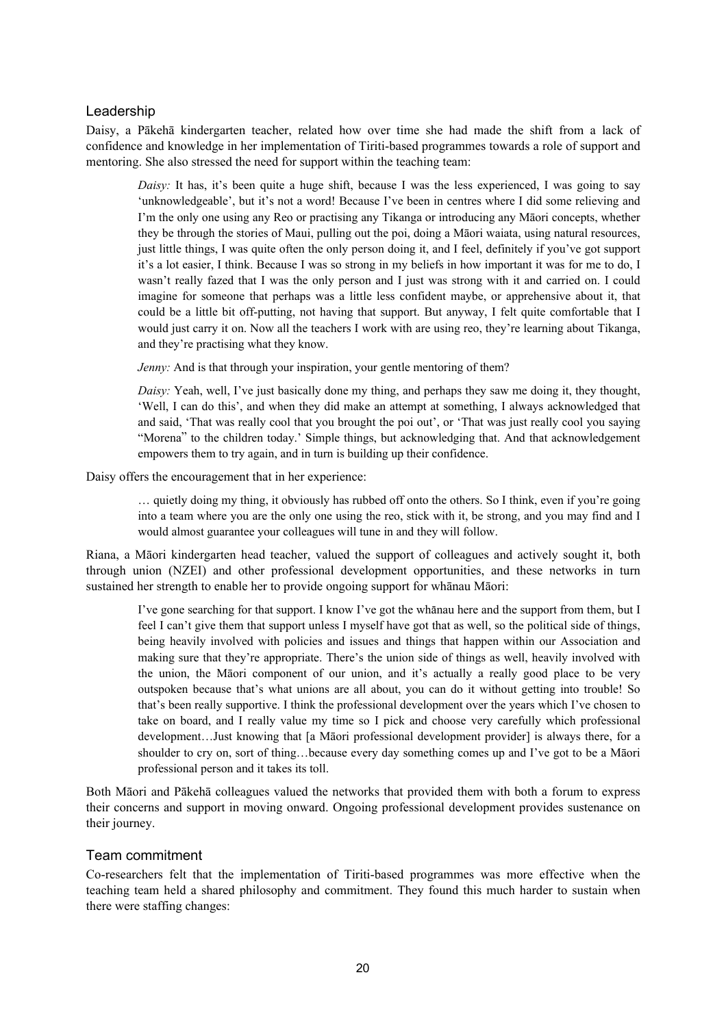## Leadership

Daisy, a Pākehā kindergarten teacher, related how over time she had made the shift from a lack of confidence and knowledge in her implementation of Tiriti-based programmes towards a role of support and mentoring. She also stressed the need for support within the teaching team:

> *Daisy:* It has, it's been quite a huge shift, because I was the less experienced, I was going to say 'unknowledgeable', but it's not a word! Because I've been in centres where I did some relieving and I'm the only one using any Reo or practising any Tikanga or introducing any Māori concepts, whether they be through the stories of Maui, pulling out the poi, doing a Māori waiata, using natural resources, just little things, I was quite often the only person doing it, and I feel, definitely if you've got support it's a lot easier, I think. Because I was so strong in my beliefs in how important it was for me to do, I wasn't really fazed that I was the only person and I just was strong with it and carried on. I could imagine for someone that perhaps was a little less confident maybe, or apprehensive about it, that could be a little bit off-putting, not having that support. But anyway, I felt quite comfortable that I would just carry it on. Now all the teachers I work with are using reo, they're learning about Tikanga, and they're practising what they know.
>
> *Jenny:* And is that through your inspiration, your gentle mentoring of them?
>
> *Daisy:* Yeah, well, I've just basically done my thing, and perhaps they saw me doing it, they thought, 'Well, I can do this', and when they did make an attempt at something, I always acknowledged that and said, 'That was really cool that you brought the poi out', or 'That was just really cool you saying "Morena" to the children today.' Simple things, but acknowledging that. And that acknowledgement empowers them to try again, and in turn is building up their confidence.

Daisy offers the encouragement that in her experience:

> … quietly doing my thing, it obviously has rubbed off onto the others. So I think, even if you're going into a team where you are the only one using the reo, stick with it, be strong, and you may find and I would almost guarantee your colleagues will tune in and they will follow.

Riana, a Māori kindergarten head teacher, valued the support of colleagues and actively sought it, both through union (NZEI) and other professional development opportunities, and these networks in turn sustained her strength to enable her to provide ongoing support for whānau Māori:

> I've gone searching for that support. I know I've got the whānau here and the support from them, but I feel I can't give them that support unless I myself have got that as well, so the political side of things, being heavily involved with policies and issues and things that happen within our Association and making sure that they're appropriate. There's the union side of things as well, heavily involved with the union, the Māori component of our union, and it's actually a really good place to be very outspoken because that's what unions are all about, you can do it without getting into trouble! So that's been really supportive. I think the professional development over the years which I've chosen to take on board, and I really value my time so I pick and choose very carefully which professional development…Just knowing that [a Māori professional development provider] is always there, for a shoulder to cry on, sort of thing…because every day something comes up and I've got to be a Māori professional person and it takes its toll.

Both Māori and Pākehā colleagues valued the networks that provided them with both a forum to express their concerns and support in moving onward. Ongoing professional development provides sustenance on their journey.

## Team commitment

Co-researchers felt that the implementation of Tiriti-based programmes was more effective when the teaching team held a shared philosophy and commitment. They found this much harder to sustain when there were staffing changes: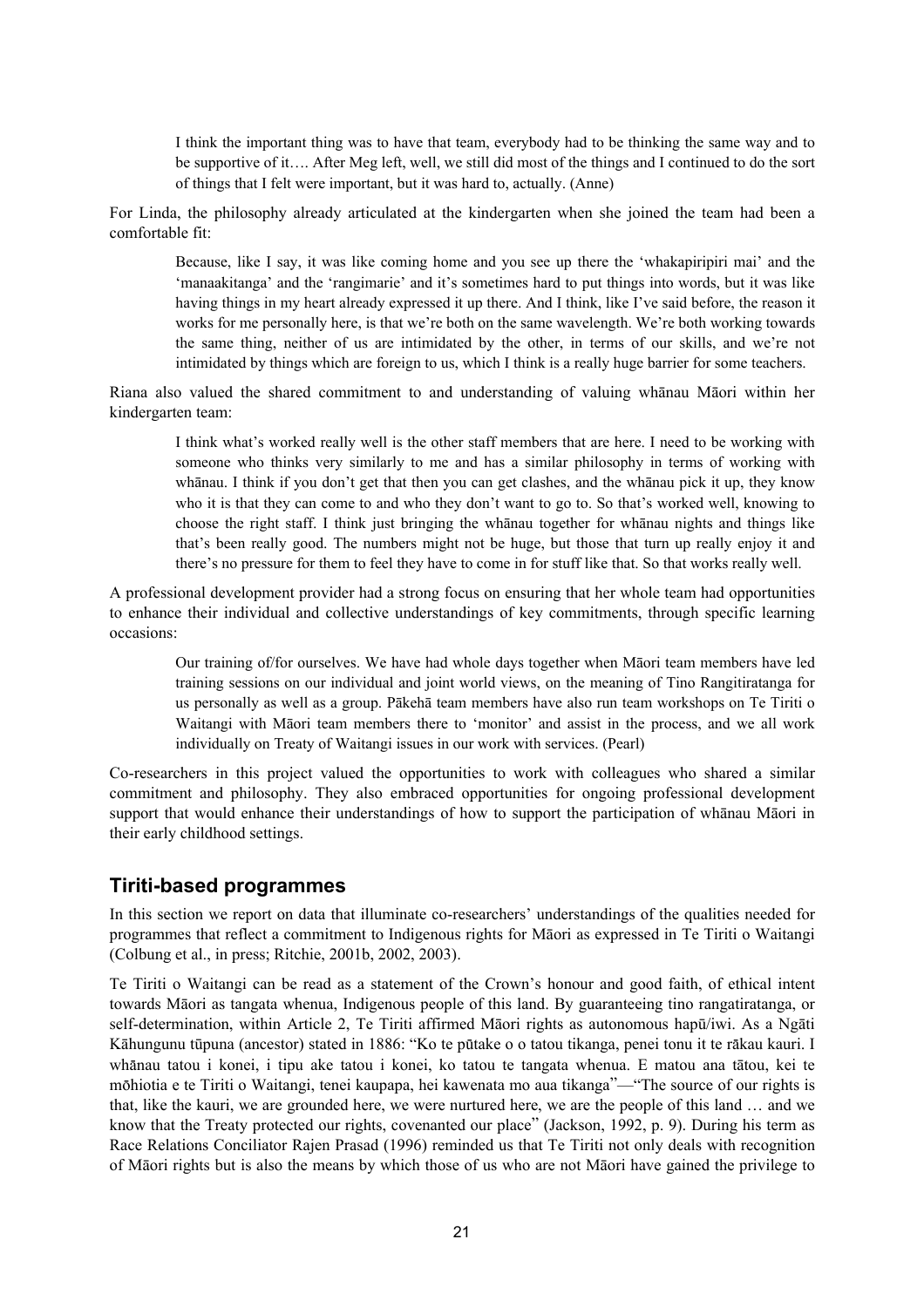> I think the important thing was to have that team, everybody had to be thinking the same way and to be supportive of it…. After Meg left, well, we still did most of the things and I continued to do the sort of things that I felt were important, but it was hard to, actually. (Anne)

For Linda, the philosophy already articulated at the kindergarten when she joined the team had been a comfortable fit:

> Because, like I say, it was like coming home and you see up there the 'whakapiripiri mai' and the 'manaakitanga' and the 'rangimarie' and it's sometimes hard to put things into words, but it was like having things in my heart already expressed it up there. And I think, like I've said before, the reason it works for me personally here, is that we're both on the same wavelength. We're both working towards the same thing, neither of us are intimidated by the other, in terms of our skills, and we're not intimidated by things which are foreign to us, which I think is a really huge barrier for some teachers.

Riana also valued the shared commitment to and understanding of valuing whānau Māori within her kindergarten team:

> I think what's worked really well is the other staff members that are here. I need to be working with someone who thinks very similarly to me and has a similar philosophy in terms of working with whānau. I think if you don't get that then you can get clashes, and the whānau pick it up, they know who it is that they can come to and who they don't want to go to. So that's worked well, knowing to choose the right staff. I think just bringing the whānau together for whānau nights and things like that's been really good. The numbers might not be huge, but those that turn up really enjoy it and there's no pressure for them to feel they have to come in for stuff like that. So that works really well.

A professional development provider had a strong focus on ensuring that her whole team had opportunities to enhance their individual and collective understandings of key commitments, through specific learning occasions:

> Our training of/for ourselves. We have had whole days together when Māori team members have led training sessions on our individual and joint world views, on the meaning of Tino Rangitiratanga for us personally as well as a group. Pākehā team members have also run team workshops on Te Tiriti o Waitangi with Māori team members there to 'monitor' and assist in the process, and we all work individually on Treaty of Waitangi issues in our work with services. (Pearl)

Co-researchers in this project valued the opportunities to work with colleagues who shared a similar commitment and philosophy. They also embraced opportunities for ongoing professional development support that would enhance their understandings of how to support the participation of whānau Māori in their early childhood settings.

## Tiriti-based programmes

In this section we report on data that illuminate co-researchers' understandings of the qualities needed for programmes that reflect a commitment to Indigenous rights for Māori as expressed in Te Tiriti o Waitangi (Colbung et al., in press; Ritchie, 2001b, 2002, 2003).

Te Tiriti o Waitangi can be read as a statement of the Crown's honour and good faith, of ethical intent towards Māori as tangata whenua, Indigenous people of this land. By guaranteeing tino rangatiratanga, or self-determination, within Article 2, Te Tiriti affirmed Māori rights as autonomous hapū/iwi. As a Ngāti Kāhungunu tūpuna (ancestor) stated in 1886: "Ko te pūtake o o tatou tikanga, penei tonu it te rākau kauri. I whānau tatou i konei, i tipu ake tatou i konei, ko tatou te tangata whenua. E matou ana tātou, kei te mōhiotia e te Tiriti o Waitangi, tenei kaupapa, hei kawenata mo aua tikanga"—"The source of our rights is that, like the kauri, we are grounded here, we were nurtured here, we are the people of this land … and we know that the Treaty protected our rights, covenanted our place" (Jackson, 1992, p. 9). During his term as Race Relations Conciliator Rajen Prasad (1996) reminded us that Te Tiriti not only deals with recognition of Māori rights but is also the means by which those of us who are not Māori have gained the privilege to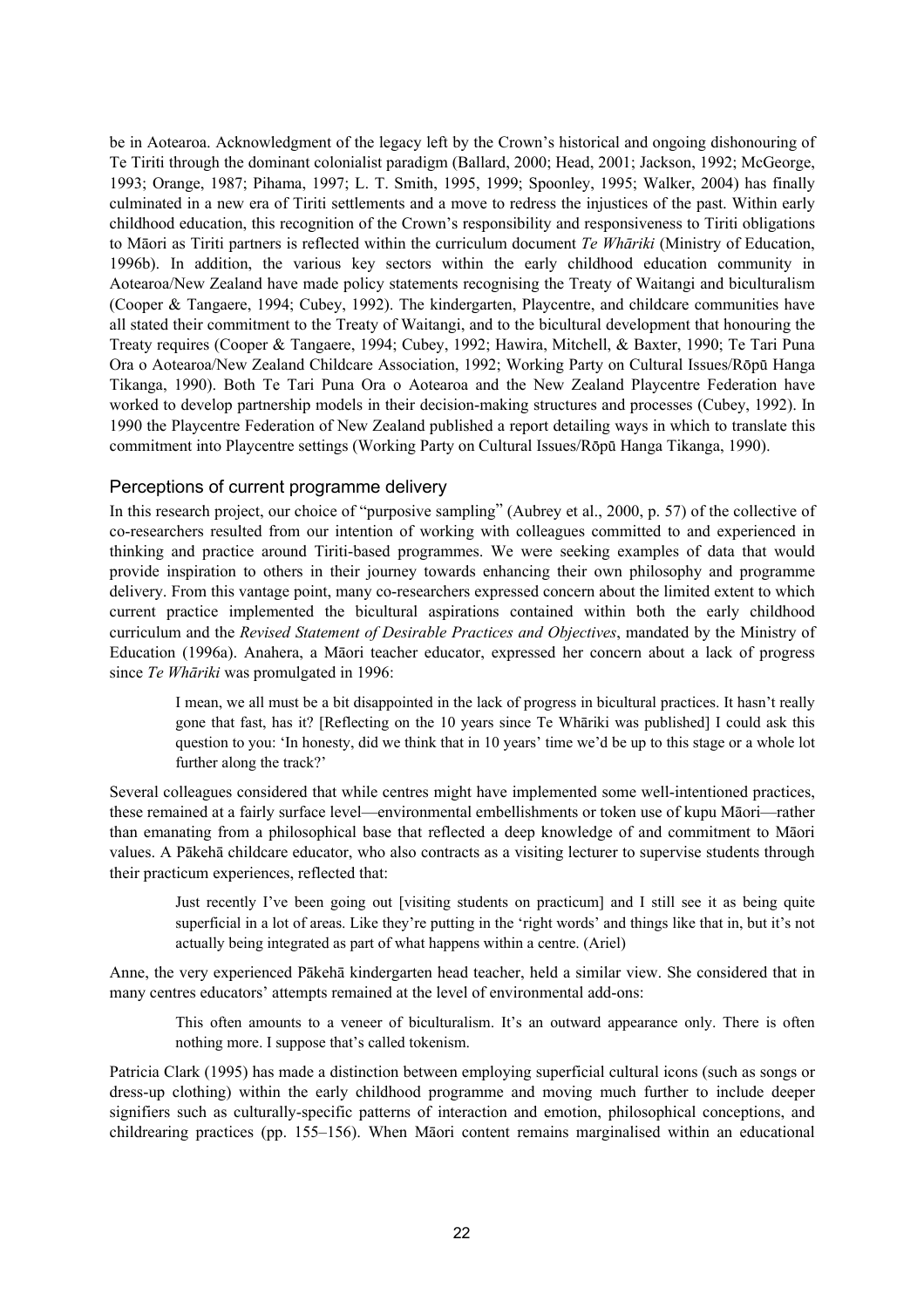be in Aotearoa. Acknowledgment of the legacy left by the Crown's historical and ongoing dishonouring of Te Tiriti through the dominant colonialist paradigm (Ballard, 2000; Head, 2001; Jackson, 1992; McGeorge, 1993; Orange, 1987; Pihama, 1997; L. T. Smith, 1995, 1999; Spoonley, 1995; Walker, 2004) has finally culminated in a new era of Tiriti settlements and a move to redress the injustices of the past. Within early childhood education, this recognition of the Crown's responsibility and responsiveness to Tiriti obligations to Māori as Tiriti partners is reflected within the curriculum document *Te Whāriki* (Ministry of Education, 1996b). In addition, the various key sectors within the early childhood education community in Aotearoa/New Zealand have made policy statements recognising the Treaty of Waitangi and biculturalism (Cooper & Tangaere, 1994; Cubey, 1992). The kindergarten, Playcentre, and childcare communities have all stated their commitment to the Treaty of Waitangi, and to the bicultural development that honouring the Treaty requires (Cooper & Tangaere, 1994; Cubey, 1992; Hawira, Mitchell, & Baxter, 1990; Te Tari Puna Ora o Aotearoa/New Zealand Childcare Association, 1992; Working Party on Cultural Issues/Rōpū Hanga Tikanga, 1990). Both Te Tari Puna Ora o Aotearoa and the New Zealand Playcentre Federation have worked to develop partnership models in their decision-making structures and processes (Cubey, 1992). In 1990 the Playcentre Federation of New Zealand published a report detailing ways in which to translate this commitment into Playcentre settings (Working Party on Cultural Issues/Rōpū Hanga Tikanga, 1990).

## Perceptions of current programme delivery

In this research project, our choice of "purposive sampling" (Aubrey et al., 2000, p. 57) of the collective of co-researchers resulted from our intention of working with colleagues committed to and experienced in thinking and practice around Tiriti-based programmes. We were seeking examples of data that would provide inspiration to others in their journey towards enhancing their own philosophy and programme delivery. From this vantage point, many co-researchers expressed concern about the limited extent to which current practice implemented the bicultural aspirations contained within both the early childhood curriculum and the *Revised Statement of Desirable Practices and Objectives*, mandated by the Ministry of Education (1996a). Anahera, a Māori teacher educator, expressed her concern about a lack of progress since *Te Whāriki* was promulgated in 1996:

> I mean, we all must be a bit disappointed in the lack of progress in bicultural practices. It hasn't really gone that fast, has it? [Reflecting on the 10 years since Te Whāriki was published] I could ask this question to you: 'In honesty, did we think that in 10 years' time we'd be up to this stage or a whole lot further along the track?'

Several colleagues considered that while centres might have implemented some well-intentioned practices, these remained at a fairly surface level—environmental embellishments or token use of kupu Māori—rather than emanating from a philosophical base that reflected a deep knowledge of and commitment to Māori values. A Pākehā childcare educator, who also contracts as a visiting lecturer to supervise students through their practicum experiences, reflected that:

> Just recently I've been going out [visiting students on practicum] and I still see it as being quite superficial in a lot of areas. Like they're putting in the 'right words' and things like that in, but it's not actually being integrated as part of what happens within a centre. (Ariel)

Anne, the very experienced Pākehā kindergarten head teacher, held a similar view. She considered that in many centres educators' attempts remained at the level of environmental add-ons:

> This often amounts to a veneer of biculturalism. It's an outward appearance only. There is often nothing more. I suppose that's called tokenism.

Patricia Clark (1995) has made a distinction between employing superficial cultural icons (such as songs or dress-up clothing) within the early childhood programme and moving much further to include deeper signifiers such as culturally-specific patterns of interaction and emotion, philosophical conceptions, and childrearing practices (pp. 155–156). When Māori content remains marginalised within an educational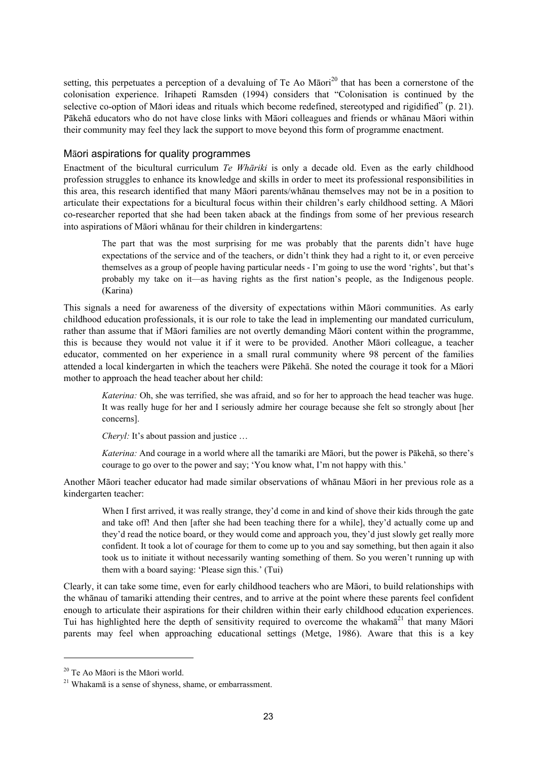setting, this perpetuates a perception of a devaluing of Te Ao Māori[20] that has been a cornerstone of the colonisation experience. Irihapeti Ramsden (1994) considers that "Colonisation is continued by the selective co-option of Māori ideas and rituals which become redefined, stereotyped and rigidified" (p. 21). Pākehā educators who do not have close links with Māori colleagues and friends or whānau Māori within their community may feel they lack the support to move beyond this form of programme enactment.

## Māori aspirations for quality programmes

Enactment of the bicultural curriculum *Te Whāriki* is only a decade old. Even as the early childhood profession struggles to enhance its knowledge and skills in order to meet its professional responsibilities in this area, this research identified that many Māori parents/whānau themselves may not be in a position to articulate their expectations for a bicultural focus within their children's early childhood setting. A Māori co-researcher reported that she had been taken aback at the findings from some of her previous research into aspirations of Māori whānau for their children in kindergartens:

> The part that was the most surprising for me was probably that the parents didn't have huge expectations of the service and of the teachers, or didn't think they had a right to it, or even perceive themselves as a group of people having particular needs - I'm going to use the word 'rights', but that's probably my take on it—as having rights as the first nation's people, as the Indigenous people. (Karina)

This signals a need for awareness of the diversity of expectations within Māori communities. As early childhood education professionals, it is our role to take the lead in implementing our mandated curriculum, rather than assume that if Māori families are not overtly demanding Māori content within the programme, this is because they would not value it if it were to be provided. Another Māori colleague, a teacher educator, commented on her experience in a small rural community where 98 percent of the families attended a local kindergarten in which the teachers were Pākehā. She noted the courage it took for a Māori mother to approach the head teacher about her child:

> *Katerina:* Oh, she was terrified, she was afraid, and so for her to approach the head teacher was huge. It was really huge for her and I seriously admire her courage because she felt so strongly about [her concerns].
>
> *Cheryl:* It's about passion and justice …
>
> *Katerina:* And courage in a world where all the tamariki are Māori, but the power is Pākehā, so there's courage to go over to the power and say; 'You know what, I'm not happy with this.'

Another Māori teacher educator had made similar observations of whānau Māori in her previous role as a kindergarten teacher:

> When I first arrived, it was really strange, they'd come in and kind of shove their kids through the gate and take off! And then [after she had been teaching there for a while], they'd actually come up and they'd read the notice board, or they would come and approach you, they'd just slowly get really more confident. It took a lot of courage for them to come up to you and say something, but then again it also took us to initiate it without necessarily wanting something of them. So you weren't running up with them with a board saying: 'Please sign this.' (Tui)

Clearly, it can take some time, even for early childhood teachers who are Māori, to build relationships with the whānau of tamariki attending their centres, and to arrive at the point where these parents feel confident enough to articulate their aspirations for their children within their early childhood education experiences. Tui has highlighted here the depth of sensitivity required to overcome the whakamā[21] that many Māori parents may feel when approaching educational settings (Metge, 1986). Aware that this is a key

---

[20] Te Ao Māori is the Māori world.

[21] Whakamā is a sense of shyness, shame, or embarrassment.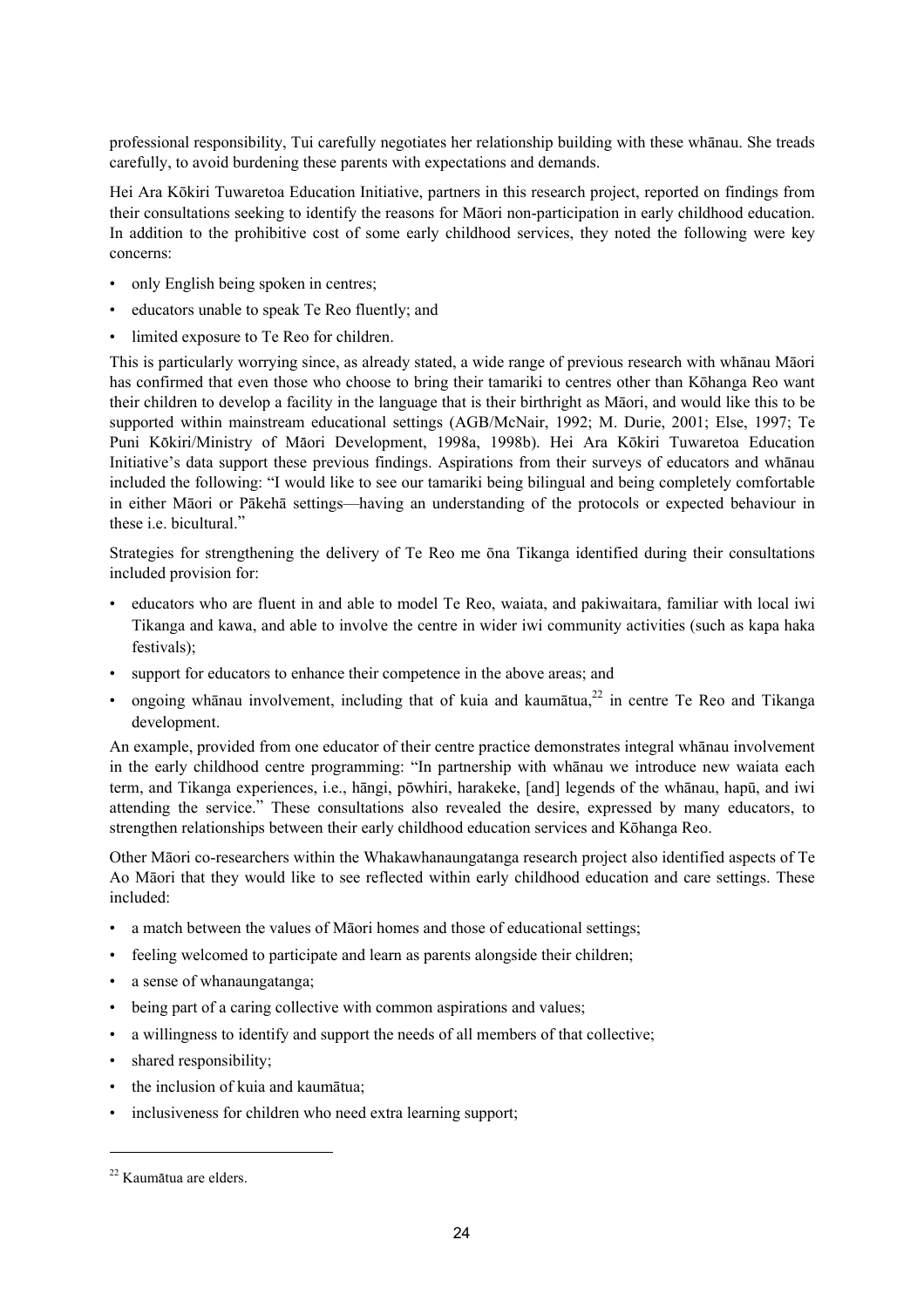professional responsibility, Tui carefully negotiates her relationship building with these whānau. She treads carefully, to avoid burdening these parents with expectations and demands.

Hei Ara Kōkiri Tuwaretoa Education Initiative, partners in this research project, reported on findings from their consultations seeking to identify the reasons for Māori non-participation in early childhood education. In addition to the prohibitive cost of some early childhood services, they noted the following were key concerns:

- only English being spoken in centres;
- educators unable to speak Te Reo fluently; and
- limited exposure to Te Reo for children.

This is particularly worrying since, as already stated, a wide range of previous research with whānau Māori has confirmed that even those who choose to bring their tamariki to centres other than Kōhanga Reo want their children to develop a facility in the language that is their birthright as Māori, and would like this to be supported within mainstream educational settings (AGB/McNair, 1992; M. Durie, 2001; Else, 1997; Te Puni Kōkiri/Ministry of Māori Development, 1998a, 1998b). Hei Ara Kōkiri Tuwaretoa Education Initiative's data support these previous findings. Aspirations from their surveys of educators and whānau included the following: "I would like to see our tamariki being bilingual and being completely comfortable in either Māori or Pākehā settings—having an understanding of the protocols or expected behaviour in these i.e. bicultural."

Strategies for strengthening the delivery of Te Reo me ōna Tikanga identified during their consultations included provision for:

- educators who are fluent in and able to model Te Reo, waiata, and pakiwaitara, familiar with local iwi Tikanga and kawa, and able to involve the centre in wider iwi community activities (such as kapa haka festivals);
- support for educators to enhance their competence in the above areas; and
- ongoing whānau involvement, including that of kuia and kaumātua,[22] in centre Te Reo and Tikanga development.

An example, provided from one educator of their centre practice demonstrates integral whānau involvement in the early childhood centre programming: "In partnership with whānau we introduce new waiata each term, and Tikanga experiences, i.e., hāngi, pōwhiri, harakeke, [and] legends of the whānau, hapū, and iwi attending the service." These consultations also revealed the desire, expressed by many educators, to strengthen relationships between their early childhood education services and Kōhanga Reo.

Other Māori co-researchers within the Whakawhanaungatanga research project also identified aspects of Te Ao Māori that they would like to see reflected within early childhood education and care settings. These included:

- a match between the values of Māori homes and those of educational settings;
- feeling welcomed to participate and learn as parents alongside their children;
- a sense of whanaungatanga;
- being part of a caring collective with common aspirations and values;
- a willingness to identify and support the needs of all members of that collective;
- shared responsibility;
- the inclusion of kuia and kaumātua;
- inclusiveness for children who need extra learning support;

[22] Kaumātua are elders.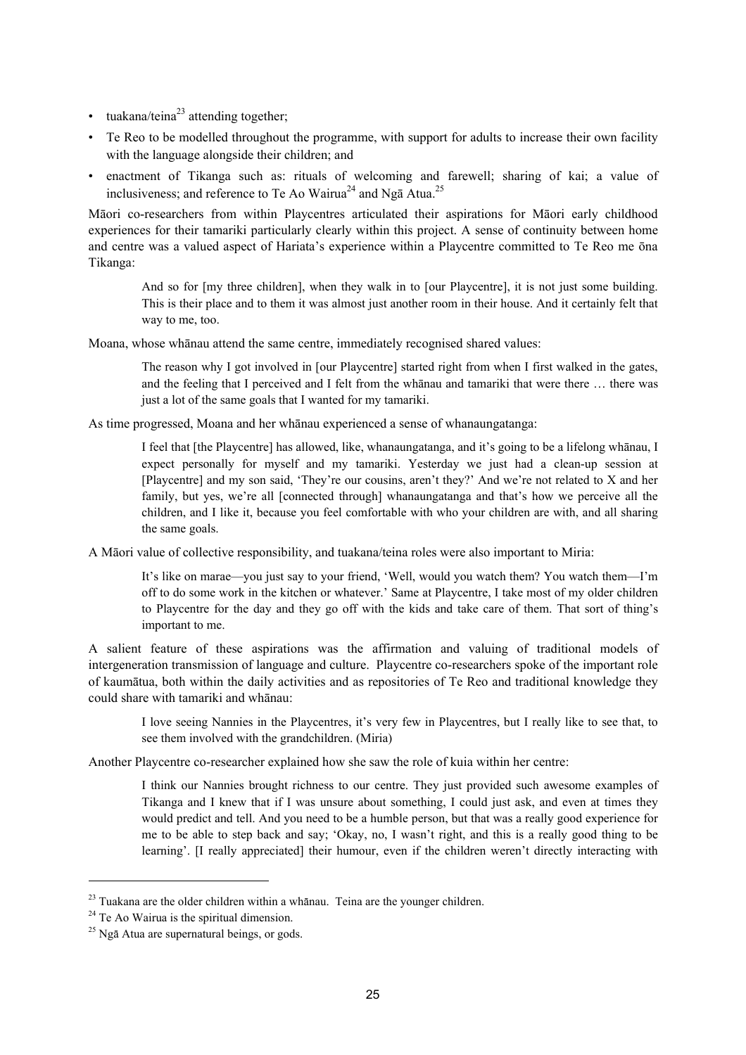- tuakana/teina[23] attending together;
- Te Reo to be modelled throughout the programme, with support for adults to increase their own facility with the language alongside their children; and
- enactment of Tikanga such as: rituals of welcoming and farewell; sharing of kai; a value of inclusiveness; and reference to Te Ao Wairua[24] and Ngā Atua.[25]

Māori co-researchers from within Playcentres articulated their aspirations for Māori early childhood experiences for their tamariki particularly clearly within this project. A sense of continuity between home and centre was a valued aspect of Hariata's experience within a Playcentre committed to Te Reo me ōna Tikanga:

> And so for [my three children], when they walk in to [our Playcentre], it is not just some building. This is their place and to them it was almost just another room in their house. And it certainly felt that way to me, too.

Moana, whose whānau attend the same centre, immediately recognised shared values:

> The reason why I got involved in [our Playcentre] started right from when I first walked in the gates, and the feeling that I perceived and I felt from the whānau and tamariki that were there … there was just a lot of the same goals that I wanted for my tamariki.

As time progressed, Moana and her whānau experienced a sense of whanaungatanga:

> I feel that [the Playcentre] has allowed, like, whanaungatanga, and it's going to be a lifelong whānau, I expect personally for myself and my tamariki. Yesterday we just had a clean-up session at [Playcentre] and my son said, 'They're our cousins, aren't they?' And we're not related to X and her family, but yes, we're all [connected through] whanaungatanga and that's how we perceive all the children, and I like it, because you feel comfortable with who your children are with, and all sharing the same goals.

A Māori value of collective responsibility, and tuakana/teina roles were also important to Miria:

> It's like on marae—you just say to your friend, 'Well, would you watch them? You watch them—I'm off to do some work in the kitchen or whatever.' Same at Playcentre, I take most of my older children to Playcentre for the day and they go off with the kids and take care of them. That sort of thing's important to me.

A salient feature of these aspirations was the affirmation and valuing of traditional models of intergeneration transmission of language and culture. Playcentre co-researchers spoke of the important role of kaumātua, both within the daily activities and as repositories of Te Reo and traditional knowledge they could share with tamariki and whānau:

> I love seeing Nannies in the Playcentres, it's very few in Playcentres, but I really like to see that, to see them involved with the grandchildren. (Miria)

Another Playcentre co-researcher explained how she saw the role of kuia within her centre:

> I think our Nannies brought richness to our centre. They just provided such awesome examples of Tikanga and I knew that if I was unsure about something, I could just ask, and even at times they would predict and tell. And you need to be a humble person, but that was a really good experience for me to be able to step back and say; 'Okay, no, I wasn't right, and this is a really good thing to be learning'. [I really appreciated] their humour, even if the children weren't directly interacting with

[23] Tuakana are the older children within a whānau. Teina are the younger children.

[24] Te Ao Wairua is the spiritual dimension.

[25] Ngā Atua are supernatural beings, or gods.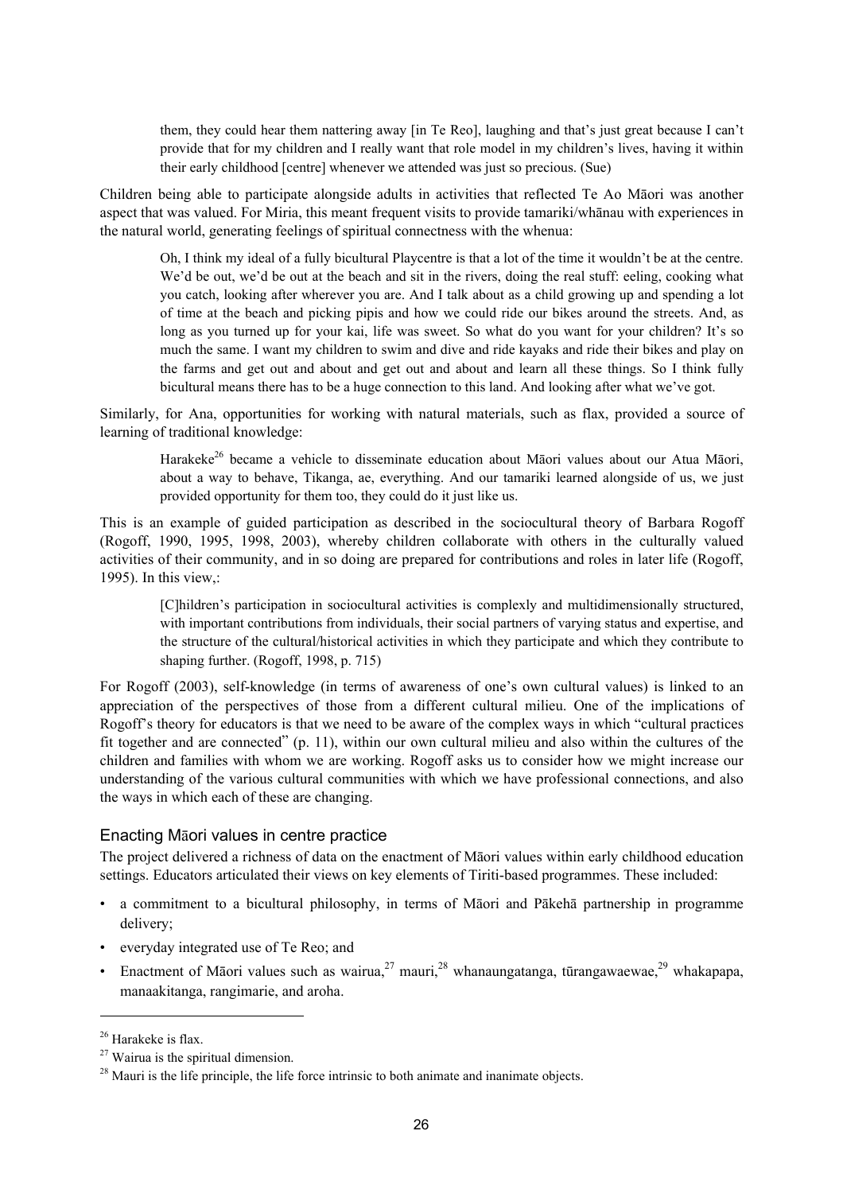> them, they could hear them nattering away [in Te Reo], laughing and that's just great because I can't provide that for my children and I really want that role model in my children's lives, having it within their early childhood [centre] whenever we attended was just so precious. (Sue)

Children being able to participate alongside adults in activities that reflected Te Ao Māori was another aspect that was valued. For Miria, this meant frequent visits to provide tamariki/whānau with experiences in the natural world, generating feelings of spiritual connectness with the whenua:

> Oh, I think my ideal of a fully bicultural Playcentre is that a lot of the time it wouldn't be at the centre. We'd be out, we'd be out at the beach and sit in the rivers, doing the real stuff: eeling, cooking what you catch, looking after wherever you are. And I talk about as a child growing up and spending a lot of time at the beach and picking pipis and how we could ride our bikes around the streets. And, as long as you turned up for your kai, life was sweet. So what do you want for your children? It's so much the same. I want my children to swim and dive and ride kayaks and ride their bikes and play on the farms and get out and about and get out and about and learn all these things. So I think fully bicultural means there has to be a huge connection to this land. And looking after what we've got.

Similarly, for Ana, opportunities for working with natural materials, such as flax, provided a source of learning of traditional knowledge:

> Harakeke[26] became a vehicle to disseminate education about Māori values about our Atua Māori, about a way to behave, Tikanga, ae, everything. And our tamariki learned alongside of us, we just provided opportunity for them too, they could do it just like us.

This is an example of guided participation as described in the sociocultural theory of Barbara Rogoff (Rogoff, 1990, 1995, 1998, 2003), whereby children collaborate with others in the culturally valued activities of their community, and in so doing are prepared for contributions and roles in later life (Rogoff, 1995). In this view,:

> [C]hildren's participation in sociocultural activities is complexly and multidimensionally structured, with important contributions from individuals, their social partners of varying status and expertise, and the structure of the cultural/historical activities in which they participate and which they contribute to shaping further. (Rogoff, 1998, p. 715)

For Rogoff (2003), self-knowledge (in terms of awareness of one's own cultural values) is linked to an appreciation of the perspectives of those from a different cultural milieu. One of the implications of Rogoff's theory for educators is that we need to be aware of the complex ways in which "cultural practices fit together and are connected" (p. 11), within our own cultural milieu and also within the cultures of the children and families with whom we are working. Rogoff asks us to consider how we might increase our understanding of the various cultural communities with which we have professional connections, and also the ways in which each of these are changing.

### Enacting Māori values in centre practice

The project delivered a richness of data on the enactment of Māori values within early childhood education settings. Educators articulated their views on key elements of Tiriti-based programmes. These included:

- a commitment to a bicultural philosophy, in terms of Māori and Pākehā partnership in programme delivery;
- everyday integrated use of Te Reo; and
- Enactment of Māori values such as wairua,[27] mauri,[28] whanaungatanga, tūrangawaewae,[29] whakapapa, manaakitanga, rangimarie, and aroha.

---

[26] Harakeke is flax.

[27] Wairua is the spiritual dimension.

[28] Mauri is the life principle, the life force intrinsic to both animate and inanimate objects.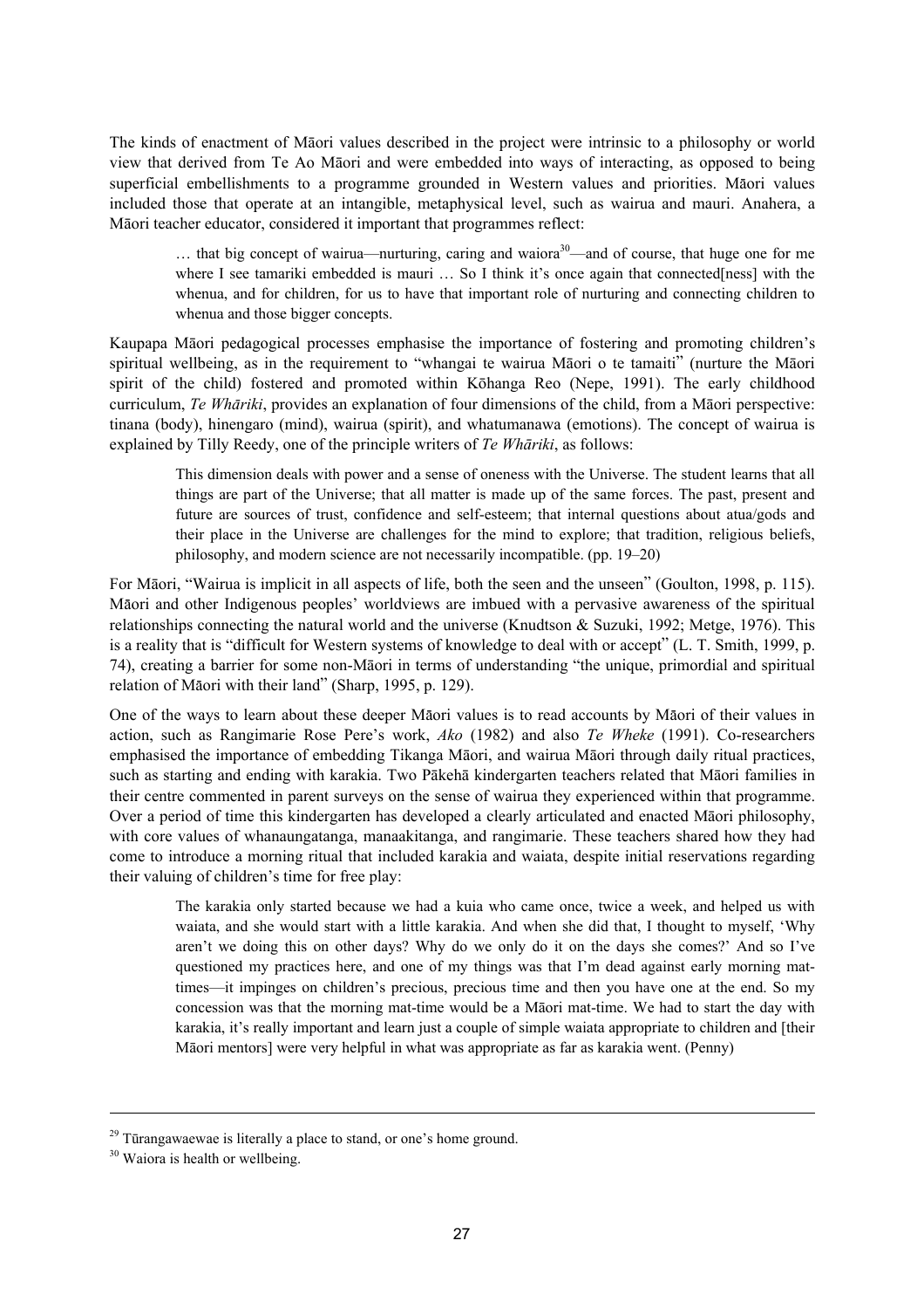The kinds of enactment of Māori values described in the project were intrinsic to a philosophy or world view that derived from Te Ao Māori and were embedded into ways of interacting, as opposed to being superficial embellishments to a programme grounded in Western values and priorities. Māori values included those that operate at an intangible, metaphysical level, such as wairua and mauri. Anahera, a Māori teacher educator, considered it important that programmes reflect:

> … that big concept of wairua—nurturing, caring and waiora[30]—and of course, that huge one for me where I see tamariki embedded is mauri … So I think it's once again that connected[ness] with the whenua, and for children, for us to have that important role of nurturing and connecting children to whenua and those bigger concepts.

Kaupapa Māori pedagogical processes emphasise the importance of fostering and promoting children's spiritual wellbeing, as in the requirement to "whangai te wairua Māori o te tamaiti" (nurture the Māori spirit of the child) fostered and promoted within Kōhanga Reo (Nepe, 1991). The early childhood curriculum, *Te Whāriki*, provides an explanation of four dimensions of the child, from a Māori perspective: tinana (body), hinengaro (mind), wairua (spirit), and whatumanawa (emotions). The concept of wairua is explained by Tilly Reedy, one of the principle writers of *Te Whāriki*, as follows:

> This dimension deals with power and a sense of oneness with the Universe. The student learns that all things are part of the Universe; that all matter is made up of the same forces. The past, present and future are sources of trust, confidence and self-esteem; that internal questions about atua/gods and their place in the Universe are challenges for the mind to explore; that tradition, religious beliefs, philosophy, and modern science are not necessarily incompatible. (pp. 19–20)

For Māori, "Wairua is implicit in all aspects of life, both the seen and the unseen" (Goulton, 1998, p. 115). Māori and other Indigenous peoples' worldviews are imbued with a pervasive awareness of the spiritual relationships connecting the natural world and the universe (Knudtson & Suzuki, 1992; Metge, 1976). This is a reality that is "difficult for Western systems of knowledge to deal with or accept" (L. T. Smith, 1999, p. 74), creating a barrier for some non-Māori in terms of understanding "the unique, primordial and spiritual relation of Māori with their land" (Sharp, 1995, p. 129).

One of the ways to learn about these deeper Māori values is to read accounts by Māori of their values in action, such as Rangimarie Rose Pere's work, *Ako* (1982) and also *Te Wheke* (1991). Co-researchers emphasised the importance of embedding Tikanga Māori, and wairua Māori through daily ritual practices, such as starting and ending with karakia. Two Pākehā kindergarten teachers related that Māori families in their centre commented in parent surveys on the sense of wairua they experienced within that programme. Over a period of time this kindergarten has developed a clearly articulated and enacted Māori philosophy, with core values of whanaungatanga, manaakitanga, and rangimarie. These teachers shared how they had come to introduce a morning ritual that included karakia and waiata, despite initial reservations regarding their valuing of children's time for free play:

> The karakia only started because we had a kuia who came once, twice a week, and helped us with waiata, and she would start with a little karakia. And when she did that, I thought to myself, 'Why aren't we doing this on other days? Why do we only do it on the days she comes?' And so I've questioned my practices here, and one of my things was that I'm dead against early morning mat-times—it impinges on children's precious, precious time and then you have one at the end. So my concession was that the morning mat-time would be a Māori mat-time. We had to start the day with karakia, it's really important and learn just a couple of simple waiata appropriate to children and [their Māori mentors] were very helpful in what was appropriate as far as karakia went. (Penny)

---

[29] Tūrangawaewae is literally a place to stand, or one's home ground.

[30] Waiora is health or wellbeing.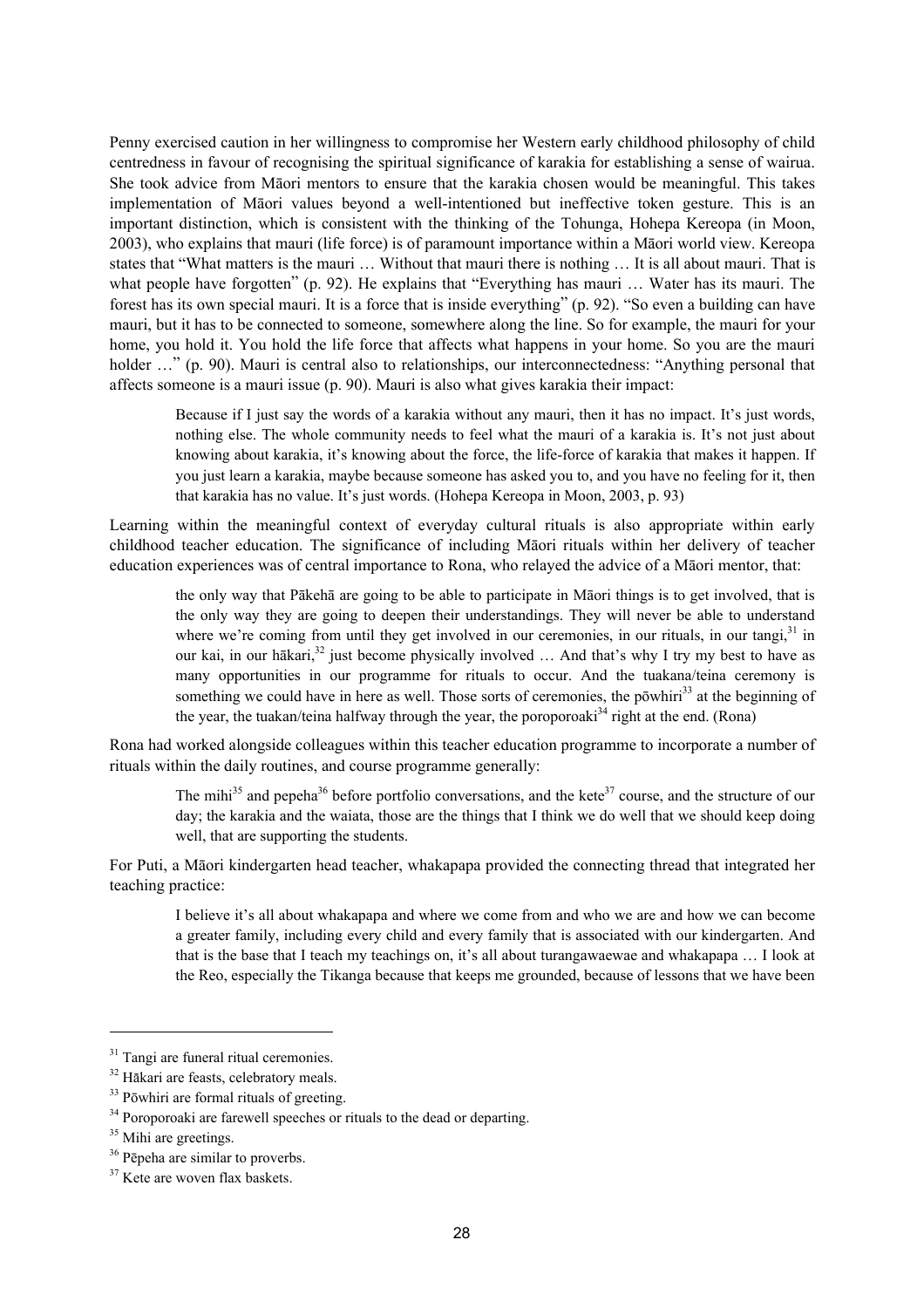Penny exercised caution in her willingness to compromise her Western early childhood philosophy of child centredness in favour of recognising the spiritual significance of karakia for establishing a sense of wairua. She took advice from Māori mentors to ensure that the karakia chosen would be meaningful. This takes implementation of Māori values beyond a well-intentioned but ineffective token gesture. This is an important distinction, which is consistent with the thinking of the Tohunga, Hohepa Kereopa (in Moon, 2003), who explains that mauri (life force) is of paramount importance within a Māori world view. Kereopa states that "What matters is the mauri … Without that mauri there is nothing … It is all about mauri. That is what people have forgotten" (p. 92). He explains that "Everything has mauri … Water has its mauri. The forest has its own special mauri. It is a force that is inside everything" (p. 92). "So even a building can have mauri, but it has to be connected to someone, somewhere along the line. So for example, the mauri for your home, you hold it. You hold the life force that affects what happens in your home. So you are the mauri holder …" (p. 90). Mauri is central also to relationships, our interconnectedness: "Anything personal that affects someone is a mauri issue (p. 90). Mauri is also what gives karakia their impact:

> Because if I just say the words of a karakia without any mauri, then it has no impact. It's just words, nothing else. The whole community needs to feel what the mauri of a karakia is. It's not just about knowing about karakia, it's knowing about the force, the life-force of karakia that makes it happen. If you just learn a karakia, maybe because someone has asked you to, and you have no feeling for it, then that karakia has no value. It's just words. (Hohepa Kereopa in Moon, 2003, p. 93)

Learning within the meaningful context of everyday cultural rituals is also appropriate within early childhood teacher education. The significance of including Māori rituals within her delivery of teacher education experiences was of central importance to Rona, who relayed the advice of a Māori mentor, that:

> the only way that Pākehā are going to be able to participate in Māori things is to get involved, that is the only way they are going to deepen their understandings. They will never be able to understand where we're coming from until they get involved in our ceremonies, in our rituals, in our tangi,[31] in our kai, in our hākari,[32] just become physically involved … And that's why I try my best to have as many opportunities in our programme for rituals to occur. And the tuakana/teina ceremony is something we could have in here as well. Those sorts of ceremonies, the pōwhiri[33] at the beginning of the year, the tuakan/teina halfway through the year, the poroporoaki[34] right at the end. (Rona)

Rona had worked alongside colleagues within this teacher education programme to incorporate a number of rituals within the daily routines, and course programme generally:

> The mihi[35] and pepeha[36] before portfolio conversations, and the kete[37] course, and the structure of our day; the karakia and the waiata, those are the things that I think we do well that we should keep doing well, that are supporting the students.

For Puti, a Māori kindergarten head teacher, whakapapa provided the connecting thread that integrated her teaching practice:

> I believe it's all about whakapapa and where we come from and who we are and how we can become a greater family, including every child and every family that is associated with our kindergarten. And that is the base that I teach my teachings on, it's all about turangawaewae and whakapapa … I look at the Reo, especially the Tikanga because that keeps me grounded, because of lessons that we have been

---

[31] Tangi are funeral ritual ceremonies.

[32] Hākari are feasts, celebratory meals.

[33] Pōwhiri are formal rituals of greeting.

[34] Poroporoaki are farewell speeches or rituals to the dead or departing.

[35] Mihi are greetings.

[36] Pēpeha are similar to proverbs.

[37] Kete are woven flax baskets.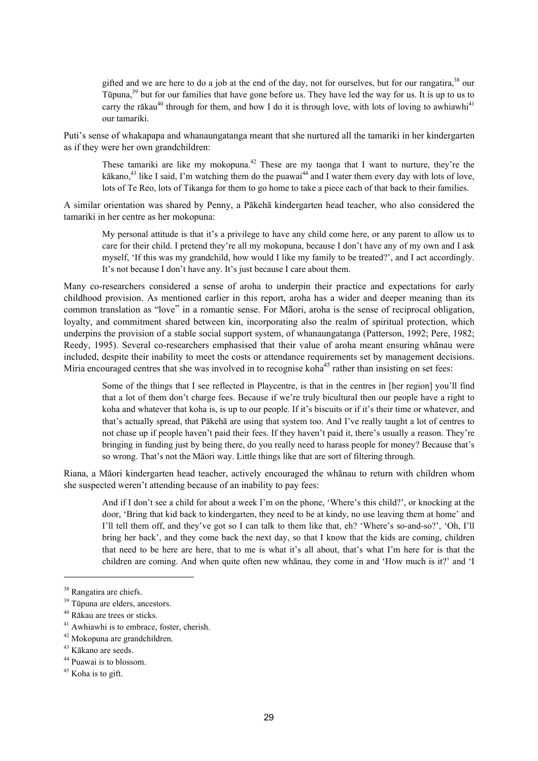> gifted and we are here to do a job at the end of the day, not for ourselves, but for our rangatira,[38] our Tūpuna,[39] but for our families that have gone before us. They have led the way for us. It is up to us to carry the rākau[40] through for them, and how I do it is through love, with lots of loving to awhiawhi[41] our tamariki.

Puti's sense of whakapapa and whanaungatanga meant that she nurtured all the tamariki in her kindergarten as if they were her own grandchildren:

> These tamariki are like my mokopuna.[42] These are my taonga that I want to nurture, they're the kākano,[43] like I said, I'm watching them do the puawai[44] and I water them every day with lots of love, lots of Te Reo, lots of Tikanga for them to go home to take a piece each of that back to their families.

A similar orientation was shared by Penny, a Pākehā kindergarten head teacher, who also considered the tamariki in her centre as her mokopuna:

> My personal attitude is that it's a privilege to have any child come here, or any parent to allow us to care for their child. I pretend they're all my mokopuna, because I don't have any of my own and I ask myself, 'If this was my grandchild, how would I like my family to be treated?', and I act accordingly. It's not because I don't have any. It's just because I care about them.

Many co-researchers considered a sense of aroha to underpin their practice and expectations for early childhood provision. As mentioned earlier in this report, aroha has a wider and deeper meaning than its common translation as "love" in a romantic sense. For Māori, aroha is the sense of reciprocal obligation, loyalty, and commitment shared between kin, incorporating also the realm of spiritual protection, which underpins the provision of a stable social support system, of whanaungatanga (Patterson, 1992; Pere, 1982; Reedy, 1995). Several co-researchers emphasised that their value of aroha meant ensuring whānau were included, despite their inability to meet the costs or attendance requirements set by management decisions. Miria encouraged centres that she was involved in to recognise koha[45] rather than insisting on set fees:

> Some of the things that I see reflected in Playcentre, is that in the centres in [her region] you'll find that a lot of them don't charge fees. Because if we're truly bicultural then our people have a right to koha and whatever that koha is, is up to our people. If it's biscuits or if it's their time or whatever, and that's actually spread, that Pākehā are using that system too. And I've really taught a lot of centres to not chase up if people haven't paid their fees. If they haven't paid it, there's usually a reason. They're bringing in funding just by being there, do you really need to harass people for money? Because that's so wrong. That's not the Māori way. Little things like that are sort of filtering through.

Riana, a Māori kindergarten head teacher, actively encouraged the whānau to return with children whom she suspected weren't attending because of an inability to pay fees:

> And if I don't see a child for about a week I'm on the phone, 'Where's this child?', or knocking at the door, 'Bring that kid back to kindergarten, they need to be at kindy, no use leaving them at home' and I'll tell them off, and they've got so I can talk to them like that, eh? 'Where's so-and-so?', 'Oh, I'll bring her back', and they come back the next day, so that I know that the kids are coming, children that need to be here are here, that to me is what it's all about, that's what I'm here for is that the children are coming. And when quite often new whānau, they come in and 'How much is it?' and 'I

---

[38] Rangatira are chiefs.

[39] Tūpuna are elders, ancestors.

[40] Rākau are trees or sticks.

[41] Awhiawhi is to embrace, foster, cherish.

[42] Mokopuna are grandchildren.

[43] Kākano are seeds.

[44] Puawai is to blossom.

[45] Koha is to gift.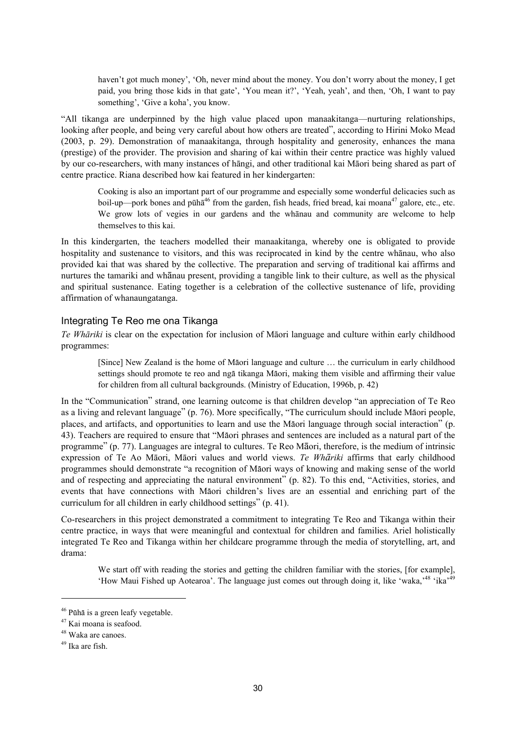> haven't got much money', 'Oh, never mind about the money. You don't worry about the money, I get paid, you bring those kids in that gate', 'You mean it?', 'Yeah, yeah', and then, 'Oh, I want to pay something', 'Give a koha', you know.

"All tikanga are underpinned by the high value placed upon manaakitanga—nurturing relationships, looking after people, and being very careful about how others are treated", according to Hirini Moko Mead (2003, p. 29). Demonstration of manaakitanga, through hospitality and generosity, enhances the mana (prestige) of the provider. The provision and sharing of kai within their centre practice was highly valued by our co-researchers, with many instances of hāngi, and other traditional kai Māori being shared as part of centre practice. Riana described how kai featured in her kindergarten:

> Cooking is also an important part of our programme and especially some wonderful delicacies such as boil-up—pork bones and pūhā[46] from the garden, fish heads, fried bread, kai moana[47] galore, etc., etc. We grow lots of vegies in our gardens and the whānau and community are welcome to help themselves to this kai.

In this kindergarten, the teachers modelled their manaakitanga, whereby one is obligated to provide hospitality and sustenance to visitors, and this was reciprocated in kind by the centre whānau, who also provided kai that was shared by the collective. The preparation and serving of traditional kai affirms and nurtures the tamariki and whānau present, providing a tangible link to their culture, as well as the physical and spiritual sustenance. Eating together is a celebration of the collective sustenance of life, providing affirmation of whanaungatanga.

## Integrating Te Reo me ona Tikanga

*Te Whāriki* is clear on the expectation for inclusion of Māori language and culture within early childhood programmes:

> [Since] New Zealand is the home of Māori language and culture … the curriculum in early childhood settings should promote te reo and ngā tikanga Māori, making them visible and affirming their value for children from all cultural backgrounds. (Ministry of Education, 1996b, p. 42)

In the "Communication" strand, one learning outcome is that children develop "an appreciation of Te Reo as a living and relevant language" (p. 76). More specifically, "The curriculum should include Māori people, places, and artifacts, and opportunities to learn and use the Māori language through social interaction" (p. 43). Teachers are required to ensure that "Māori phrases and sentences are included as a natural part of the programme" (p. 77). Languages are integral to cultures. Te Reo Māori, therefore, is the medium of intrinsic expression of Te Ao Māori, Māori values and world views. *Te Whāriki* affirms that early childhood programmes should demonstrate "a recognition of Māori ways of knowing and making sense of the world and of respecting and appreciating the natural environment" (p. 82). To this end, "Activities, stories, and events that have connections with Māori children's lives are an essential and enriching part of the curriculum for all children in early childhood settings" (p. 41).

Co-researchers in this project demonstrated a commitment to integrating Te Reo and Tikanga within their centre practice, in ways that were meaningful and contextual for children and families. Ariel holistically integrated Te Reo and Tikanga within her childcare programme through the media of storytelling, art, and drama:

> We start off with reading the stories and getting the children familiar with the stories, [for example], 'How Maui Fished up Aotearoa'. The language just comes out through doing it, like 'waka,'[48] 'ika'[49]

---

[46] Pūhā is a green leafy vegetable.

[47] Kai moana is seafood.

[48] Waka are canoes.

[49] Ika are fish.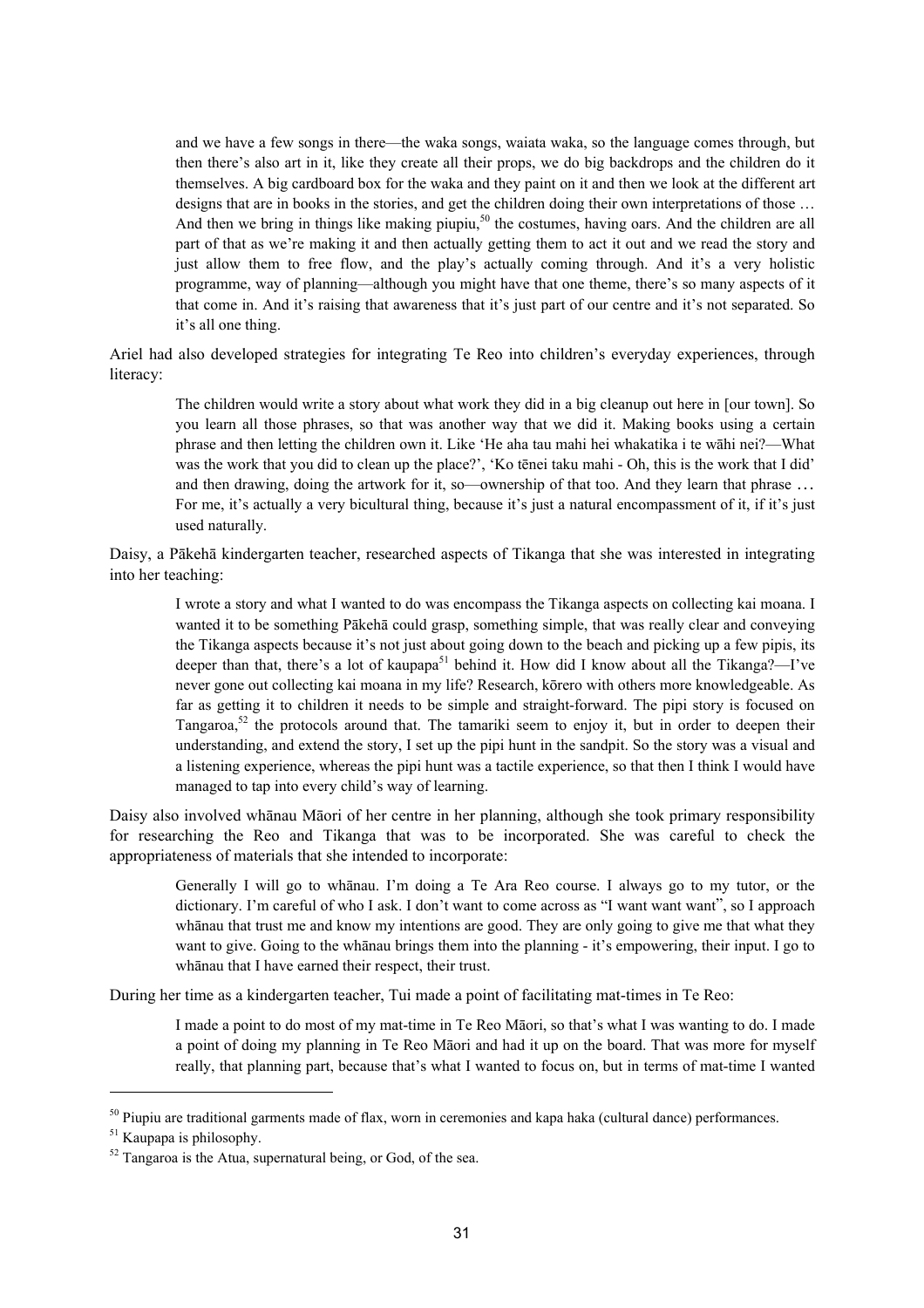> and we have a few songs in there—the waka songs, waiata waka, so the language comes through, but then there's also art in it, like they create all their props, we do big backdrops and the children do it themselves. A big cardboard box for the waka and they paint on it and then we look at the different art designs that are in books in the stories, and get the children doing their own interpretations of those … And then we bring in things like making piupiu,[50] the costumes, having oars. And the children are all part of that as we're making it and then actually getting them to act it out and we read the story and just allow them to free flow, and the play's actually coming through. And it's a very holistic programme, way of planning—although you might have that one theme, there's so many aspects of it that come in. And it's raising that awareness that it's just part of our centre and it's not separated. So it's all one thing.

Ariel had also developed strategies for integrating Te Reo into children's everyday experiences, through literacy:

> The children would write a story about what work they did in a big cleanup out here in [our town]. So you learn all those phrases, so that was another way that we did it. Making books using a certain phrase and then letting the children own it. Like 'He aha tau mahi hei whakatika i te wāhi nei?—What was the work that you did to clean up the place?', 'Ko tēnei taku mahi - Oh, this is the work that I did' and then drawing, doing the artwork for it, so—ownership of that too. And they learn that phrase … For me, it's actually a very bicultural thing, because it's just a natural encompassment of it, if it's just used naturally.

Daisy, a Pākehā kindergarten teacher, researched aspects of Tikanga that she was interested in integrating into her teaching:

> I wrote a story and what I wanted to do was encompass the Tikanga aspects on collecting kai moana. I wanted it to be something Pākehā could grasp, something simple, that was really clear and conveying the Tikanga aspects because it's not just about going down to the beach and picking up a few pipis, its deeper than that, there's a lot of kaupapa[51] behind it. How did I know about all the Tikanga?—I've never gone out collecting kai moana in my life? Research, kōrero with others more knowledgeable. As far as getting it to children it needs to be simple and straight-forward. The pipi story is focused on Tangaroa,[52] the protocols around that. The tamariki seem to enjoy it, but in order to deepen their understanding, and extend the story, I set up the pipi hunt in the sandpit. So the story was a visual and a listening experience, whereas the pipi hunt was a tactile experience, so that then I think I would have managed to tap into every child's way of learning.

Daisy also involved whānau Māori of her centre in her planning, although she took primary responsibility for researching the Reo and Tikanga that was to be incorporated. She was careful to check the appropriateness of materials that she intended to incorporate:

> Generally I will go to whānau. I'm doing a Te Ara Reo course. I always go to my tutor, or the dictionary. I'm careful of who I ask. I don't want to come across as "I want want want", so I approach whānau that trust me and know my intentions are good. They are only going to give me that what they want to give. Going to the whānau brings them into the planning - it's empowering, their input. I go to whānau that I have earned their respect, their trust.

During her time as a kindergarten teacher, Tui made a point of facilitating mat-times in Te Reo:

> I made a point to do most of my mat-time in Te Reo Māori, so that's what I was wanting to do. I made a point of doing my planning in Te Reo Māori and had it up on the board. That was more for myself really, that planning part, because that's what I wanted to focus on, but in terms of mat-time I wanted

---

[50] Piupiu are traditional garments made of flax, worn in ceremonies and kapa haka (cultural dance) performances.

[51] Kaupapa is philosophy.

[52] Tangaroa is the Atua, supernatural being, or God, of the sea.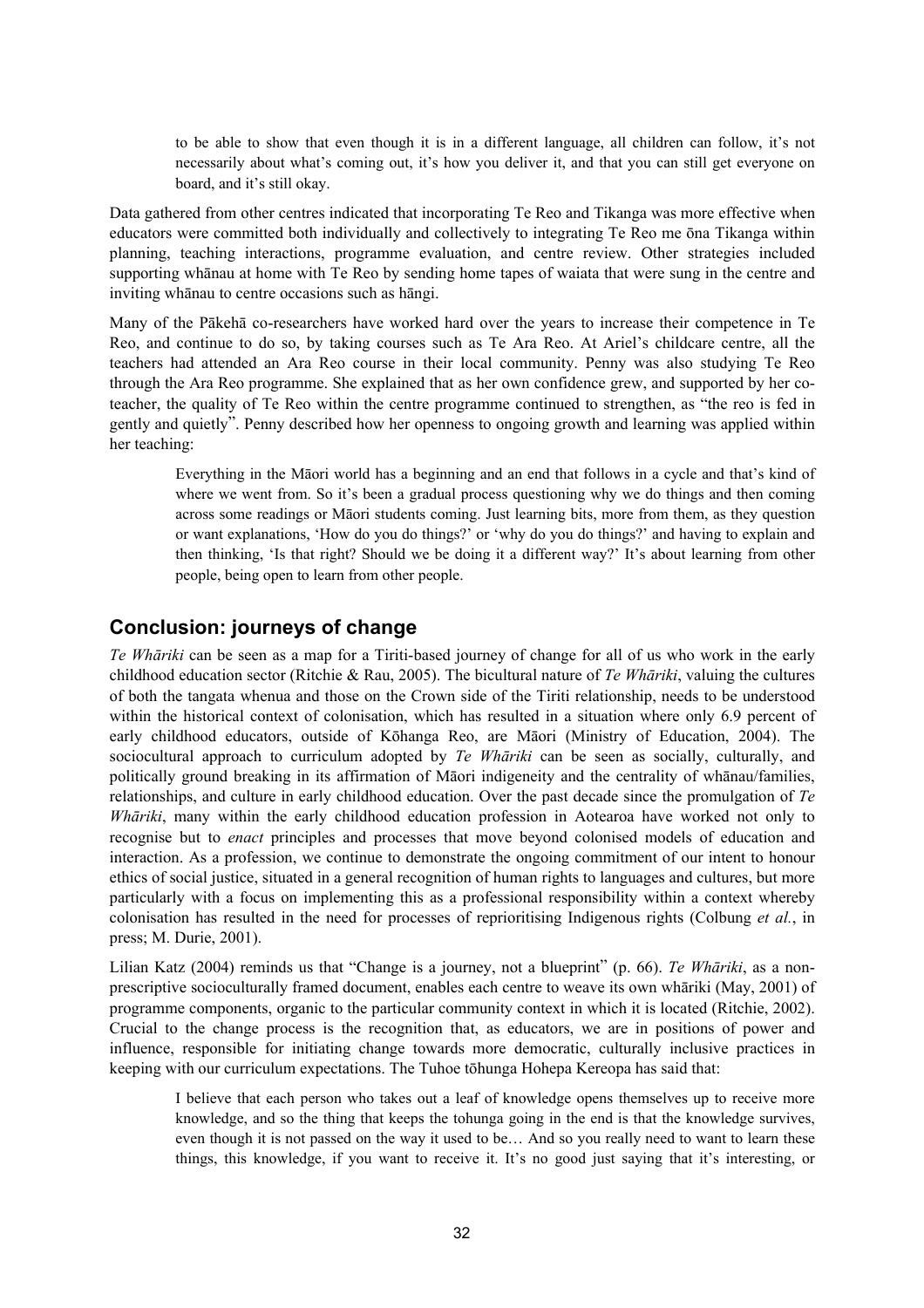> to be able to show that even though it is in a different language, all children can follow, it's not necessarily about what's coming out, it's how you deliver it, and that you can still get everyone on board, and it's still okay.

Data gathered from other centres indicated that incorporating Te Reo and Tikanga was more effective when educators were committed both individually and collectively to integrating Te Reo me ōna Tikanga within planning, teaching interactions, programme evaluation, and centre review. Other strategies included supporting whānau at home with Te Reo by sending home tapes of waiata that were sung in the centre and inviting whānau to centre occasions such as hāngi.

Many of the Pākehā co-researchers have worked hard over the years to increase their competence in Te Reo, and continue to do so, by taking courses such as Te Ara Reo. At Ariel's childcare centre, all the teachers had attended an Ara Reo course in their local community. Penny was also studying Te Reo through the Ara Reo programme. She explained that as her own confidence grew, and supported by her co-teacher, the quality of Te Reo within the centre programme continued to strengthen, as "the reo is fed in gently and quietly". Penny described how her openness to ongoing growth and learning was applied within her teaching:

> Everything in the Māori world has a beginning and an end that follows in a cycle and that's kind of where we went from. So it's been a gradual process questioning why we do things and then coming across some readings or Māori students coming. Just learning bits, more from them, as they question or want explanations, 'How do you do things?' or 'why do you do things?' and having to explain and then thinking, 'Is that right? Should we be doing it a different way?' It's about learning from other people, being open to learn from other people.

## Conclusion: journeys of change

*Te Whāriki* can be seen as a map for a Tiriti-based journey of change for all of us who work in the early childhood education sector (Ritchie & Rau, 2005). The bicultural nature of *Te Whāriki*, valuing the cultures of both the tangata whenua and those on the Crown side of the Tiriti relationship, needs to be understood within the historical context of colonisation, which has resulted in a situation where only 6.9 percent of early childhood educators, outside of Kōhanga Reo, are Māori (Ministry of Education, 2004). The sociocultural approach to curriculum adopted by *Te Whāriki* can be seen as socially, culturally, and politically ground breaking in its affirmation of Māori indigeneity and the centrality of whānau/families, relationships, and culture in early childhood education. Over the past decade since the promulgation of *Te Whāriki*, many within the early childhood education profession in Aotearoa have worked not only to recognise but to *enact* principles and processes that move beyond colonised models of education and interaction. As a profession, we continue to demonstrate the ongoing commitment of our intent to honour ethics of social justice, situated in a general recognition of human rights to languages and cultures, but more particularly with a focus on implementing this as a professional responsibility within a context whereby colonisation has resulted in the need for processes of reprioritising Indigenous rights (Colbung *et al.*, in press; M. Durie, 2001).

Lilian Katz (2004) reminds us that "Change is a journey, not a blueprint" (p. 66). *Te Whāriki*, as a non-prescriptive socioculturally framed document, enables each centre to weave its own whāriki (May, 2001) of programme components, organic to the particular community context in which it is located (Ritchie, 2002). Crucial to the change process is the recognition that, as educators, we are in positions of power and influence, responsible for initiating change towards more democratic, culturally inclusive practices in keeping with our curriculum expectations. The Tuhoe tōhunga Hohepa Kereopa has said that:

> I believe that each person who takes out a leaf of knowledge opens themselves up to receive more knowledge, and so the thing that keeps the tohunga going in the end is that the knowledge survives, even though it is not passed on the way it used to be… And so you really need to want to learn these things, this knowledge, if you want to receive it. It's no good just saying that it's interesting, or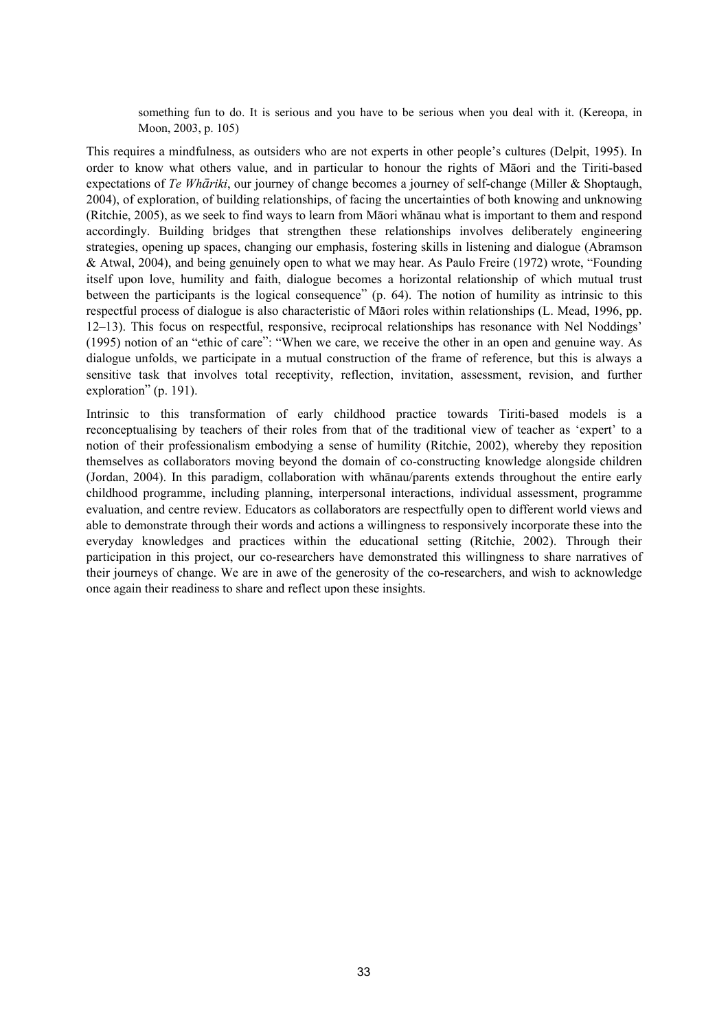> something fun to do. It is serious and you have to be serious when you deal with it. (Kereopa, in Moon, 2003, p. 105)

This requires a mindfulness, as outsiders who are not experts in other people's cultures (Delpit, 1995). In order to know what others value, and in particular to honour the rights of Māori and the Tiriti-based expectations of *Te Whāriki*, our journey of change becomes a journey of self-change (Miller & Shoptaugh, 2004), of exploration, of building relationships, of facing the uncertainties of both knowing and unknowing (Ritchie, 2005), as we seek to find ways to learn from Māori whānau what is important to them and respond accordingly. Building bridges that strengthen these relationships involves deliberately engineering strategies, opening up spaces, changing our emphasis, fostering skills in listening and dialogue (Abramson & Atwal, 2004), and being genuinely open to what we may hear. As Paulo Freire (1972) wrote, "Founding itself upon love, humility and faith, dialogue becomes a horizontal relationship of which mutual trust between the participants is the logical consequence" (p. 64). The notion of humility as intrinsic to this respectful process of dialogue is also characteristic of Māori roles within relationships (L. Mead, 1996, pp. 12–13). This focus on respectful, responsive, reciprocal relationships has resonance with Nel Noddings' (1995) notion of an "ethic of care": "When we care, we receive the other in an open and genuine way. As dialogue unfolds, we participate in a mutual construction of the frame of reference, but this is always a sensitive task that involves total receptivity, reflection, invitation, assessment, revision, and further exploration" (p. 191).

Intrinsic to this transformation of early childhood practice towards Tiriti-based models is a reconceptualising by teachers of their roles from that of the traditional view of teacher as 'expert' to a notion of their professionalism embodying a sense of humility (Ritchie, 2002), whereby they reposition themselves as collaborators moving beyond the domain of co-constructing knowledge alongside children (Jordan, 2004). In this paradigm, collaboration with whānau/parents extends throughout the entire early childhood programme, including planning, interpersonal interactions, individual assessment, programme evaluation, and centre review. Educators as collaborators are respectfully open to different world views and able to demonstrate through their words and actions a willingness to responsively incorporate these into the everyday knowledges and practices within the educational setting (Ritchie, 2002). Through their participation in this project, our co-researchers have demonstrated this willingness to share narratives of their journeys of change. We are in awe of the generosity of the co-researchers, and wish to acknowledge once again their readiness to share and reflect upon these insights.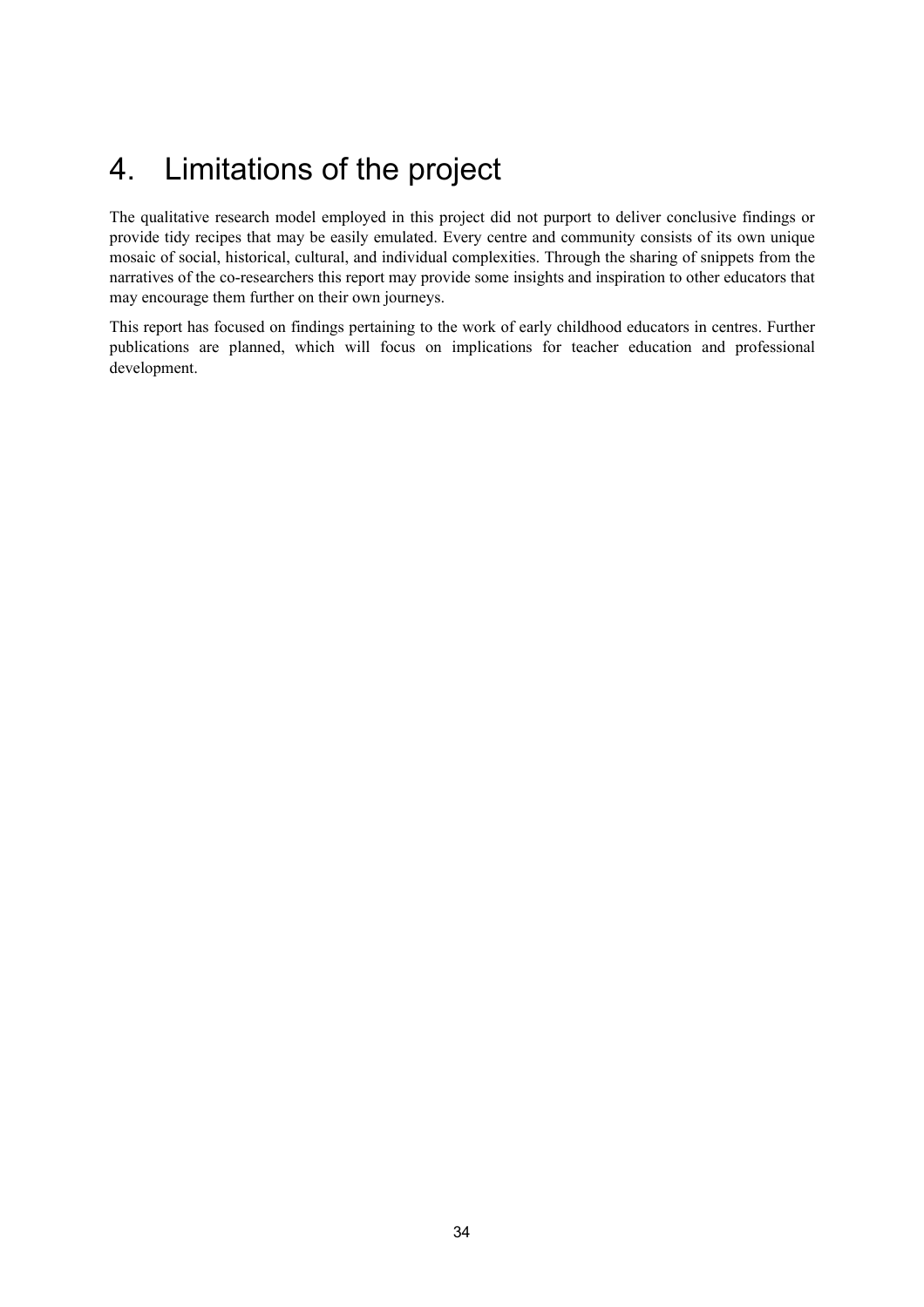# 4. Limitations of the project

The qualitative research model employed in this project did not purport to deliver conclusive findings or provide tidy recipes that may be easily emulated. Every centre and community consists of its own unique mosaic of social, historical, cultural, and individual complexities. Through the sharing of snippets from the narratives of the co-researchers this report may provide some insights and inspiration to other educators that may encourage them further on their own journeys.

This report has focused on findings pertaining to the work of early childhood educators in centres. Further publications are planned, which will focus on implications for teacher education and professional development.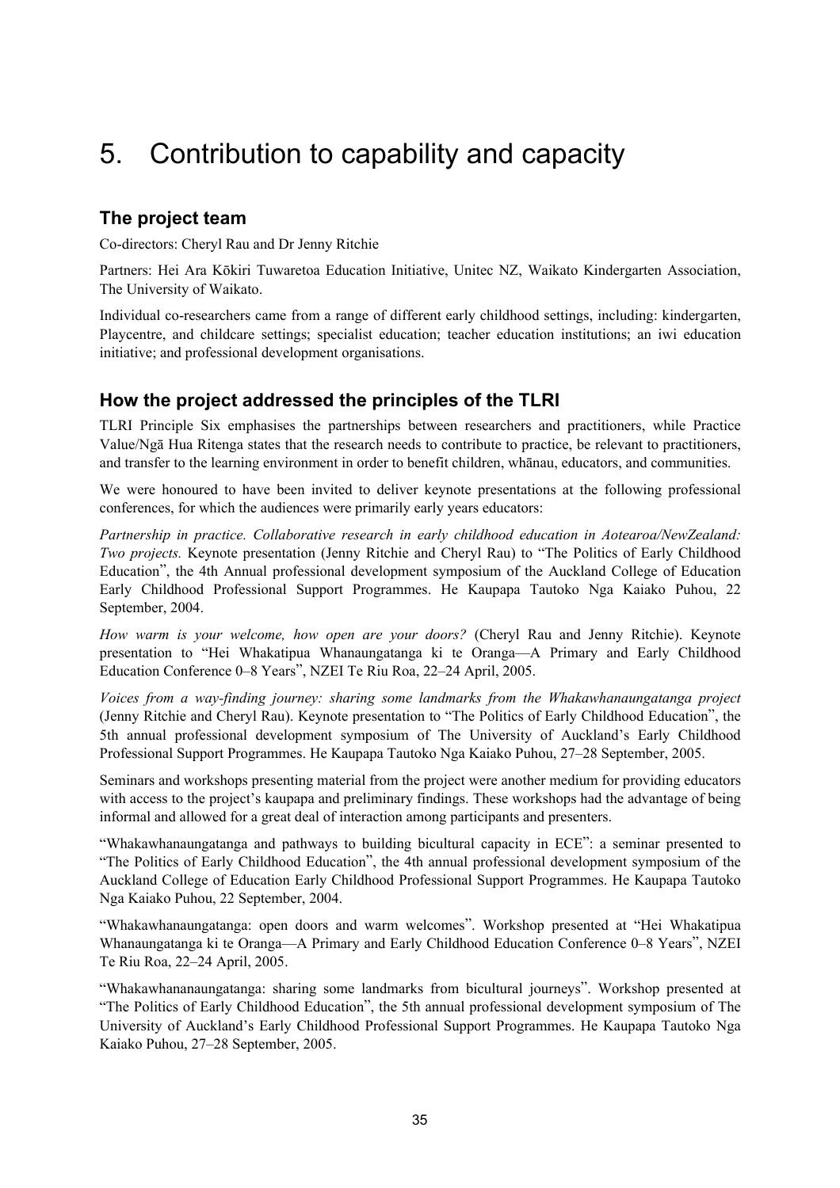# 5. Contribution to capability and capacity

## The project team

Co-directors: Cheryl Rau and Dr Jenny Ritchie

Partners: Hei Ara Kōkiri Tuwaretoa Education Initiative, Unitec NZ, Waikato Kindergarten Association, The University of Waikato.

Individual co-researchers came from a range of different early childhood settings, including: kindergarten, Playcentre, and childcare settings; specialist education; teacher education institutions; an iwi education initiative; and professional development organisations.

## How the project addressed the principles of the TLRI

TLRI Principle Six emphasises the partnerships between researchers and practitioners, while Practice Value/Ngā Hua Ritenga states that the research needs to contribute to practice, be relevant to practitioners, and transfer to the learning environment in order to benefit children, whānau, educators, and communities.

We were honoured to have been invited to deliver keynote presentations at the following professional conferences, for which the audiences were primarily early years educators:

*Partnership in practice. Collaborative research in early childhood education in Aotearoa/NewZealand: Two projects.* Keynote presentation (Jenny Ritchie and Cheryl Rau) to "The Politics of Early Childhood Education", the 4th Annual professional development symposium of the Auckland College of Education Early Childhood Professional Support Programmes. He Kaupapa Tautoko Nga Kaiako Puhou, 22 September, 2004.

*How warm is your welcome, how open are your doors?* (Cheryl Rau and Jenny Ritchie). Keynote presentation to "Hei Whakatipua Whanaungatanga ki te Oranga—A Primary and Early Childhood Education Conference 0–8 Years", NZEI Te Riu Roa, 22–24 April, 2005.

*Voices from a way-finding journey: sharing some landmarks from the Whakawhanaungatanga project* (Jenny Ritchie and Cheryl Rau). Keynote presentation to "The Politics of Early Childhood Education", the 5th annual professional development symposium of The University of Auckland's Early Childhood Professional Support Programmes. He Kaupapa Tautoko Nga Kaiako Puhou, 27–28 September, 2005.

Seminars and workshops presenting material from the project were another medium for providing educators with access to the project's kaupapa and preliminary findings. These workshops had the advantage of being informal and allowed for a great deal of interaction among participants and presenters.

"Whakawhanaungatanga and pathways to building bicultural capacity in ECE": a seminar presented to "The Politics of Early Childhood Education", the 4th annual professional development symposium of the Auckland College of Education Early Childhood Professional Support Programmes. He Kaupapa Tautoko Nga Kaiako Puhou, 22 September, 2004.

"Whakawhanaungatanga: open doors and warm welcomes". Workshop presented at "Hei Whakatipua Whanaungatanga ki te Oranga—A Primary and Early Childhood Education Conference 0–8 Years", NZEI Te Riu Roa, 22–24 April, 2005.

"Whakawhananaungatanga: sharing some landmarks from bicultural journeys". Workshop presented at "The Politics of Early Childhood Education", the 5th annual professional development symposium of The University of Auckland's Early Childhood Professional Support Programmes. He Kaupapa Tautoko Nga Kaiako Puhou, 27–28 September, 2005.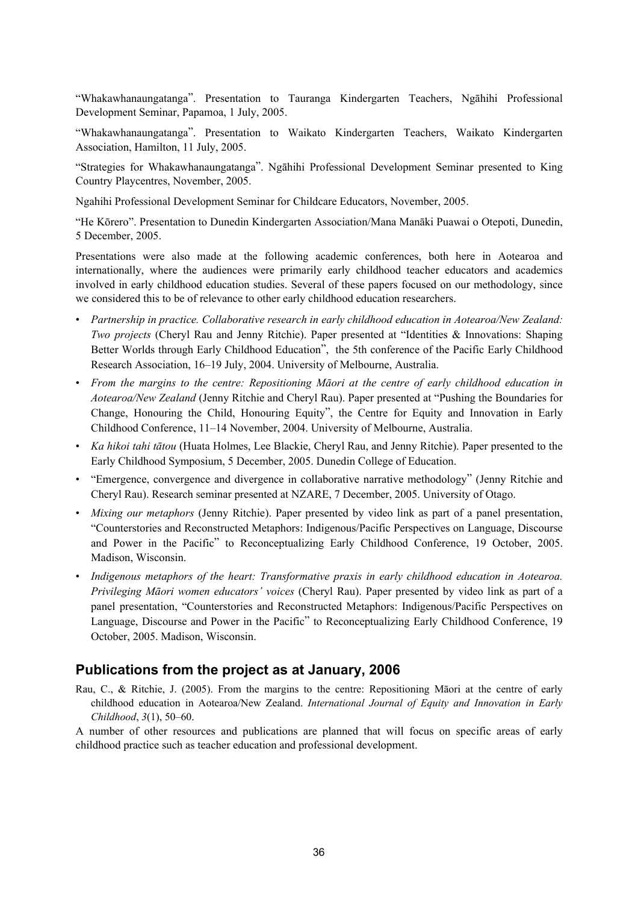"Whakawhanaungatanga". Presentation to Tauranga Kindergarten Teachers, Ngāhihi Professional Development Seminar, Papamoa, 1 July, 2005.

"Whakawhanaungatanga". Presentation to Waikato Kindergarten Teachers, Waikato Kindergarten Association, Hamilton, 11 July, 2005.

"Strategies for Whakawhanaungatanga". Ngāhihi Professional Development Seminar presented to King Country Playcentres, November, 2005.

Ngahihi Professional Development Seminar for Childcare Educators, November, 2005.

"He Kōrero". Presentation to Dunedin Kindergarten Association/Mana Manāki Puawai o Otepoti, Dunedin, 5 December, 2005.

Presentations were also made at the following academic conferences, both here in Aotearoa and internationally, where the audiences were primarily early childhood teacher educators and academics involved in early childhood education studies. Several of these papers focused on our methodology, since we considered this to be of relevance to other early childhood education researchers.

- *Partnership in practice. Collaborative research in early childhood education in Aotearoa/New Zealand: Two projects* (Cheryl Rau and Jenny Ritchie). Paper presented at "Identities & Innovations: Shaping Better Worlds through Early Childhood Education", the 5th conference of the Pacific Early Childhood Research Association, 16–19 July, 2004. University of Melbourne, Australia.
- *From the margins to the centre: Repositioning Māori at the centre of early childhood education in Aotearoa/New Zealand* (Jenny Ritchie and Cheryl Rau). Paper presented at "Pushing the Boundaries for Change, Honouring the Child, Honouring Equity", the Centre for Equity and Innovation in Early Childhood Conference, 11–14 November, 2004. University of Melbourne, Australia.
- *Ka hikoi tahi tātou* (Huata Holmes, Lee Blackie, Cheryl Rau, and Jenny Ritchie). Paper presented to the Early Childhood Symposium, 5 December, 2005. Dunedin College of Education.
- "Emergence, convergence and divergence in collaborative narrative methodology" (Jenny Ritchie and Cheryl Rau). Research seminar presented at NZARE, 7 December, 2005. University of Otago.
- *Mixing our metaphors* (Jenny Ritchie). Paper presented by video link as part of a panel presentation, "Counterstories and Reconstructed Metaphors: Indigenous/Pacific Perspectives on Language, Discourse and Power in the Pacific" to Reconceptualizing Early Childhood Conference, 19 October, 2005. Madison, Wisconsin.
- *Indigenous metaphors of the heart: Transformative praxis in early childhood education in Aotearoa. Privileging Māori women educators' voices* (Cheryl Rau). Paper presented by video link as part of a panel presentation, "Counterstories and Reconstructed Metaphors: Indigenous/Pacific Perspectives on Language, Discourse and Power in the Pacific" to Reconceptualizing Early Childhood Conference, 19 October, 2005. Madison, Wisconsin.

## Publications from the project as at January, 2006

Rau, C., & Ritchie, J. (2005). From the margins to the centre: Repositioning Māori at the centre of early childhood education in Aotearoa/New Zealand. *International Journal of Equity and Innovation in Early Childhood*, *3*(1), 50–60.

A number of other resources and publications are planned that will focus on specific areas of early childhood practice such as teacher education and professional development.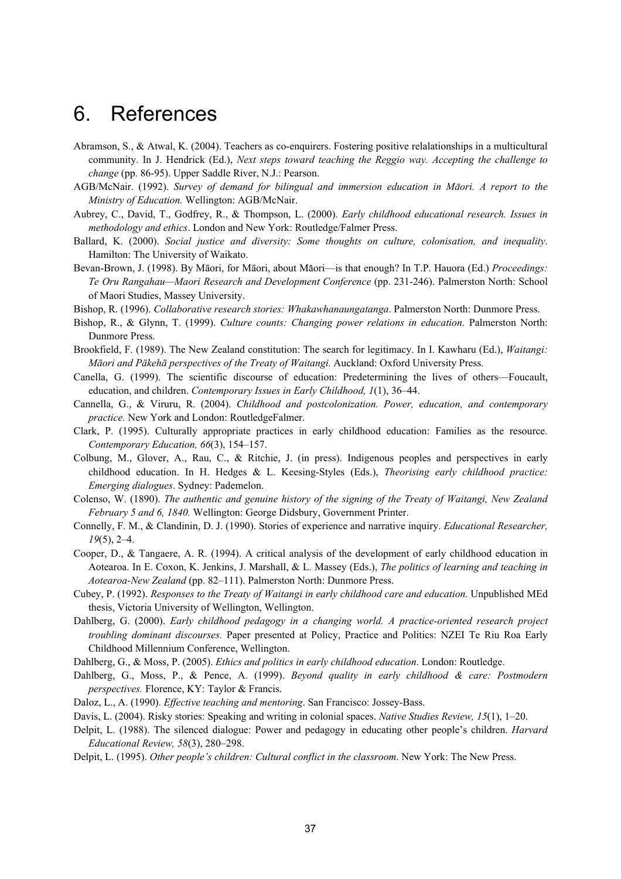# 6. References

Abramson, S., & Atwal, K. (2004). Teachers as co-enquirers. Fostering positive relalationships in a multicultural community. In J. Hendrick (Ed.), *Next steps toward teaching the Reggio way. Accepting the challenge to change* (pp. 86-95). Upper Saddle River, N.J.: Pearson.

AGB/McNair. (1992). *Survey of demand for bilingual and immersion education in Māori. A report to the Ministry of Education.* Wellington: AGB/McNair.

Aubrey, C., David, T., Godfrey, R., & Thompson, L. (2000). *Early childhood educational research. Issues in methodology and ethics*. London and New York: Routledge/Falmer Press.

Ballard, K. (2000). *Social justice and diversity: Some thoughts on culture, colonisation, and inequality*. Hamilton: The University of Waikato.

Bevan-Brown, J. (1998). By Māori, for Māori, about Māori—is that enough? In T.P. Hauora (Ed.) *Proceedings: Te Oru Rangahau—Maori Research and Development Conference* (pp. 231-246). Palmerston North: School of Maori Studies, Massey University.

Bishop, R. (1996). *Collaborative research stories: Whakawhanaungatanga*. Palmerston North: Dunmore Press.

Bishop, R., & Glynn, T. (1999). *Culture counts: Changing power relations in education*. Palmerston North: Dunmore Press.

Brookfield, F. (1989). The New Zealand constitution: The search for legitimacy. In I. Kawharu (Ed.), *Waitangi: Māori and Pākehā perspectives of the Treaty of Waitangi.* Auckland: Oxford University Press.

Canella, G. (1999). The scientific discourse of education: Predetermining the lives of others—Foucault, education, and children. *Contemporary Issues in Early Childhood, 1*(1), 36–44.

Cannella, G., & Viruru, R. (2004). *Childhood and postcolonization. Power, education, and contemporary practice.* New York and London: RoutledgeFalmer.

Clark, P. (1995). Culturally appropriate practices in early childhood education: Families as the resource. *Contemporary Education, 66*(3), 154–157.

Colbung, M., Glover, A., Rau, C., & Ritchie, J. (in press). Indigenous peoples and perspectives in early childhood education. In H. Hedges & L. Keesing-Styles (Eds.), *Theorising early childhood practice: Emerging dialogues*. Sydney: Pademelon.

Colenso, W. (1890). *The authentic and genuine history of the signing of the Treaty of Waitangi, New Zealand February 5 and 6, 1840.* Wellington: George Didsbury, Government Printer.

Connelly, F. M., & Clandinin, D. J. (1990). Stories of experience and narrative inquiry. *Educational Researcher, 19*(5), 2–4.

Cooper, D., & Tangaere, A. R. (1994). A critical analysis of the development of early childhood education in Aotearoa. In E. Coxon, K. Jenkins, J. Marshall, & L. Massey (Eds.), *The politics of learning and teaching in Aotearoa-New Zealand* (pp. 82–111). Palmerston North: Dunmore Press.

Cubey, P. (1992). *Responses to the Treaty of Waitangi in early childhood care and education.* Unpublished MEd thesis, Victoria University of Wellington, Wellington.

Dahlberg, G. (2000). *Early childhood pedagogy in a changing world. A practice-oriented research project troubling dominant discourses.* Paper presented at Policy, Practice and Politics: NZEI Te Riu Roa Early Childhood Millennium Conference, Wellington.

Dahlberg, G., & Moss, P. (2005). *Ethics and politics in early childhood education*. London: Routledge.

Dahlberg, G., Moss, P., & Pence, A. (1999). *Beyond quality in early childhood & care: Postmodern perspectives.* Florence, KY: Taylor & Francis.

Daloz, L., A. (1990). *Effective teaching and mentoring*. San Francisco: Jossey-Bass.

Davis, L. (2004). Risky stories: Speaking and writing in colonial spaces. *Native Studies Review, 15*(1), 1–20.

Delpit, L. (1988). The silenced dialogue: Power and pedagogy in educating other people's children. *Harvard Educational Review, 58*(3), 280–298.

Delpit, L. (1995). *Other people's children: Cultural conflict in the classroom*. New York: The New Press.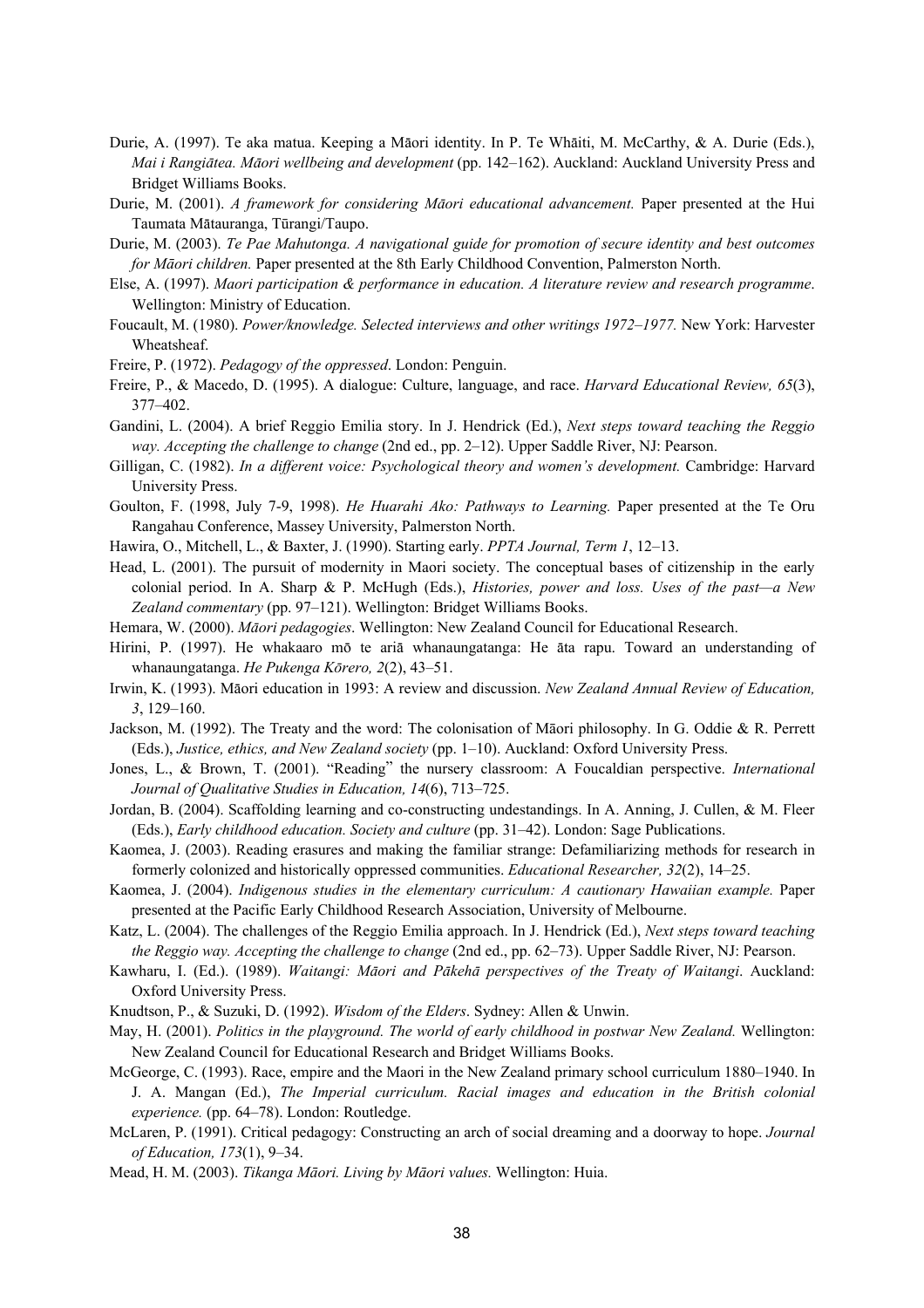Durie, A. (1997). Te aka matua. Keeping a Māori identity. In P. Te Whāiti, M. McCarthy, & A. Durie (Eds.), *Mai i Rangiātea. Māori wellbeing and development* (pp. 142–162). Auckland: Auckland University Press and Bridget Williams Books.

Durie, M. (2001). *A framework for considering Māori educational advancement.* Paper presented at the Hui Taumata Mātauranga, Tūrangi/Taupo.

Durie, M. (2003). *Te Pae Mahutonga. A navigational guide for promotion of secure identity and best outcomes for Māori children.* Paper presented at the 8th Early Childhood Convention, Palmerston North.

Else, A. (1997). *Maori participation & performance in education. A literature review and research programme*. Wellington: Ministry of Education.

Foucault, M. (1980). *Power/knowledge. Selected interviews and other writings 1972–1977.* New York: Harvester Wheatsheaf.

Freire, P. (1972). *Pedagogy of the oppressed*. London: Penguin.

Freire, P., & Macedo, D. (1995). A dialogue: Culture, language, and race. *Harvard Educational Review, 65*(3), 377–402.

Gandini, L. (2004). A brief Reggio Emilia story. In J. Hendrick (Ed.), *Next steps toward teaching the Reggio way. Accepting the challenge to change* (2nd ed., pp. 2–12). Upper Saddle River, NJ: Pearson.

Gilligan, C. (1982). *In a different voice: Psychological theory and women's development.* Cambridge: Harvard University Press.

Goulton, F. (1998, July 7-9, 1998). *He Huarahi Ako: Pathways to Learning.* Paper presented at the Te Oru Rangahau Conference, Massey University, Palmerston North.

Hawira, O., Mitchell, L., & Baxter, J. (1990). Starting early. *PPTA Journal, Term 1*, 12–13.

Head, L. (2001). The pursuit of modernity in Maori society. The conceptual bases of citizenship in the early colonial period. In A. Sharp & P. McHugh (Eds.), *Histories, power and loss. Uses of the past—a New Zealand commentary* (pp. 97–121). Wellington: Bridget Williams Books.

Hemara, W. (2000). *Māori pedagogies*. Wellington: New Zealand Council for Educational Research.

Hirini, P. (1997). He whakaaro mō te ariā whanaungatanga: He āta rapu. Toward an understanding of whanaungatanga. *He Pukenga Kōrero, 2*(2), 43–51.

Irwin, K. (1993). Māori education in 1993: A review and discussion. *New Zealand Annual Review of Education, 3*, 129–160.

Jackson, M. (1992). The Treaty and the word: The colonisation of Māori philosophy. In G. Oddie & R. Perrett (Eds.), *Justice, ethics, and New Zealand society* (pp. 1–10). Auckland: Oxford University Press.

Jones, L., & Brown, T. (2001). "Reading" the nursery classroom: A Foucaldian perspective. *International Journal of Qualitative Studies in Education, 14*(6), 713–725.

Jordan, B. (2004). Scaffolding learning and co-constructing undestandings. In A. Anning, J. Cullen, & M. Fleer (Eds.), *Early childhood education. Society and culture* (pp. 31–42). London: Sage Publications.

Kaomea, J. (2003). Reading erasures and making the familiar strange: Defamiliarizing methods for research in formerly colonized and historically oppressed communities. *Educational Researcher, 32*(2), 14–25.

Kaomea, J. (2004). *Indigenous studies in the elementary curriculum: A cautionary Hawaiian example.* Paper presented at the Pacific Early Childhood Research Association, University of Melbourne.

Katz, L. (2004). The challenges of the Reggio Emilia approach. In J. Hendrick (Ed.), *Next steps toward teaching the Reggio way. Accepting the challenge to change* (2nd ed., pp. 62–73). Upper Saddle River, NJ: Pearson.

Kawharu, I. (Ed.). (1989). *Waitangi: Māori and Pākehā perspectives of the Treaty of Waitangi*. Auckland: Oxford University Press.

Knudtson, P., & Suzuki, D. (1992). *Wisdom of the Elders*. Sydney: Allen & Unwin.

May, H. (2001). *Politics in the playground. The world of early childhood in postwar New Zealand.* Wellington: New Zealand Council for Educational Research and Bridget Williams Books.

McGeorge, C. (1993). Race, empire and the Maori in the New Zealand primary school curriculum 1880–1940. In J. A. Mangan (Ed.), *The Imperial curriculum. Racial images and education in the British colonial experience.* (pp. 64–78). London: Routledge.

McLaren, P. (1991). Critical pedagogy: Constructing an arch of social dreaming and a doorway to hope. *Journal of Education, 173*(1), 9–34.

Mead, H. M. (2003). *Tikanga Māori. Living by Māori values.* Wellington: Huia.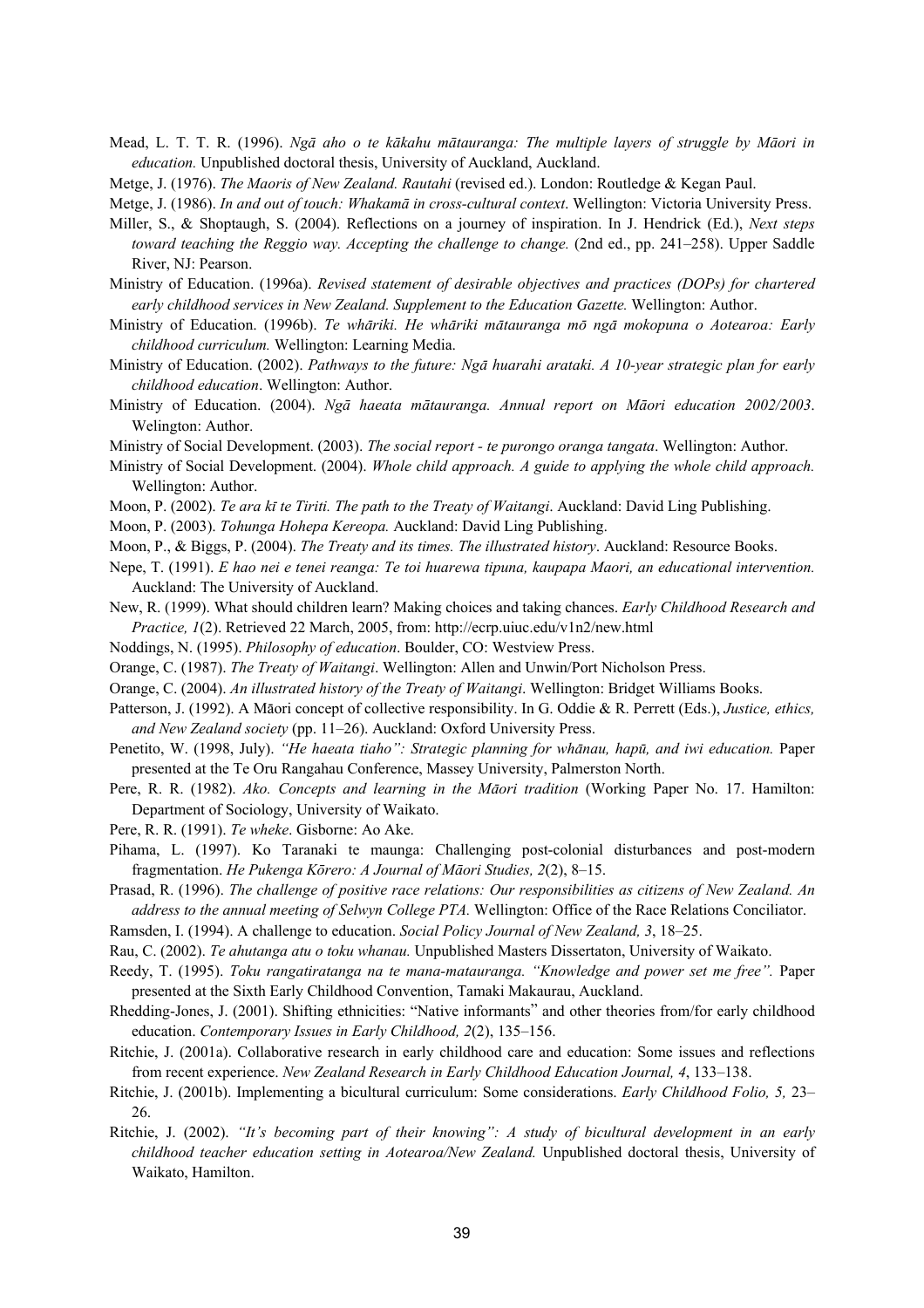Mead, L. T. T. R. (1996). *Ngā aho o te kākahu mātauranga: The multiple layers of struggle by Māori in education.* Unpublished doctoral thesis, University of Auckland, Auckland.

Metge, J. (1976). *The Maoris of New Zealand. Rautahi* (revised ed.). London: Routledge & Kegan Paul.

Metge, J. (1986). *In and out of touch: Whakamā in cross-cultural context*. Wellington: Victoria University Press.

Miller, S., & Shoptaugh, S. (2004). Reflections on a journey of inspiration. In J. Hendrick (Ed.), *Next steps toward teaching the Reggio way. Accepting the challenge to change.* (2nd ed., pp. 241–258). Upper Saddle River, NJ: Pearson.

Ministry of Education. (1996a). *Revised statement of desirable objectives and practices (DOPs) for chartered early childhood services in New Zealand. Supplement to the Education Gazette.* Wellington: Author.

Ministry of Education. (1996b). *Te whāriki. He whāriki mātauranga mō ngā mokopuna o Aotearoa: Early childhood curriculum.* Wellington: Learning Media.

Ministry of Education. (2002). *Pathways to the future: Ngā huarahi arataki. A 10-year strategic plan for early childhood education*. Wellington: Author.

Ministry of Education. (2004). *Ngā haeata mātauranga. Annual report on Māori education 2002/2003*. Welington: Author.

Ministry of Social Development. (2003). *The social report - te purongo oranga tangata*. Wellington: Author.

Ministry of Social Development. (2004). *Whole child approach. A guide to applying the whole child approach.* Wellington: Author.

Moon, P. (2002). *Te ara kī te Tiriti. The path to the Treaty of Waitangi*. Auckland: David Ling Publishing.

Moon, P. (2003). *Tohunga Hohepa Kereopa.* Auckland: David Ling Publishing.

Moon, P., & Biggs, P. (2004). *The Treaty and its times. The illustrated history*. Auckland: Resource Books.

Nepe, T. (1991). *E hao nei e tenei reanga: Te toi huarewa tipuna, kaupapa Maori, an educational intervention.* Auckland: The University of Auckland.

New, R. (1999). What should children learn? Making choices and taking chances. *Early Childhood Research and Practice, 1*(2). Retrieved 22 March, 2005, from: http://ecrp.uiuc.edu/v1n2/new.html

Noddings, N. (1995). *Philosophy of education*. Boulder, CO: Westview Press.

Orange, C. (1987). *The Treaty of Waitangi*. Wellington: Allen and Unwin/Port Nicholson Press.

Orange, C. (2004). *An illustrated history of the Treaty of Waitangi*. Wellington: Bridget Williams Books.

Patterson, J. (1992). A Māori concept of collective responsibility. In G. Oddie & R. Perrett (Eds.), *Justice, ethics, and New Zealand society* (pp. 11–26). Auckland: Oxford University Press.

Penetito, W. (1998, July). *"He haeata tiaho": Strategic planning for whānau, hapū, and iwi education.* Paper presented at the Te Oru Rangahau Conference, Massey University, Palmerston North.

Pere, R. R. (1982). *Ako. Concepts and learning in the Māori tradition* (Working Paper No. 17. Hamilton: Department of Sociology, University of Waikato.

Pere, R. R. (1991). *Te wheke*. Gisborne: Ao Ake.

Pihama, L. (1997). Ko Taranaki te maunga: Challenging post-colonial disturbances and post-modern fragmentation. *He Pukenga Kōrero: A Journal of Māori Studies, 2*(2), 8–15.

Prasad, R. (1996). *The challenge of positive race relations: Our responsibilities as citizens of New Zealand. An address to the annual meeting of Selwyn College PTA.* Wellington: Office of the Race Relations Conciliator.

Ramsden, I. (1994). A challenge to education. *Social Policy Journal of New Zealand, 3*, 18–25.

Rau, C. (2002). *Te ahutanga atu o toku whanau.* Unpublished Masters Dissertaton, University of Waikato.

Reedy, T. (1995). *Toku rangatiratanga na te mana-matauranga. "Knowledge and power set me free".* Paper presented at the Sixth Early Childhood Convention, Tamaki Makaurau, Auckland.

Rhedding-Jones, J. (2001). Shifting ethnicities: "Native informants" and other theories from/for early childhood education. *Contemporary Issues in Early Childhood, 2*(2), 135–156.

Ritchie, J. (2001a). Collaborative research in early childhood care and education: Some issues and reflections from recent experience. *New Zealand Research in Early Childhood Education Journal, 4*, 133–138.

Ritchie, J. (2001b). Implementing a bicultural curriculum: Some considerations. *Early Childhood Folio, 5,* 23–26.

Ritchie, J. (2002). *"It's becoming part of their knowing": A study of bicultural development in an early childhood teacher education setting in Aotearoa/New Zealand.* Unpublished doctoral thesis, University of Waikato, Hamilton.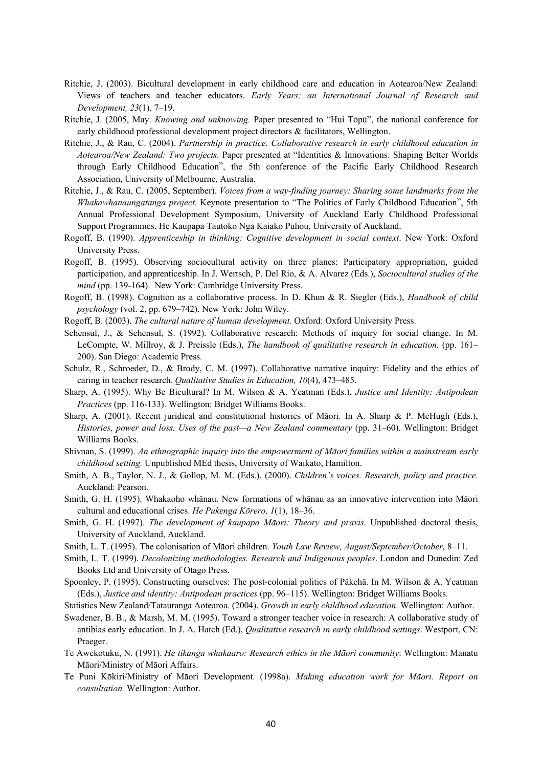Ritchie, J. (2003). Bicultural development in early childhood care and education in Aotearoa/New Zealand: Views of teachers and teacher educators. *Early Years: an International Journal of Research and Development, 23*(1), 7–19.

Ritchie, J. (2005, May. *Knowing and unknowing.* Paper presented to "Hui Tōpū", the national conference for early childhood professional development project directors & facilitators, Wellington.

Ritchie, J., & Rau, C. (2004). *Partnership in practice. Collaborative research in early childhood education in Aotearoa/New Zealand: Two projects*. Paper presented at "Identities & Innovations: Shaping Better Worlds through Early Childhood Education", the 5th conference of the Pacific Early Childhood Research Association, University of Melbourne, Australia.

Ritchie, J., & Rau, C. (2005, September). *Voices from a way-finding journey: Sharing some landmarks from the Whakawhanaungatanga project.* Keynote presentation to "The Politics of Early Childhood Education", 5th Annual Professional Development Symposium, University of Auckland Early Childhood Professional Support Programmes. He Kaupapa Tautoko Nga Kaiako Puhou, University of Auckland.

Rogoff, B. (1990). *Apprenticeship in thinking: Cognitive development in social context*. New York: Oxford University Press.

Rogoff, B. (1995). Observing sociocultural activity on three planes: Participatory appropriation, guided participation, and apprenticeship. In J. Wertsch, P. Del Rio, & A. Alvarez (Eds.), *Sociocultural studies of the mind* (pp. 139-164). New York: Cambridge University Press.

Rogoff, B. (1998). Cognition as a collaborative process. In D. Khun & R. Siegler (Eds.), *Handbook of child psychology* (vol. 2, pp. 679–742). New York: John Wiley.

Rogoff, B. (2003). *The cultural nature of human development*. Oxford: Oxford University Press.

Schensul, J., & Schensul, S. (1992). Collaborative research: Methods of inquiry for social change. In M. LeCompte, W. Millroy, & J. Preissle (Eds.), *The handbook of qualitative research in education.* (pp. 161–200). San Diego: Academic Press.

Schulz, R., Schroeder, D., & Brody, C. M. (1997). Collaborative narrative inquiry: Fidelity and the ethics of caring in teacher research. *Qualitative Studies in Education, 10*(4), 473–485.

Sharp, A. (1995). Why Be Bicultural? In M. Wilson & A. Yeatman (Eds.), *Justice and Identity: Antipodean Practices* (pp. 116-133). Wellington: Bridget Williams Books.

Sharp, A. (2001). Recent juridical and constitutional histories of Māori. In A. Sharp & P. McHugh (Eds.), *Histories, power and loss. Uses of the past—a New Zealand commentary* (pp. 31–60). Wellington: Bridget Williams Books.

Shivnan, S. (1999). *An ethnographic inquiry into the empowerment of Māori families within a mainstream early childhood setting.* Unpublished MEd thesis, University of Waikato, Hamilton.

Smith, A. B., Taylor, N. J., & Gollop, M. M. (Eds.). (2000). *Children's voices. Research, policy and practice.* Auckland: Pearson.

Smith, G. H. (1995). Whakaoho whānau. New formations of whānau as an innovative intervention into Māori cultural and educational crises. *He Pukenga Kōrero, 1*(1), 18–36.

Smith, G. H. (1997). *The development of kaupapa Māori: Theory and praxis.* Unpublished doctoral thesis, University of Auckland, Auckland.

Smith, L. T. (1995). The colonisation of Māori children. *Youth Law Review, August/September/October*, 8–11.

Smith, L. T. (1999). *Decolonizing methodologies. Research and Indigenous peoples*. London and Dunedin: Zed Books Ltd and University of Otago Press.

Spoonley, P. (1995). Constructing ourselves: The post-colonial politics of Pākehā. In M. Wilson & A. Yeatman (Eds.), *Justice and identity: Antipodean practices* (pp. 96–115). Wellington: Bridget Williams Books.

Statistics New Zealand/Tatauranga Aotearoa. (2004). *Growth in early childhood education*. Wellington: Author.

Swadener, B. B., & Marsh, M. M. (1995). Toward a stronger teacher voice in research: A collaborative study of antibias early education. In J. A. Hatch (Ed.), *Qualitative research in early childhood settings*. Westport, CN: Praeger.

Te Awekotuku, N. (1991). *He tikanga whakaaro: Research ethics in the Māori community*: Wellington: Manatu Māori/Ministry of Māori Affairs.

Te Puni Kōkiri/Ministry of Māori Development. (1998a). *Making education work for Māori. Report on consultation.* Wellington: Author.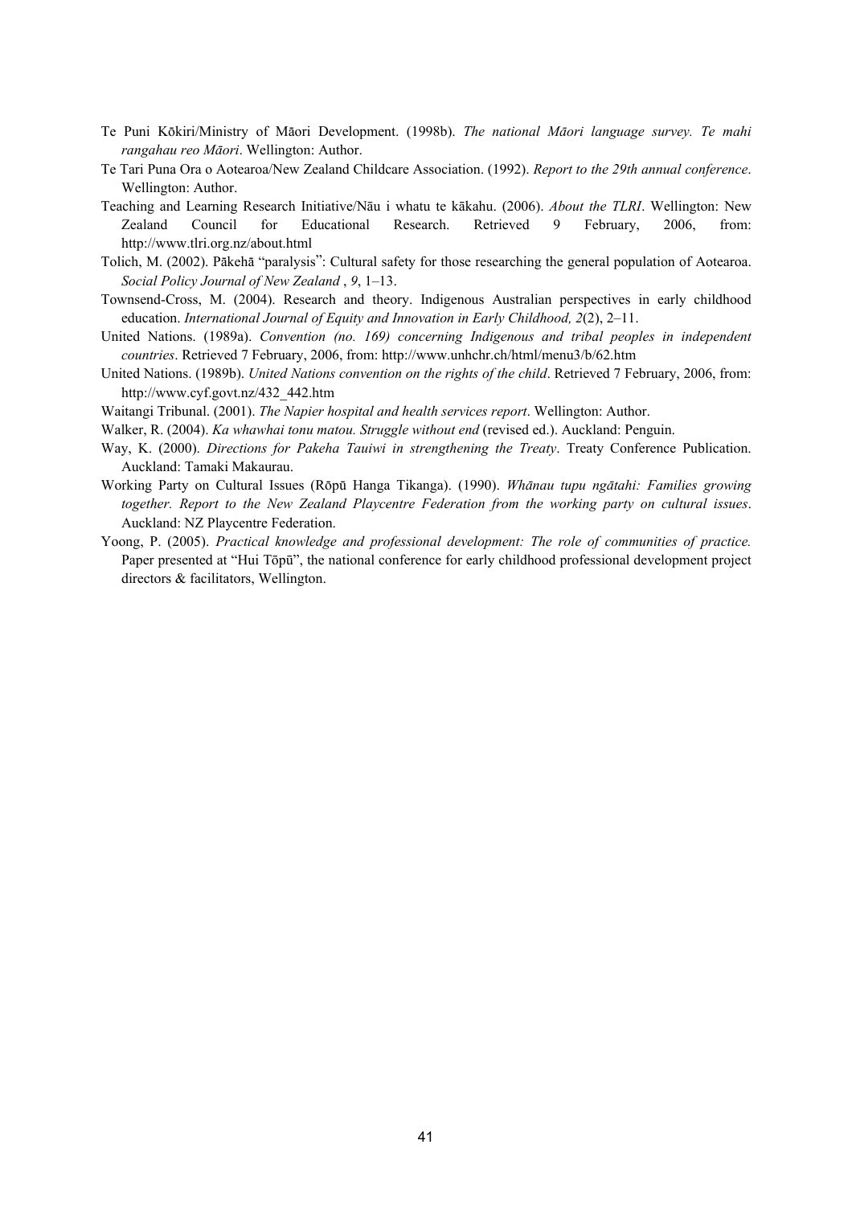Te Puni Kōkiri/Ministry of Māori Development. (1998b). *The national Māori language survey. Te mahi rangahau reo Māori*. Wellington: Author.

Te Tari Puna Ora o Aotearoa/New Zealand Childcare Association. (1992). *Report to the 29th annual conference*. Wellington: Author.

Teaching and Learning Research Initiative/Nāu i whatu te kākahu. (2006). *About the TLRI*. Wellington: New Zealand Council for Educational Research. Retrieved 9 February, 2006, from: http://www.tlri.org.nz/about.html

Tolich, M. (2002). Pākehā "paralysis": Cultural safety for those researching the general population of Aotearoa. *Social Policy Journal of New Zealand* , *9*, 1–13.

Townsend-Cross, M. (2004). Research and theory. Indigenous Australian perspectives in early childhood education. *International Journal of Equity and Innovation in Early Childhood, 2*(2), 2–11.

United Nations. (1989a). *Convention (no. 169) concerning Indigenous and tribal peoples in independent countries*. Retrieved 7 February, 2006, from: http://www.unhchr.ch/html/menu3/b/62.htm

United Nations. (1989b). *United Nations convention on the rights of the child*. Retrieved 7 February, 2006, from: http://www.cyf.govt.nz/432_442.htm

Waitangi Tribunal. (2001). *The Napier hospital and health services report*. Wellington: Author.

Walker, R. (2004). *Ka whawhai tonu matou. Struggle without end* (revised ed.). Auckland: Penguin.

Way, K. (2000). *Directions for Pakeha Tauiwi in strengthening the Treaty*. Treaty Conference Publication. Auckland: Tamaki Makaurau.

Working Party on Cultural Issues (Rōpū Hanga Tikanga). (1990). *Whānau tupu ngātahi: Families growing together. Report to the New Zealand Playcentre Federation from the working party on cultural issues*. Auckland: NZ Playcentre Federation.

Yoong, P. (2005). *Practical knowledge and professional development: The role of communities of practice.* Paper presented at "Hui Tōpū", the national conference for early childhood professional development project directors & facilitators, Wellington.